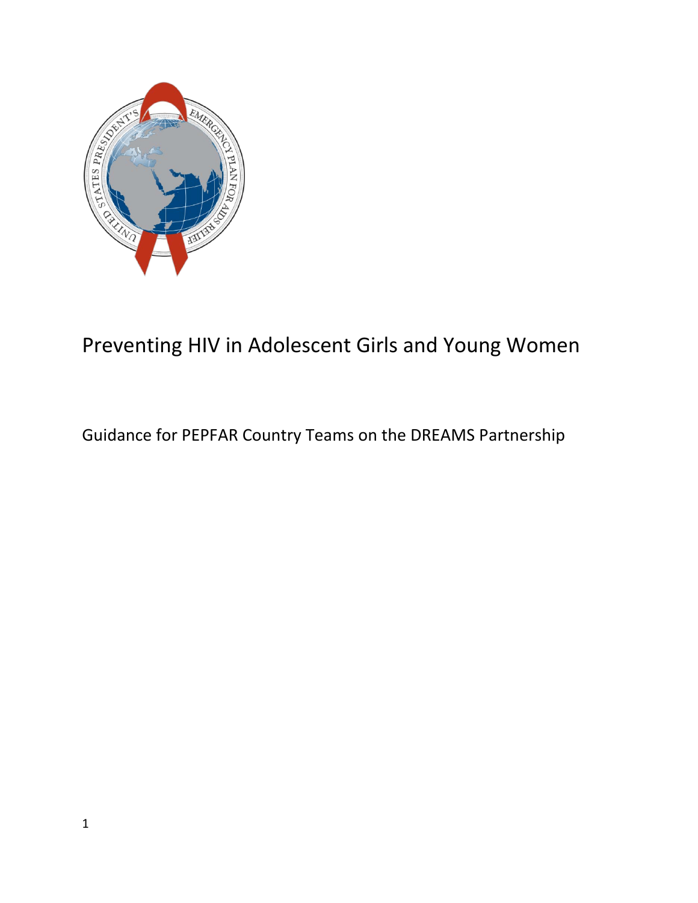# Preventing HIV in Adolescent Girls and Young Women

Guidance for PEPFAR Country Teams on the DREAMS Partnership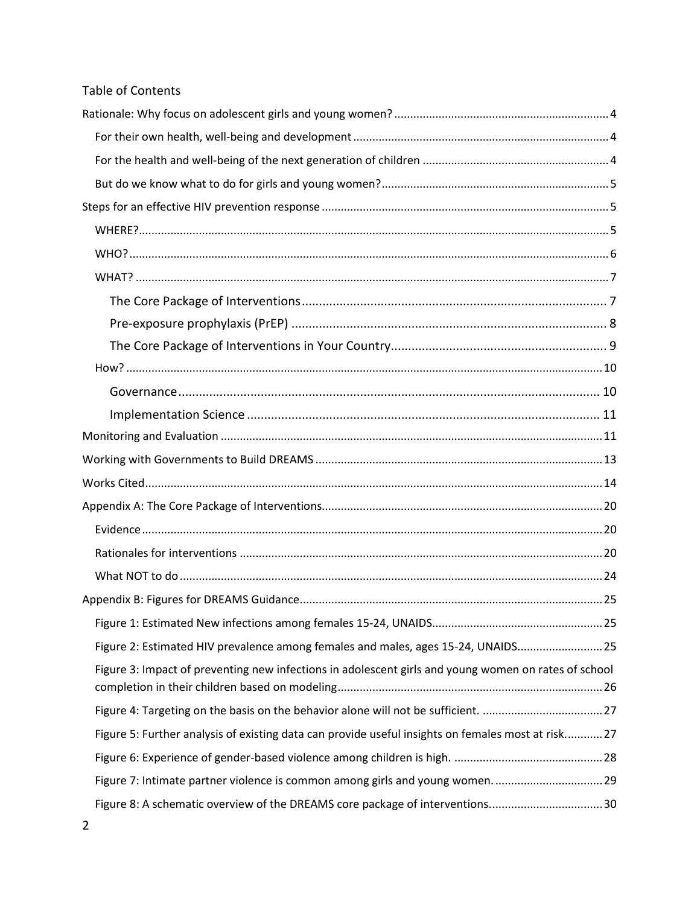# Table of Contents

- Rationale: Why focus on adolescent girls and young women? ..... 4
  - For their own health, well-being and development ..... 4
  - For the health and well-being of the next generation of children ..... 4
  - But do we know what to do for girls and young women? ..... 5
- Steps for an effective HIV prevention response ..... 5
  - WHERE? ..... 5
  - WHO? ..... 6
  - WHAT? ..... 7
    - The Core Package of Interventions ..... 7
    - Pre-exposure prophylaxis (PrEP) ..... 8
    - The Core Package of Interventions in Your Country ..... 9
  - How? ..... 10
    - Governance ..... 10
    - Implementation Science ..... 11
- Monitoring and Evaluation ..... 11
- Working with Governments to Build DREAMS ..... 13
- Works Cited ..... 14
- Appendix A: The Core Package of Interventions ..... 20
  - Evidence ..... 20
  - Rationales for interventions ..... 20
  - What NOT to do ..... 24
- Appendix B: Figures for DREAMS Guidance ..... 25
  - Figure 1: Estimated New infections among females 15-24, UNAIDS ..... 25
  - Figure 2: Estimated HIV prevalence among females and males, ages 15-24, UNAIDS ..... 25
  - Figure 3: Impact of preventing new infections in adolescent girls and young women on rates of school completion in their children based on modeling ..... 26
  - Figure 4: Targeting on the basis on the behavior alone will not be sufficient. ..... 27
  - Figure 5: Further analysis of existing data can provide useful insights on females most at risk ..... 27
  - Figure 6: Experience of gender-based violence among children is high. ..... 28
  - Figure 7: Intimate partner violence is common among girls and young women. ..... 29
  - Figure 8: A schematic overview of the DREAMS core package of interventions. ..... 30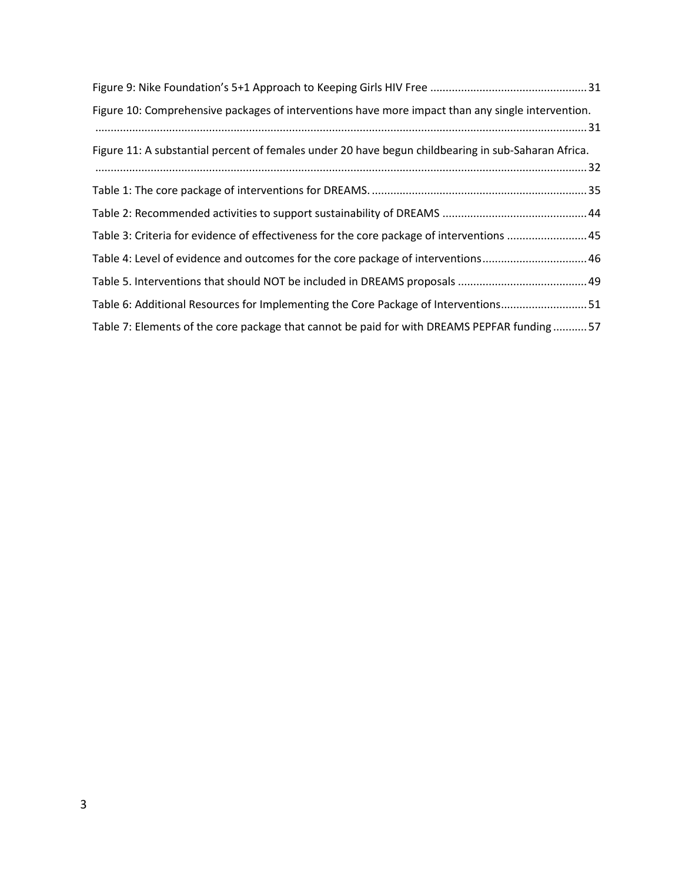Figure 9: Nike Foundation's 5+1 Approach to Keeping Girls HIV Free ..................................................31

Figure 10: Comprehensive packages of interventions have more impact than any single intervention. ..........................................................................................................................................................31

Figure 11: A substantial percent of females under 20 have begun childbearing in sub-Saharan Africa. ..........................................................................................................................................................32

Table 1: The core package of interventions for DREAMS. ....................................................................35

Table 2: Recommended activities to support sustainability of DREAMS ..............................................44

Table 3: Criteria for evidence of effectiveness for the core package of interventions ..........................45

Table 4: Level of evidence and outcomes for the core package of interventions..................................46

Table 5. Interventions that should NOT be included in DREAMS proposals ..........................................49

Table 6: Additional Resources for Implementing the Core Package of Interventions............................51

Table 7: Elements of the core package that cannot be paid for with DREAMS PEPFAR funding ...........57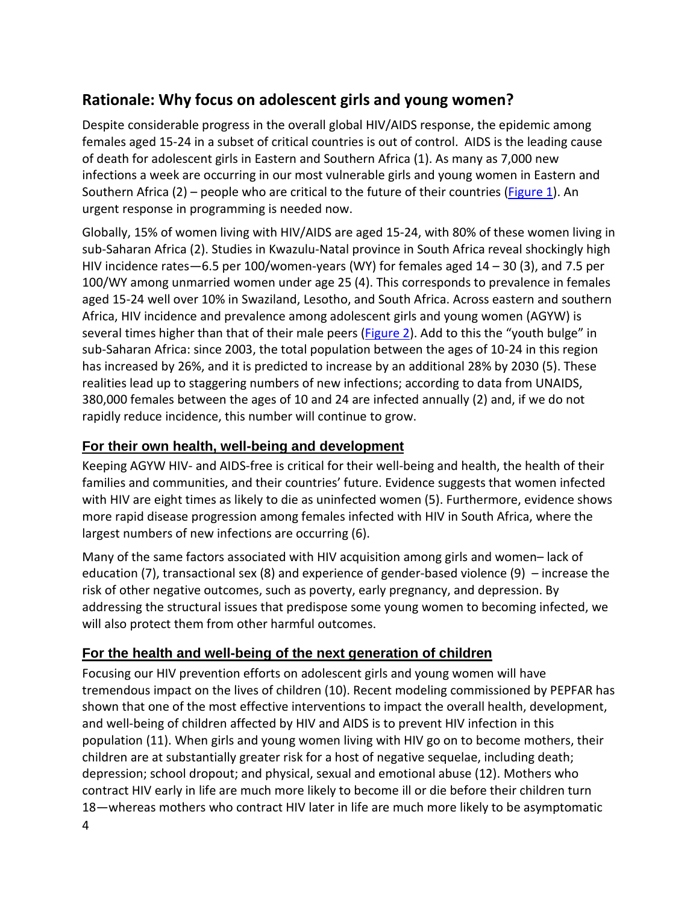## Rationale: Why focus on adolescent girls and young women?

Despite considerable progress in the overall global HIV/AIDS response, the epidemic among females aged 15-24 in a subset of critical countries is out of control. AIDS is the leading cause of death for adolescent girls in Eastern and Southern Africa (1). As many as 7,000 new infections a week are occurring in our most vulnerable girls and young women in Eastern and Southern Africa (2) – people who are critical to the future of their countries (Figure 1). An urgent response in programming is needed now.

Globally, 15% of women living with HIV/AIDS are aged 15-24, with 80% of these women living in sub-Saharan Africa (2). Studies in Kwazulu-Natal province in South Africa reveal shockingly high HIV incidence rates—6.5 per 100/women-years (WY) for females aged 14 – 30 (3), and 7.5 per 100/WY among unmarried women under age 25 (4). This corresponds to prevalence in females aged 15-24 well over 10% in Swaziland, Lesotho, and South Africa. Across eastern and southern Africa, HIV incidence and prevalence among adolescent girls and young women (AGYW) is several times higher than that of their male peers (Figure 2). Add to this the "youth bulge" in sub-Saharan Africa: since 2003, the total population between the ages of 10-24 in this region has increased by 26%, and it is predicted to increase by an additional 28% by 2030 (5). These realities lead up to staggering numbers of new infections; according to data from UNAIDS, 380,000 females between the ages of 10 and 24 are infected annually (2) and, if we do not rapidly reduce incidence, this number will continue to grow.

### For their own health, well-being and development

Keeping AGYW HIV- and AIDS-free is critical for their well-being and health, the health of their families and communities, and their countries' future. Evidence suggests that women infected with HIV are eight times as likely to die as uninfected women (5). Furthermore, evidence shows more rapid disease progression among females infected with HIV in South Africa, where the largest numbers of new infections are occurring (6).

Many of the same factors associated with HIV acquisition among girls and women– lack of education (7), transactional sex (8) and experience of gender-based violence (9) – increase the risk of other negative outcomes, such as poverty, early pregnancy, and depression. By addressing the structural issues that predispose some young women to becoming infected, we will also protect them from other harmful outcomes.

### For the health and well-being of the next generation of children

Focusing our HIV prevention efforts on adolescent girls and young women will have tremendous impact on the lives of children (10). Recent modeling commissioned by PEPFAR has shown that one of the most effective interventions to impact the overall health, development, and well-being of children affected by HIV and AIDS is to prevent HIV infection in this population (11). When girls and young women living with HIV go on to become mothers, their children are at substantially greater risk for a host of negative sequelae, including death; depression; school dropout; and physical, sexual and emotional abuse (12). Mothers who contract HIV early in life are much more likely to become ill or die before their children turn 18—whereas mothers who contract HIV later in life are much more likely to be asymptomatic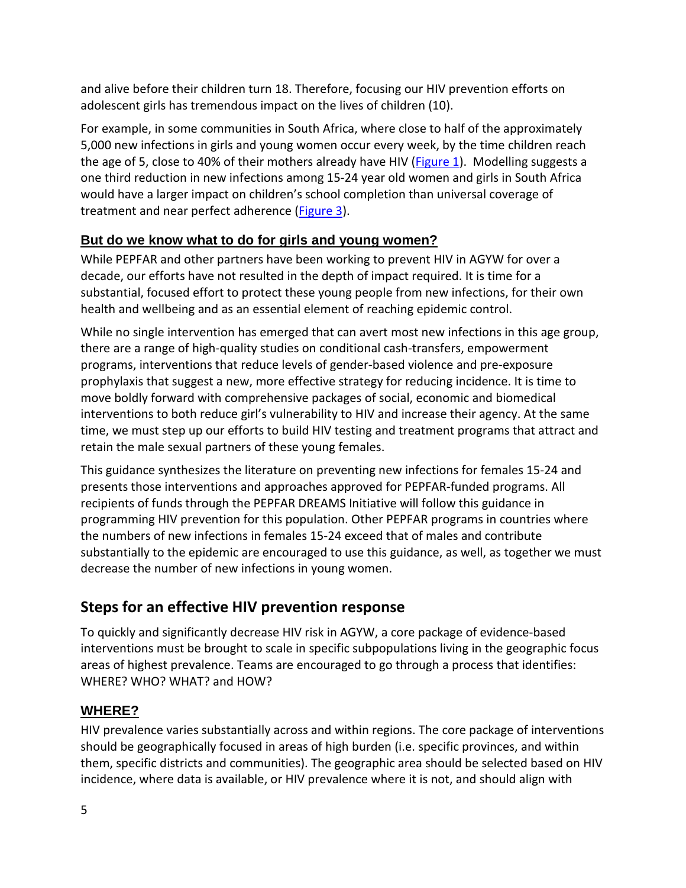and alive before their children turn 18. Therefore, focusing our HIV prevention efforts on adolescent girls has tremendous impact on the lives of children (10).

For example, in some communities in South Africa, where close to half of the approximately 5,000 new infections in girls and young women occur every week, by the time children reach the age of 5, close to 40% of their mothers already have HIV (Figure 1). Modelling suggests a one third reduction in new infections among 15-24 year old women and girls in South Africa would have a larger impact on children's school completion than universal coverage of treatment and near perfect adherence (Figure 3).

### But do we know what to do for girls and young women?

While PEPFAR and other partners have been working to prevent HIV in AGYW for over a decade, our efforts have not resulted in the depth of impact required. It is time for a substantial, focused effort to protect these young people from new infections, for their own health and wellbeing and as an essential element of reaching epidemic control.

While no single intervention has emerged that can avert most new infections in this age group, there are a range of high-quality studies on conditional cash-transfers, empowerment programs, interventions that reduce levels of gender-based violence and pre-exposure prophylaxis that suggest a new, more effective strategy for reducing incidence. It is time to move boldly forward with comprehensive packages of social, economic and biomedical interventions to both reduce girl's vulnerability to HIV and increase their agency. At the same time, we must step up our efforts to build HIV testing and treatment programs that attract and retain the male sexual partners of these young females.

This guidance synthesizes the literature on preventing new infections for females 15-24 and presents those interventions and approaches approved for PEPFAR-funded programs. All recipients of funds through the PEPFAR DREAMS Initiative will follow this guidance in programming HIV prevention for this population. Other PEPFAR programs in countries where the numbers of new infections in females 15-24 exceed that of males and contribute substantially to the epidemic are encouraged to use this guidance, as well, as together we must decrease the number of new infections in young women.

## Steps for an effective HIV prevention response

To quickly and significantly decrease HIV risk in AGYW, a core package of evidence-based interventions must be brought to scale in specific subpopulations living in the geographic focus areas of highest prevalence. Teams are encouraged to go through a process that identifies: WHERE? WHO? WHAT? and HOW?

### WHERE?

HIV prevalence varies substantially across and within regions. The core package of interventions should be geographically focused in areas of high burden (i.e. specific provinces, and within them, specific districts and communities). The geographic area should be selected based on HIV incidence, where data is available, or HIV prevalence where it is not, and should align with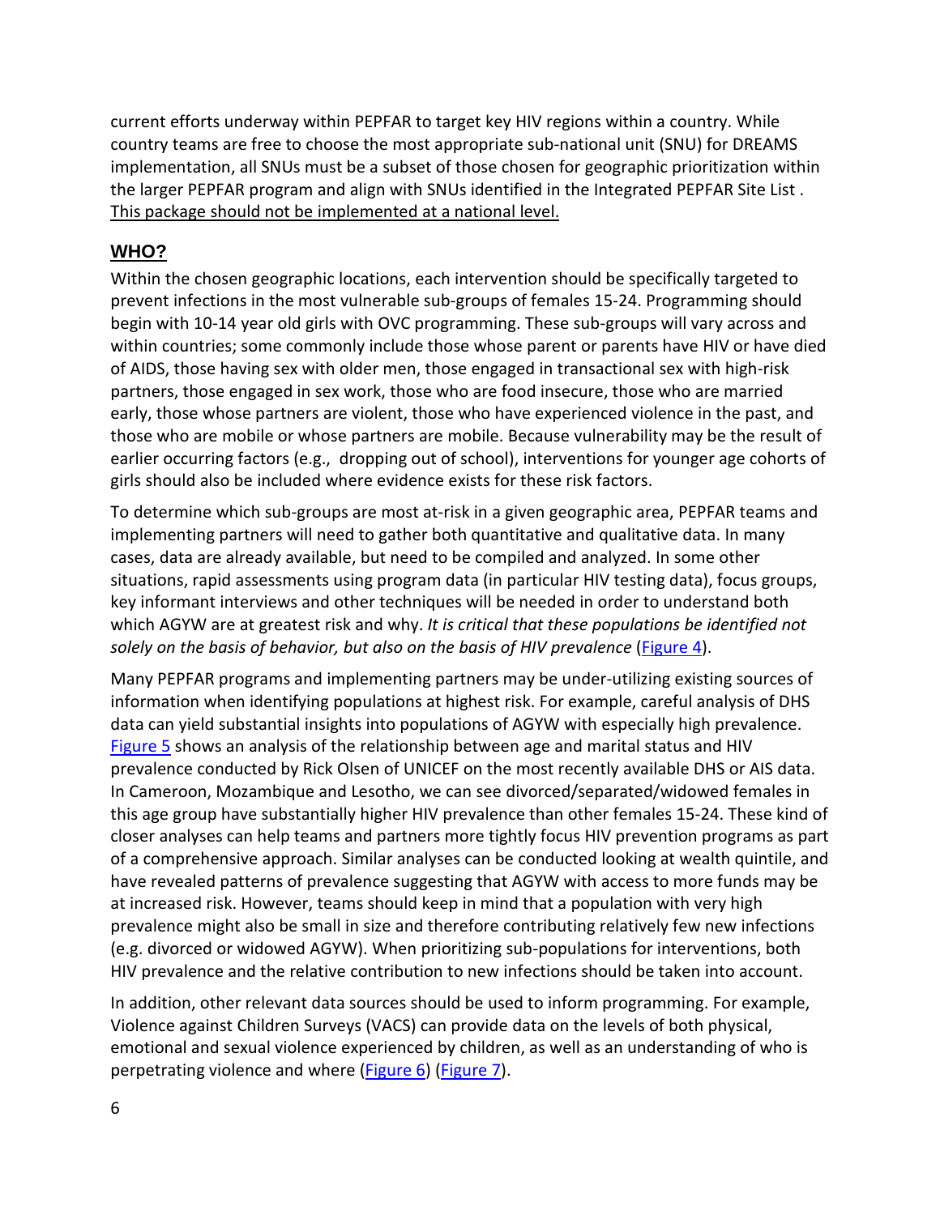current efforts underway within PEPFAR to target key HIV regions within a country. While country teams are free to choose the most appropriate sub-national unit (SNU) for DREAMS implementation, all SNUs must be a subset of those chosen for geographic prioritization within the larger PEPFAR program and align with SNUs identified in the Integrated PEPFAR Site List . <u>This package should not be implemented at a national level.</u>

## WHO?

Within the chosen geographic locations, each intervention should be specifically targeted to prevent infections in the most vulnerable sub-groups of females 15-24. Programming should begin with 10-14 year old girls with OVC programming. These sub-groups will vary across and within countries; some commonly include those whose parent or parents have HIV or have died of AIDS, those having sex with older men, those engaged in transactional sex with high-risk partners, those engaged in sex work, those who are food insecure, those who are married early, those whose partners are violent, those who have experienced violence in the past, and those who are mobile or whose partners are mobile. Because vulnerability may be the result of earlier occurring factors (e.g., dropping out of school), interventions for younger age cohorts of girls should also be included where evidence exists for these risk factors.

To determine which sub-groups are most at-risk in a given geographic area, PEPFAR teams and implementing partners will need to gather both quantitative and qualitative data. In many cases, data are already available, but need to be compiled and analyzed. In some other situations, rapid assessments using program data (in particular HIV testing data), focus groups, key informant interviews and other techniques will be needed in order to understand both which AGYW are at greatest risk and why. *It is critical that these populations be identified not solely on the basis of behavior, but also on the basis of HIV prevalence* (Figure 4).

Many PEPFAR programs and implementing partners may be under-utilizing existing sources of information when identifying populations at highest risk. For example, careful analysis of DHS data can yield substantial insights into populations of AGYW with especially high prevalence. Figure 5 shows an analysis of the relationship between age and marital status and HIV prevalence conducted by Rick Olsen of UNICEF on the most recently available DHS or AIS data. In Cameroon, Mozambique and Lesotho, we can see divorced/separated/widowed females in this age group have substantially higher HIV prevalence than other females 15-24. These kind of closer analyses can help teams and partners more tightly focus HIV prevention programs as part of a comprehensive approach. Similar analyses can be conducted looking at wealth quintile, and have revealed patterns of prevalence suggesting that AGYW with access to more funds may be at increased risk. However, teams should keep in mind that a population with very high prevalence might also be small in size and therefore contributing relatively few new infections (e.g. divorced or widowed AGYW). When prioritizing sub-populations for interventions, both HIV prevalence and the relative contribution to new infections should be taken into account.

In addition, other relevant data sources should be used to inform programming. For example, Violence against Children Surveys (VACS) can provide data on the levels of both physical, emotional and sexual violence experienced by children, as well as an understanding of who is perpetrating violence and where (Figure 6) (Figure 7).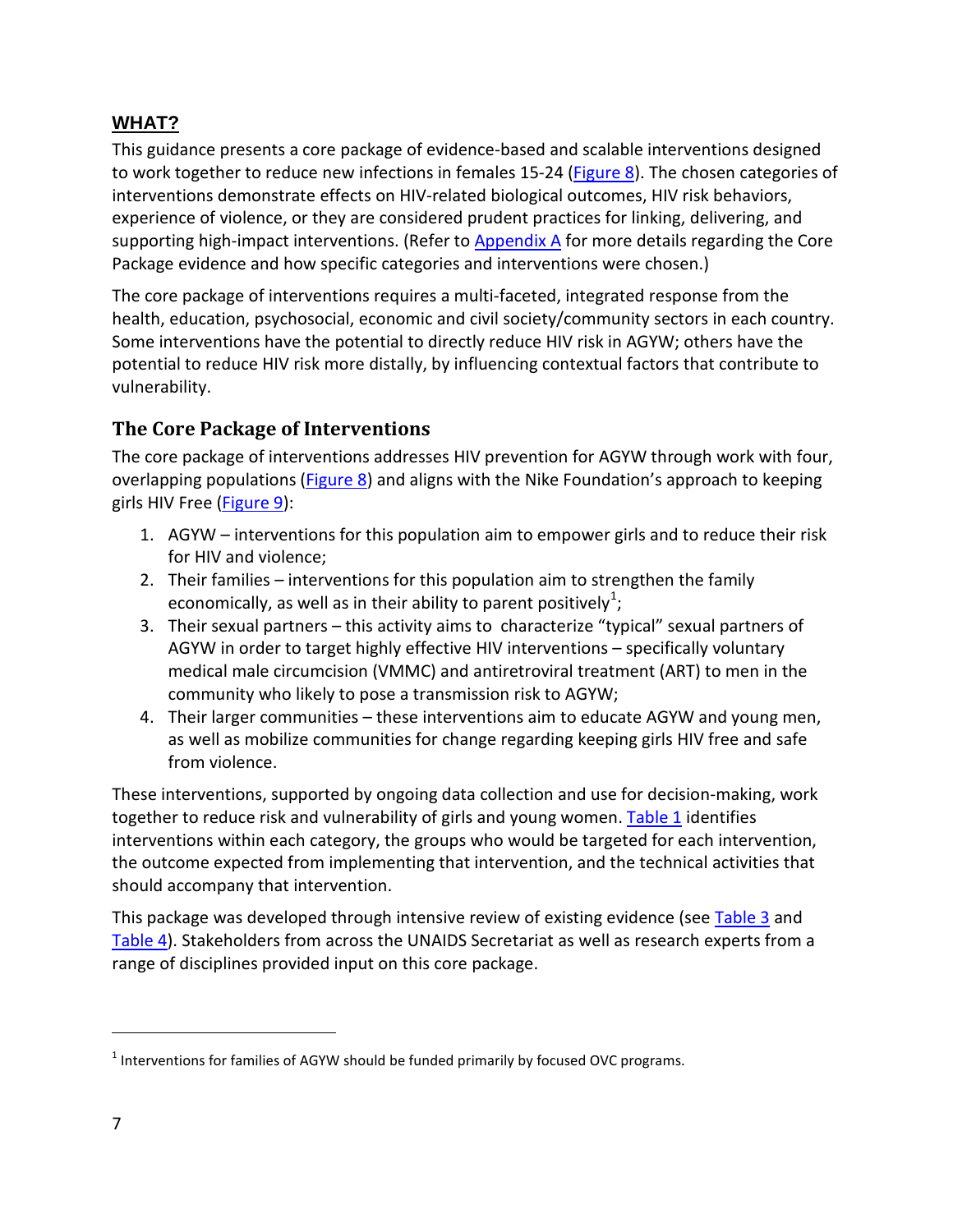## WHAT?

This guidance presents a core package of evidence-based and scalable interventions designed to work together to reduce new infections in females 15-24 (Figure 8). The chosen categories of interventions demonstrate effects on HIV-related biological outcomes, HIV risk behaviors, experience of violence, or they are considered prudent practices for linking, delivering, and supporting high-impact interventions. (Refer to Appendix A for more details regarding the Core Package evidence and how specific categories and interventions were chosen.)

The core package of interventions requires a multi-faceted, integrated response from the health, education, psychosocial, economic and civil society/community sectors in each country. Some interventions have the potential to directly reduce HIV risk in AGYW; others have the potential to reduce HIV risk more distally, by influencing contextual factors that contribute to vulnerability.

### The Core Package of Interventions

The core package of interventions addresses HIV prevention for AGYW through work with four, overlapping populations (Figure 8) and aligns with the Nike Foundation's approach to keeping girls HIV Free (Figure 9):

1. AGYW – interventions for this population aim to empower girls and to reduce their risk for HIV and violence;
2. Their families – interventions for this population aim to strengthen the family economically, as well as in their ability to parent positively[1];
3. Their sexual partners – this activity aims to characterize "typical" sexual partners of AGYW in order to target highly effective HIV interventions – specifically voluntary medical male circumcision (VMMC) and antiretroviral treatment (ART) to men in the community who likely to pose a transmission risk to AGYW;
4. Their larger communities – these interventions aim to educate AGYW and young men, as well as mobilize communities for change regarding keeping girls HIV free and safe from violence.

These interventions, supported by ongoing data collection and use for decision-making, work together to reduce risk and vulnerability of girls and young women. Table 1 identifies interventions within each category, the groups who would be targeted for each intervention, the outcome expected from implementing that intervention, and the technical activities that should accompany that intervention.

This package was developed through intensive review of existing evidence (see Table 3 and Table 4). Stakeholders from across the UNAIDS Secretariat as well as research experts from a range of disciplines provided input on this core package.

---

[1] Interventions for families of AGYW should be funded primarily by focused OVC programs.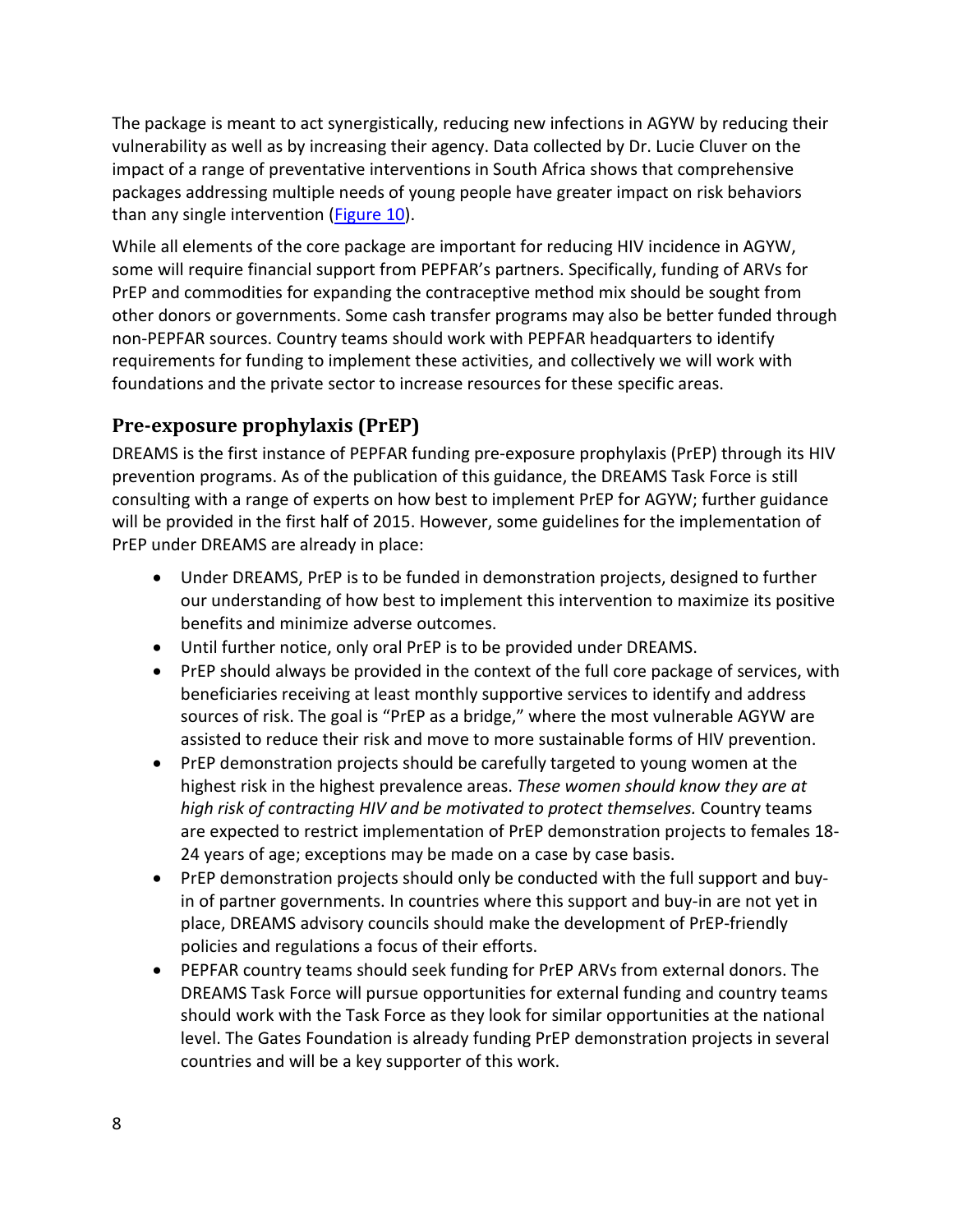The package is meant to act synergistically, reducing new infections in AGYW by reducing their vulnerability as well as by increasing their agency. Data collected by Dr. Lucie Cluver on the impact of a range of preventative interventions in South Africa shows that comprehensive packages addressing multiple needs of young people have greater impact on risk behaviors than any single intervention (Figure 10).

While all elements of the core package are important for reducing HIV incidence in AGYW, some will require financial support from PEPFAR's partners. Specifically, funding of ARVs for PrEP and commodities for expanding the contraceptive method mix should be sought from other donors or governments. Some cash transfer programs may also be better funded through non-PEPFAR sources. Country teams should work with PEPFAR headquarters to identify requirements for funding to implement these activities, and collectively we will work with foundations and the private sector to increase resources for these specific areas.

## Pre-exposure prophylaxis (PrEP)

DREAMS is the first instance of PEPFAR funding pre-exposure prophylaxis (PrEP) through its HIV prevention programs. As of the publication of this guidance, the DREAMS Task Force is still consulting with a range of experts on how best to implement PrEP for AGYW; further guidance will be provided in the first half of 2015. However, some guidelines for the implementation of PrEP under DREAMS are already in place:

- Under DREAMS, PrEP is to be funded in demonstration projects, designed to further our understanding of how best to implement this intervention to maximize its positive benefits and minimize adverse outcomes.
- Until further notice, only oral PrEP is to be provided under DREAMS.
- PrEP should always be provided in the context of the full core package of services, with beneficiaries receiving at least monthly supportive services to identify and address sources of risk. The goal is "PrEP as a bridge," where the most vulnerable AGYW are assisted to reduce their risk and move to more sustainable forms of HIV prevention.
- PrEP demonstration projects should be carefully targeted to young women at the highest risk in the highest prevalence areas. *These women should know they are at high risk of contracting HIV and be motivated to protect themselves.* Country teams are expected to restrict implementation of PrEP demonstration projects to females 18-24 years of age; exceptions may be made on a case by case basis.
- PrEP demonstration projects should only be conducted with the full support and buy-in of partner governments. In countries where this support and buy-in are not yet in place, DREAMS advisory councils should make the development of PrEP-friendly policies and regulations a focus of their efforts.
- PEPFAR country teams should seek funding for PrEP ARVs from external donors. The DREAMS Task Force will pursue opportunities for external funding and country teams should work with the Task Force as they look for similar opportunities at the national level. The Gates Foundation is already funding PrEP demonstration projects in several countries and will be a key supporter of this work.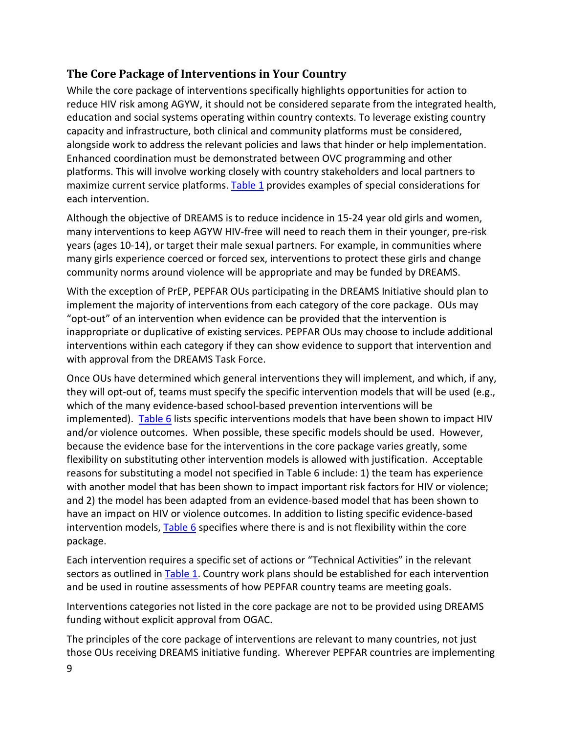## The Core Package of Interventions in Your Country

While the core package of interventions specifically highlights opportunities for action to reduce HIV risk among AGYW, it should not be considered separate from the integrated health, education and social systems operating within country contexts. To leverage existing country capacity and infrastructure, both clinical and community platforms must be considered, alongside work to address the relevant policies and laws that hinder or help implementation. Enhanced coordination must be demonstrated between OVC programming and other platforms. This will involve working closely with country stakeholders and local partners to maximize current service platforms. Table 1 provides examples of special considerations for each intervention.

Although the objective of DREAMS is to reduce incidence in 15-24 year old girls and women, many interventions to keep AGYW HIV-free will need to reach them in their younger, pre-risk years (ages 10-14), or target their male sexual partners. For example, in communities where many girls experience coerced or forced sex, interventions to protect these girls and change community norms around violence will be appropriate and may be funded by DREAMS.

With the exception of PrEP, PEPFAR OUs participating in the DREAMS Initiative should plan to implement the majority of interventions from each category of the core package. OUs may "opt-out" of an intervention when evidence can be provided that the intervention is inappropriate or duplicative of existing services. PEPFAR OUs may choose to include additional interventions within each category if they can show evidence to support that intervention and with approval from the DREAMS Task Force.

Once OUs have determined which general interventions they will implement, and which, if any, they will opt-out of, teams must specify the specific intervention models that will be used (e.g., which of the many evidence-based school-based prevention interventions will be implemented). Table 6 lists specific interventions models that have been shown to impact HIV and/or violence outcomes. When possible, these specific models should be used. However, because the evidence base for the interventions in the core package varies greatly, some flexibility on substituting other intervention models is allowed with justification. Acceptable reasons for substituting a model not specified in Table 6 include: 1) the team has experience with another model that has been shown to impact important risk factors for HIV or violence; and 2) the model has been adapted from an evidence-based model that has been shown to have an impact on HIV or violence outcomes. In addition to listing specific evidence-based intervention models, Table 6 specifies where there is and is not flexibility within the core package.

Each intervention requires a specific set of actions or "Technical Activities" in the relevant sectors as outlined in Table 1. Country work plans should be established for each intervention and be used in routine assessments of how PEPFAR country teams are meeting goals.

Interventions categories not listed in the core package are not to be provided using DREAMS funding without explicit approval from OGAC.

The principles of the core package of interventions are relevant to many countries, not just those OUs receiving DREAMS initiative funding. Wherever PEPFAR countries are implementing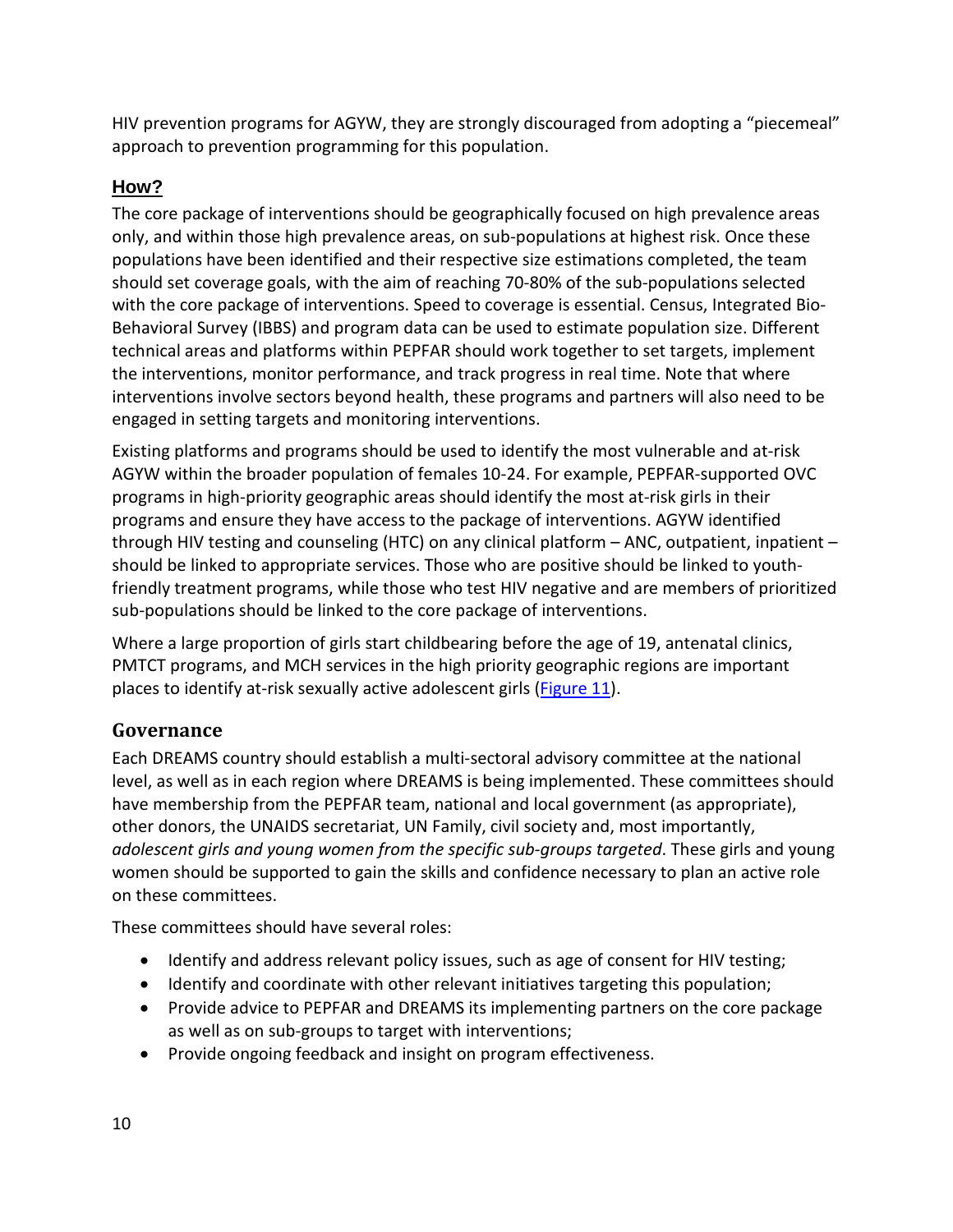HIV prevention programs for AGYW, they are strongly discouraged from adopting a "piecemeal" approach to prevention programming for this population.

### How?

The core package of interventions should be geographically focused on high prevalence areas only, and within those high prevalence areas, on sub-populations at highest risk. Once these populations have been identified and their respective size estimations completed, the team should set coverage goals, with the aim of reaching 70-80% of the sub-populations selected with the core package of interventions. Speed to coverage is essential. Census, Integrated Bio-Behavioral Survey (IBBS) and program data can be used to estimate population size. Different technical areas and platforms within PEPFAR should work together to set targets, implement the interventions, monitor performance, and track progress in real time. Note that where interventions involve sectors beyond health, these programs and partners will also need to be engaged in setting targets and monitoring interventions.

Existing platforms and programs should be used to identify the most vulnerable and at-risk AGYW within the broader population of females 10-24. For example, PEPFAR-supported OVC programs in high-priority geographic areas should identify the most at-risk girls in their programs and ensure they have access to the package of interventions. AGYW identified through HIV testing and counseling (HTC) on any clinical platform – ANC, outpatient, inpatient – should be linked to appropriate services. Those who are positive should be linked to youth-friendly treatment programs, while those who test HIV negative and are members of prioritized sub-populations should be linked to the core package of interventions.

Where a large proportion of girls start childbearing before the age of 19, antenatal clinics, PMTCT programs, and MCH services in the high priority geographic regions are important places to identify at-risk sexually active adolescent girls (Figure 11).

## Governance

Each DREAMS country should establish a multi-sectoral advisory committee at the national level, as well as in each region where DREAMS is being implemented. These committees should have membership from the PEPFAR team, national and local government (as appropriate), other donors, the UNAIDS secretariat, UN Family, civil society and, most importantly, *adolescent girls and young women from the specific sub-groups targeted*. These girls and young women should be supported to gain the skills and confidence necessary to plan an active role on these committees.

These committees should have several roles:

- Identify and address relevant policy issues, such as age of consent for HIV testing;
- Identify and coordinate with other relevant initiatives targeting this population;
- Provide advice to PEPFAR and DREAMS its implementing partners on the core package as well as on sub-groups to target with interventions;
- Provide ongoing feedback and insight on program effectiveness.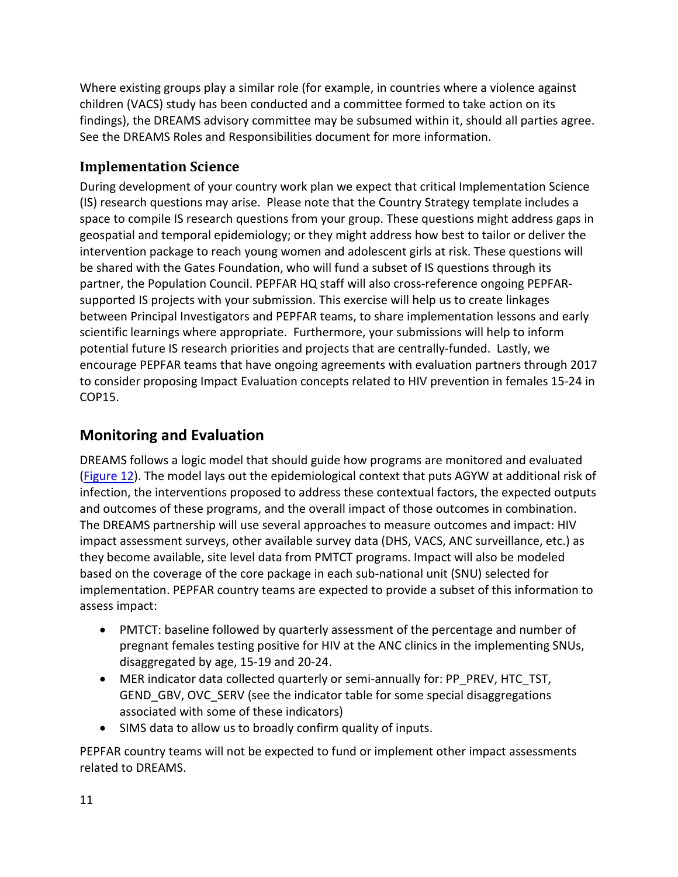Where existing groups play a similar role (for example, in countries where a violence against children (VACS) study has been conducted and a committee formed to take action on its findings), the DREAMS advisory committee may be subsumed within it, should all parties agree. See the DREAMS Roles and Responsibilities document for more information.

### Implementation Science

During development of your country work plan we expect that critical Implementation Science (IS) research questions may arise. Please note that the Country Strategy template includes a space to compile IS research questions from your group. These questions might address gaps in geospatial and temporal epidemiology; or they might address how best to tailor or deliver the intervention package to reach young women and adolescent girls at risk. These questions will be shared with the Gates Foundation, who will fund a subset of IS questions through its partner, the Population Council. PEPFAR HQ staff will also cross-reference ongoing PEPFAR-supported IS projects with your submission. This exercise will help us to create linkages between Principal Investigators and PEPFAR teams, to share implementation lessons and early scientific learnings where appropriate. Furthermore, your submissions will help to inform potential future IS research priorities and projects that are centrally-funded. Lastly, we encourage PEPFAR teams that have ongoing agreements with evaluation partners through 2017 to consider proposing Impact Evaluation concepts related to HIV prevention in females 15-24 in COP15.

## Monitoring and Evaluation

DREAMS follows a logic model that should guide how programs are monitored and evaluated (Figure 12). The model lays out the epidemiological context that puts AGYW at additional risk of infection, the interventions proposed to address these contextual factors, the expected outputs and outcomes of these programs, and the overall impact of those outcomes in combination. The DREAMS partnership will use several approaches to measure outcomes and impact: HIV impact assessment surveys, other available survey data (DHS, VACS, ANC surveillance, etc.) as they become available, site level data from PMTCT programs. Impact will also be modeled based on the coverage of the core package in each sub-national unit (SNU) selected for implementation. PEPFAR country teams are expected to provide a subset of this information to assess impact:

- PMTCT: baseline followed by quarterly assessment of the percentage and number of pregnant females testing positive for HIV at the ANC clinics in the implementing SNUs, disaggregated by age, 15-19 and 20-24.
- MER indicator data collected quarterly or semi-annually for: PP_PREV, HTC_TST, GEND_GBV, OVC_SERV (see the indicator table for some special disaggregations associated with some of these indicators)
- SIMS data to allow us to broadly confirm quality of inputs.

PEPFAR country teams will not be expected to fund or implement other impact assessments related to DREAMS.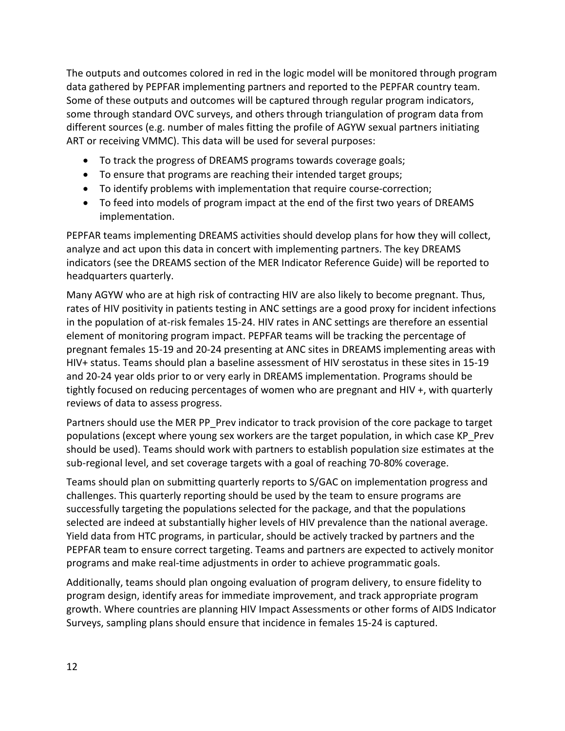The outputs and outcomes colored in red in the logic model will be monitored through program data gathered by PEPFAR implementing partners and reported to the PEPFAR country team. Some of these outputs and outcomes will be captured through regular program indicators, some through standard OVC surveys, and others through triangulation of program data from different sources (e.g. number of males fitting the profile of AGYW sexual partners initiating ART or receiving VMMC). This data will be used for several purposes:

- To track the progress of DREAMS programs towards coverage goals;
- To ensure that programs are reaching their intended target groups;
- To identify problems with implementation that require course-correction;
- To feed into models of program impact at the end of the first two years of DREAMS implementation.

PEPFAR teams implementing DREAMS activities should develop plans for how they will collect, analyze and act upon this data in concert with implementing partners. The key DREAMS indicators (see the DREAMS section of the MER Indicator Reference Guide) will be reported to headquarters quarterly.

Many AGYW who are at high risk of contracting HIV are also likely to become pregnant. Thus, rates of HIV positivity in patients testing in ANC settings are a good proxy for incident infections in the population of at-risk females 15-24. HIV rates in ANC settings are therefore an essential element of monitoring program impact. PEPFAR teams will be tracking the percentage of pregnant females 15-19 and 20-24 presenting at ANC sites in DREAMS implementing areas with HIV+ status. Teams should plan a baseline assessment of HIV serostatus in these sites in 15-19 and 20-24 year olds prior to or very early in DREAMS implementation. Programs should be tightly focused on reducing percentages of women who are pregnant and HIV +, with quarterly reviews of data to assess progress.

Partners should use the MER PP_Prev indicator to track provision of the core package to target populations (except where young sex workers are the target population, in which case KP_Prev should be used). Teams should work with partners to establish population size estimates at the sub-regional level, and set coverage targets with a goal of reaching 70-80% coverage.

Teams should plan on submitting quarterly reports to S/GAC on implementation progress and challenges. This quarterly reporting should be used by the team to ensure programs are successfully targeting the populations selected for the package, and that the populations selected are indeed at substantially higher levels of HIV prevalence than the national average. Yield data from HTC programs, in particular, should be actively tracked by partners and the PEPFAR team to ensure correct targeting. Teams and partners are expected to actively monitor programs and make real-time adjustments in order to achieve programmatic goals.

Additionally, teams should plan ongoing evaluation of program delivery, to ensure fidelity to program design, identify areas for immediate improvement, and track appropriate program growth. Where countries are planning HIV Impact Assessments or other forms of AIDS Indicator Surveys, sampling plans should ensure that incidence in females 15-24 is captured.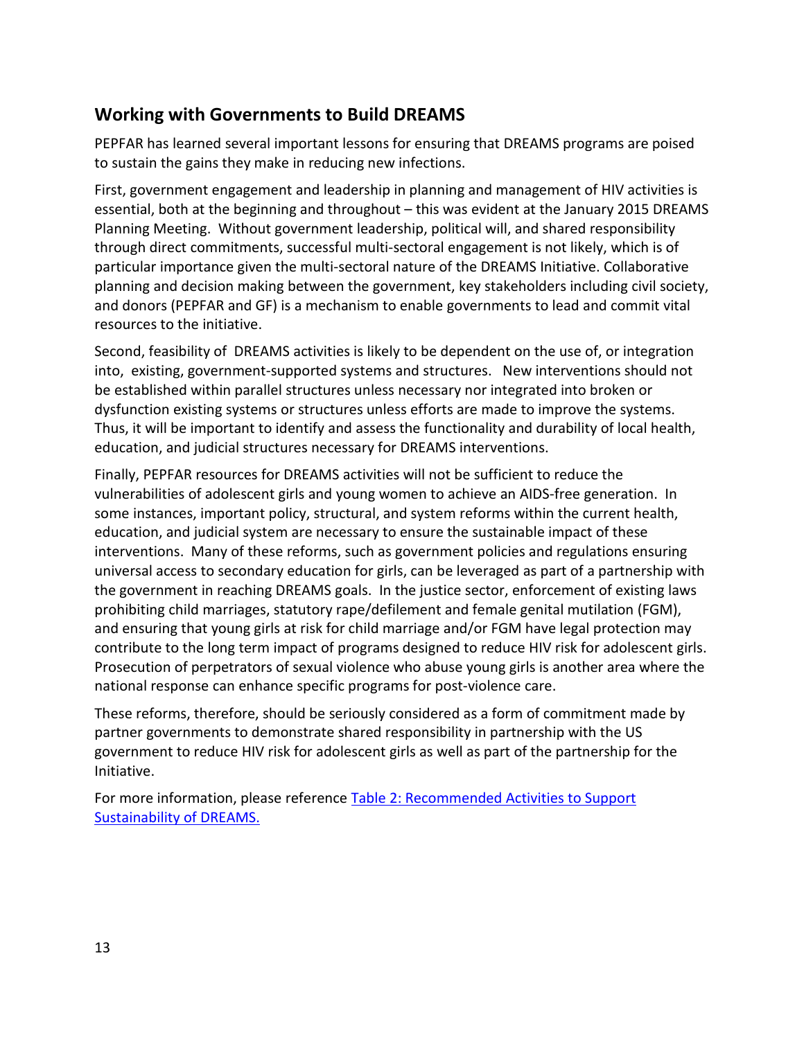## Working with Governments to Build DREAMS

PEPFAR has learned several important lessons for ensuring that DREAMS programs are poised to sustain the gains they make in reducing new infections.

First, government engagement and leadership in planning and management of HIV activities is essential, both at the beginning and throughout – this was evident at the January 2015 DREAMS Planning Meeting. Without government leadership, political will, and shared responsibility through direct commitments, successful multi-sectoral engagement is not likely, which is of particular importance given the multi-sectoral nature of the DREAMS Initiative. Collaborative planning and decision making between the government, key stakeholders including civil society, and donors (PEPFAR and GF) is a mechanism to enable governments to lead and commit vital resources to the initiative.

Second, feasibility of DREAMS activities is likely to be dependent on the use of, or integration into, existing, government-supported systems and structures. New interventions should not be established within parallel structures unless necessary nor integrated into broken or dysfunction existing systems or structures unless efforts are made to improve the systems. Thus, it will be important to identify and assess the functionality and durability of local health, education, and judicial structures necessary for DREAMS interventions.

Finally, PEPFAR resources for DREAMS activities will not be sufficient to reduce the vulnerabilities of adolescent girls and young women to achieve an AIDS-free generation. In some instances, important policy, structural, and system reforms within the current health, education, and judicial system are necessary to ensure the sustainable impact of these interventions. Many of these reforms, such as government policies and regulations ensuring universal access to secondary education for girls, can be leveraged as part of a partnership with the government in reaching DREAMS goals. In the justice sector, enforcement of existing laws prohibiting child marriages, statutory rape/defilement and female genital mutilation (FGM), and ensuring that young girls at risk for child marriage and/or FGM have legal protection may contribute to the long term impact of programs designed to reduce HIV risk for adolescent girls. Prosecution of perpetrators of sexual violence who abuse young girls is another area where the national response can enhance specific programs for post-violence care.

These reforms, therefore, should be seriously considered as a form of commitment made by partner governments to demonstrate shared responsibility in partnership with the US government to reduce HIV risk for adolescent girls as well as part of the partnership for the Initiative.

For more information, please reference Table 2: Recommended Activities to Support Sustainability of DREAMS.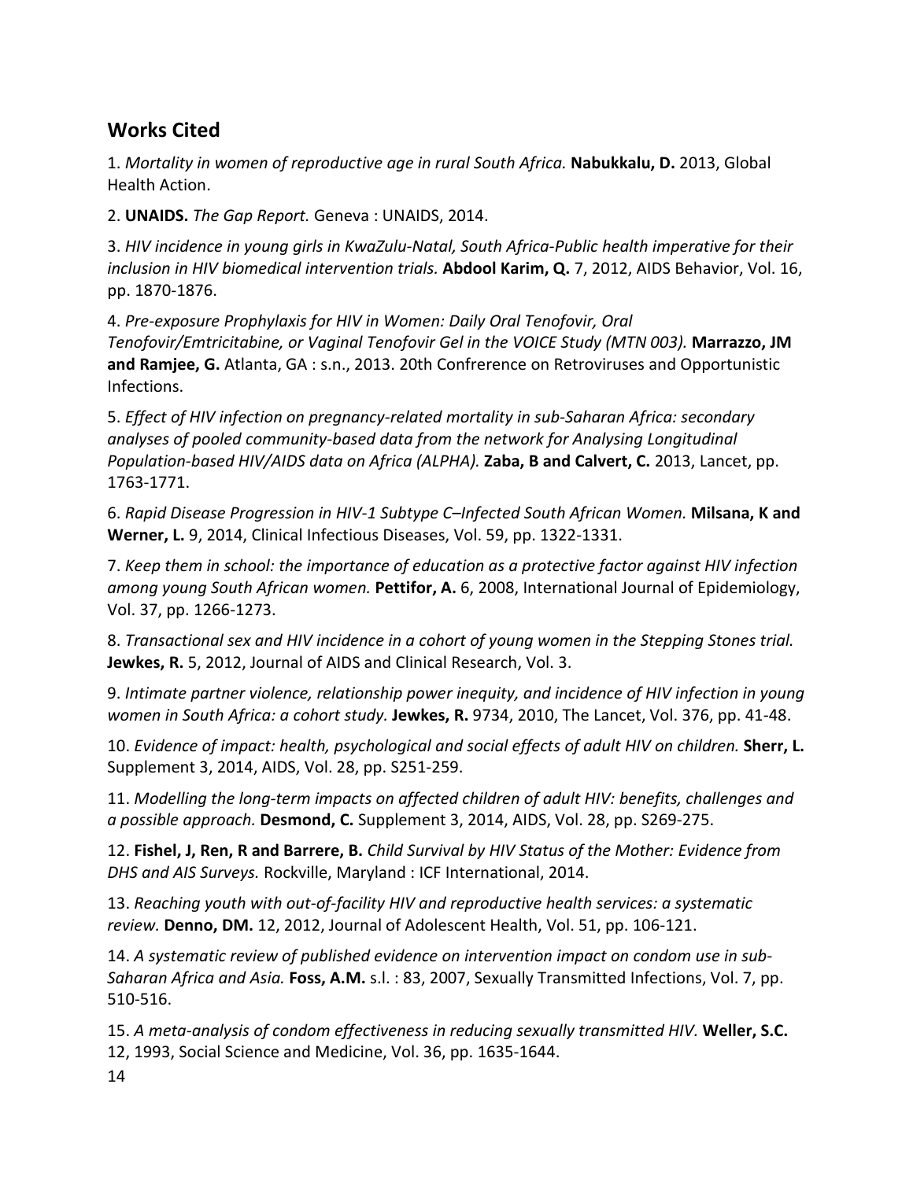## Works Cited

1. *Mortality in women of reproductive age in rural South Africa.* **Nabukkalu, D.** 2013, Global Health Action.

2. **UNAIDS.** *The Gap Report.* Geneva : UNAIDS, 2014.

3. *HIV incidence in young girls in KwaZulu-Natal, South Africa-Public health imperative for their inclusion in HIV biomedical intervention trials.* **Abdool Karim, Q.** 7, 2012, AIDS Behavior, Vol. 16, pp. 1870-1876.

4. *Pre-exposure Prophylaxis for HIV in Women: Daily Oral Tenofovir, Oral Tenofovir/Emtricitabine, or Vaginal Tenofovir Gel in the VOICE Study (MTN 003).* **Marrazzo, JM and Ramjee, G.** Atlanta, GA : s.n., 2013. 20th Confrerence on Retroviruses and Opportunistic Infections.

5. *Effect of HIV infection on pregnancy-related mortality in sub-Saharan Africa: secondary analyses of pooled community-based data from the network for Analysing Longitudinal Population-based HIV/AIDS data on Africa (ALPHA).* **Zaba, B and Calvert, C.** 2013, Lancet, pp. 1763-1771.

6. *Rapid Disease Progression in HIV-1 Subtype C–Infected South African Women.* **Milsana, K and Werner, L.** 9, 2014, Clinical Infectious Diseases, Vol. 59, pp. 1322-1331.

7. *Keep them in school: the importance of education as a protective factor against HIV infection among young South African women.* **Pettifor, A.** 6, 2008, International Journal of Epidemiology, Vol. 37, pp. 1266-1273.

8. *Transactional sex and HIV incidence in a cohort of young women in the Stepping Stones trial.* **Jewkes, R.** 5, 2012, Journal of AIDS and Clinical Research, Vol. 3.

9. *Intimate partner violence, relationship power inequity, and incidence of HIV infection in young women in South Africa: a cohort study.* **Jewkes, R.** 9734, 2010, The Lancet, Vol. 376, pp. 41-48.

10. *Evidence of impact: health, psychological and social effects of adult HIV on children.* **Sherr, L.** Supplement 3, 2014, AIDS, Vol. 28, pp. S251-259.

11. *Modelling the long-term impacts on affected children of adult HIV: benefits, challenges and a possible approach.* **Desmond, C.** Supplement 3, 2014, AIDS, Vol. 28, pp. S269-275.

12. **Fishel, J, Ren, R and Barrere, B.** *Child Survival by HIV Status of the Mother: Evidence from DHS and AIS Surveys.* Rockville, Maryland : ICF International, 2014.

13. *Reaching youth with out-of-facility HIV and reproductive health services: a systematic review.* **Denno, DM.** 12, 2012, Journal of Adolescent Health, Vol. 51, pp. 106-121.

14. *A systematic review of published evidence on intervention impact on condom use in sub-Saharan Africa and Asia.* **Foss, A.M.** s.l. : 83, 2007, Sexually Transmitted Infections, Vol. 7, pp. 510-516.

15. *A meta-analysis of condom effectiveness in reducing sexually transmitted HIV.* **Weller, S.C.** 12, 1993, Social Science and Medicine, Vol. 36, pp. 1635-1644.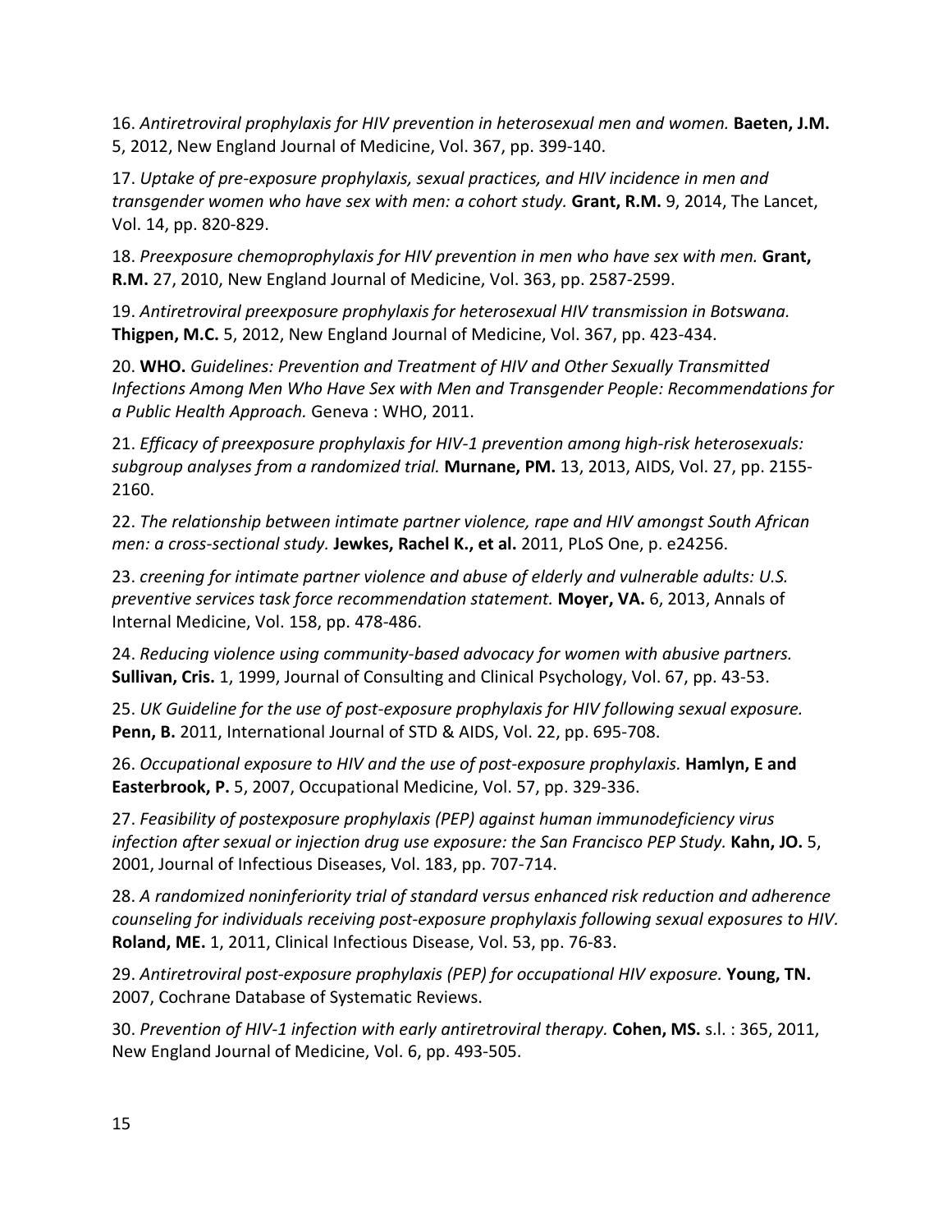16. *Antiretroviral prophylaxis for HIV prevention in heterosexual men and women.* **Baeten, J.M.** 5, 2012, New England Journal of Medicine, Vol. 367, pp. 399-140.

17. *Uptake of pre-exposure prophylaxis, sexual practices, and HIV incidence in men and transgender women who have sex with men: a cohort study.* **Grant, R.M.** 9, 2014, The Lancet, Vol. 14, pp. 820-829.

18. *Preexposure chemoprophylaxis for HIV prevention in men who have sex with men.* **Grant, R.M.** 27, 2010, New England Journal of Medicine, Vol. 363, pp. 2587-2599.

19. *Antiretroviral preexposure prophylaxis for heterosexual HIV transmission in Botswana.* **Thigpen, M.C.** 5, 2012, New England Journal of Medicine, Vol. 367, pp. 423-434.

20. **WHO.** *Guidelines: Prevention and Treatment of HIV and Other Sexually Transmitted Infections Among Men Who Have Sex with Men and Transgender People: Recommendations for a Public Health Approach.* Geneva : WHO, 2011.

21. *Efficacy of preexposure prophylaxis for HIV-1 prevention among high-risk heterosexuals: subgroup analyses from a randomized trial.* **Murnane, PM.** 13, 2013, AIDS, Vol. 27, pp. 2155-2160.

22. *The relationship between intimate partner violence, rape and HIV amongst South African men: a cross-sectional study.* **Jewkes, Rachel K., et al.** 2011, PLoS One, p. e24256.

23. *creening for intimate partner violence and abuse of elderly and vulnerable adults: U.S. preventive services task force recommendation statement.* **Moyer, VA.** 6, 2013, Annals of Internal Medicine, Vol. 158, pp. 478-486.

24. *Reducing violence using community-based advocacy for women with abusive partners.* **Sullivan, Cris.** 1, 1999, Journal of Consulting and Clinical Psychology, Vol. 67, pp. 43-53.

25. *UK Guideline for the use of post-exposure prophylaxis for HIV following sexual exposure.* **Penn, B.** 2011, International Journal of STD & AIDS, Vol. 22, pp. 695-708.

26. *Occupational exposure to HIV and the use of post-exposure prophylaxis.* **Hamlyn, E and Easterbrook, P.** 5, 2007, Occupational Medicine, Vol. 57, pp. 329-336.

27. *Feasibility of postexposure prophylaxis (PEP) against human immunodeficiency virus infection after sexual or injection drug use exposure: the San Francisco PEP Study.* **Kahn, JO.** 5, 2001, Journal of Infectious Diseases, Vol. 183, pp. 707-714.

28. *A randomized noninferiority trial of standard versus enhanced risk reduction and adherence counseling for individuals receiving post-exposure prophylaxis following sexual exposures to HIV.* **Roland, ME.** 1, 2011, Clinical Infectious Disease, Vol. 53, pp. 76-83.

29. *Antiretroviral post-exposure prophylaxis (PEP) for occupational HIV exposure.* **Young, TN.** 2007, Cochrane Database of Systematic Reviews.

30. *Prevention of HIV-1 infection with early antiretroviral therapy.* **Cohen, MS.** s.l. : 365, 2011, New England Journal of Medicine, Vol. 6, pp. 493-505.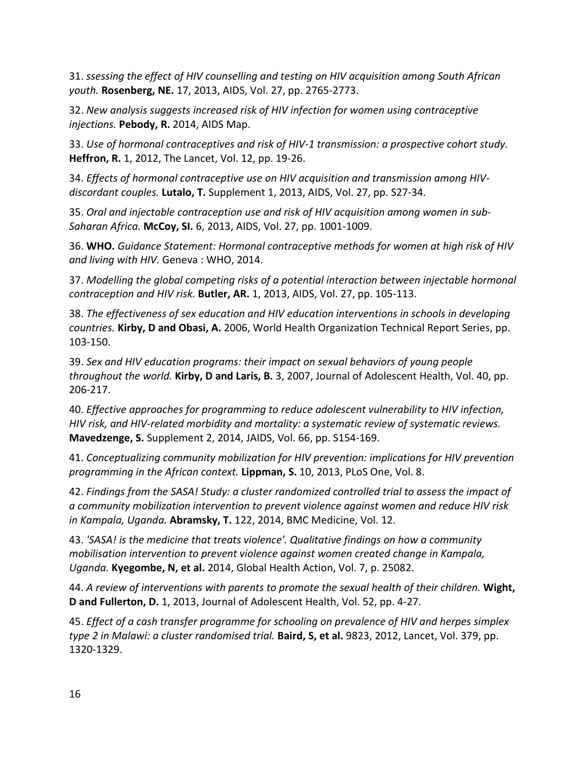31. *ssessing the effect of HIV counselling and testing on HIV acquisition among South African youth.* **Rosenberg, NE.** 17, 2013, AIDS, Vol. 27, pp. 2765-2773.

32. *New analysis suggests increased risk of HIV infection for women using contraceptive injections.* **Pebody, R.** 2014, AIDS Map.

33. *Use of hormonal contraceptives and risk of HIV-1 transmission: a prospective cohort study.* **Heffron, R.** 1, 2012, The Lancet, Vol. 12, pp. 19-26.

34. *Effects of hormonal contraceptive use on HIV acquisition and transmission among HIV-discordant couples.* **Lutalo, T.** Supplement 1, 2013, AIDS, Vol. 27, pp. S27-34.

35. *Oral and injectable contraception use and risk of HIV acquisition among women in sub-Saharan Africa.* **McCoy, SI.** 6, 2013, AIDS, Vol. 27, pp. 1001-1009.

36. **WHO.** *Guidance Statement: Hormonal contraceptive methods for women at high risk of HIV and living with HIV.* Geneva : WHO, 2014.

37. *Modelling the global competing risks of a potential interaction between injectable hormonal contraception and HIV risk.* **Butler, AR.** 1, 2013, AIDS, Vol. 27, pp. 105-113.

38. *The effectiveness of sex education and HIV education interventions in schools in developing countries.* **Kirby, D and Obasi, A.** 2006, World Health Organization Technical Report Series, pp. 103-150.

39. *Sex and HIV education programs: their impact on sexual behaviors of young people throughout the world.* **Kirby, D and Laris, B.** 3, 2007, Journal of Adolescent Health, Vol. 40, pp. 206-217.

40. *Effective approaches for programming to reduce adolescent vulnerability to HIV infection, HIV risk, and HIV-related morbidity and mortality: a systematic review of systematic reviews.* **Mavedzenge, S.** Supplement 2, 2014, JAIDS, Vol. 66, pp. S154-169.

41. *Conceptualizing community mobilization for HIV prevention: implications for HIV prevention programming in the African context.* **Lippman, S.** 10, 2013, PLoS One, Vol. 8.

42. *Findings from the SASA! Study: a cluster randomized controlled trial to assess the impact of a community mobilization intervention to prevent violence against women and reduce HIV risk in Kampala, Uganda.* **Abramsky, T.** 122, 2014, BMC Medicine, Vol. 12.

43. *'SASA! is the medicine that treats violence'. Qualitative findings on how a community mobilisation intervention to prevent violence against women created change in Kampala, Uganda.* **Kyegombe, N, et al.** 2014, Global Health Action, Vol. 7, p. 25082.

44. *A review of interventions with parents to promote the sexual health of their children.* **Wight, D and Fullerton, D.** 1, 2013, Journal of Adolescent Health, Vol. 52, pp. 4-27.

45. *Effect of a cash transfer programme for schooling on prevalence of HIV and herpes simplex type 2 in Malawi: a cluster randomised trial.* **Baird, S, et al.** 9823, 2012, Lancet, Vol. 379, pp. 1320-1329.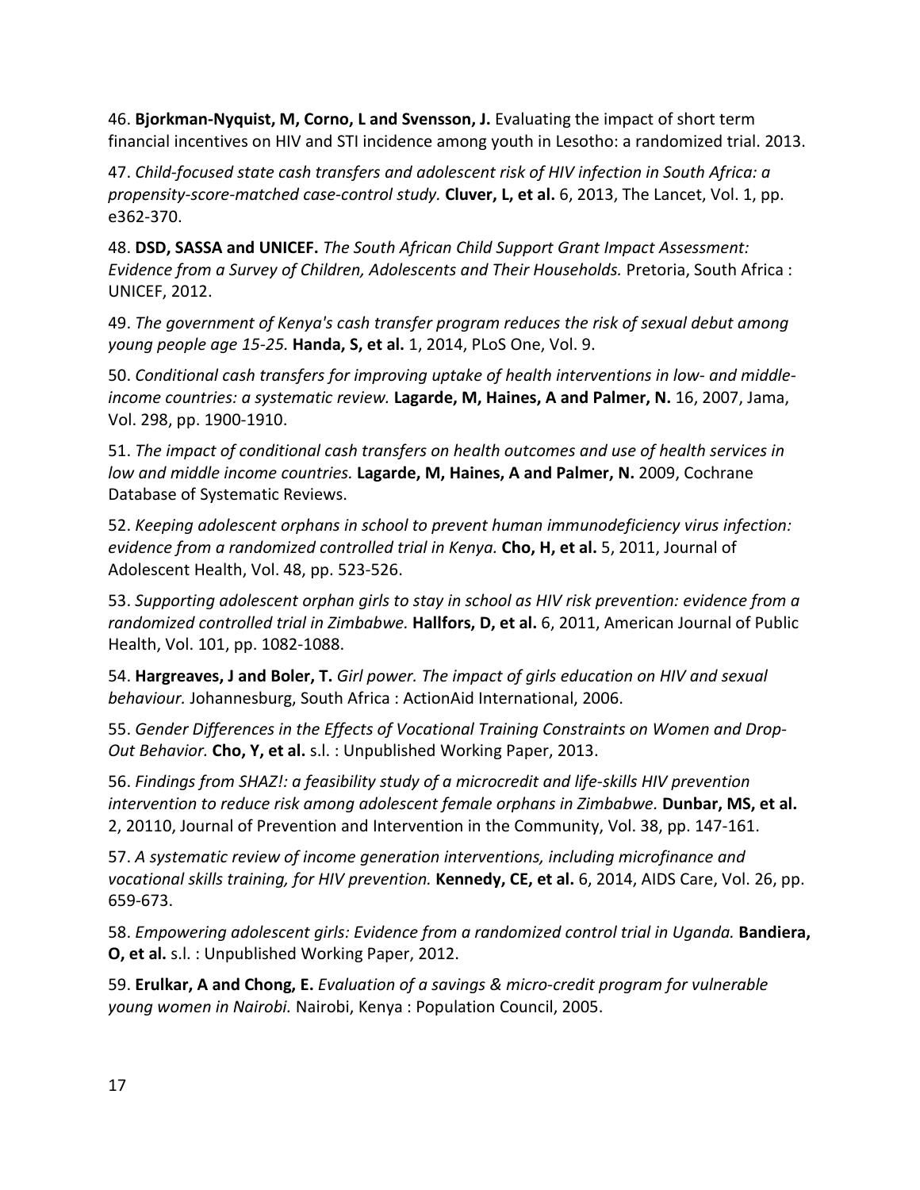46. **Bjorkman-Nyquist, M, Corno, L and Svensson, J.** Evaluating the impact of short term financial incentives on HIV and STI incidence among youth in Lesotho: a randomized trial. 2013.

47. *Child-focused state cash transfers and adolescent risk of HIV infection in South Africa: a propensity-score-matched case-control study.* **Cluver, L, et al.** 6, 2013, The Lancet, Vol. 1, pp. e362-370.

48. **DSD, SASSA and UNICEF.** *The South African Child Support Grant Impact Assessment: Evidence from a Survey of Children, Adolescents and Their Households.* Pretoria, South Africa : UNICEF, 2012.

49. *The government of Kenya's cash transfer program reduces the risk of sexual debut among young people age 15-25.* **Handa, S, et al.** 1, 2014, PLoS One, Vol. 9.

50. *Conditional cash transfers for improving uptake of health interventions in low- and middle-income countries: a systematic review.* **Lagarde, M, Haines, A and Palmer, N.** 16, 2007, Jama, Vol. 298, pp. 1900-1910.

51. *The impact of conditional cash transfers on health outcomes and use of health services in low and middle income countries.* **Lagarde, M, Haines, A and Palmer, N.** 2009, Cochrane Database of Systematic Reviews.

52. *Keeping adolescent orphans in school to prevent human immunodeficiency virus infection: evidence from a randomized controlled trial in Kenya.* **Cho, H, et al.** 5, 2011, Journal of Adolescent Health, Vol. 48, pp. 523-526.

53. *Supporting adolescent orphan girls to stay in school as HIV risk prevention: evidence from a randomized controlled trial in Zimbabwe.* **Hallfors, D, et al.** 6, 2011, American Journal of Public Health, Vol. 101, pp. 1082-1088.

54. **Hargreaves, J and Boler, T.** *Girl power. The impact of girls education on HIV and sexual behaviour.* Johannesburg, South Africa : ActionAid International, 2006.

55. *Gender Differences in the Effects of Vocational Training Constraints on Women and Drop-Out Behavior.* **Cho, Y, et al.** s.l. : Unpublished Working Paper, 2013.

56. *Findings from SHAZ!: a feasibility study of a microcredit and life-skills HIV prevention intervention to reduce risk among adolescent female orphans in Zimbabwe.* **Dunbar, MS, et al.** 2, 20110, Journal of Prevention and Intervention in the Community, Vol. 38, pp. 147-161.

57. *A systematic review of income generation interventions, including microfinance and vocational skills training, for HIV prevention.* **Kennedy, CE, et al.** 6, 2014, AIDS Care, Vol. 26, pp. 659-673.

58. *Empowering adolescent girls: Evidence from a randomized control trial in Uganda.* **Bandiera, O, et al.** s.l. : Unpublished Working Paper, 2012.

59. **Erulkar, A and Chong, E.** *Evaluation of a savings & micro-credit program for vulnerable young women in Nairobi.* Nairobi, Kenya : Population Council, 2005.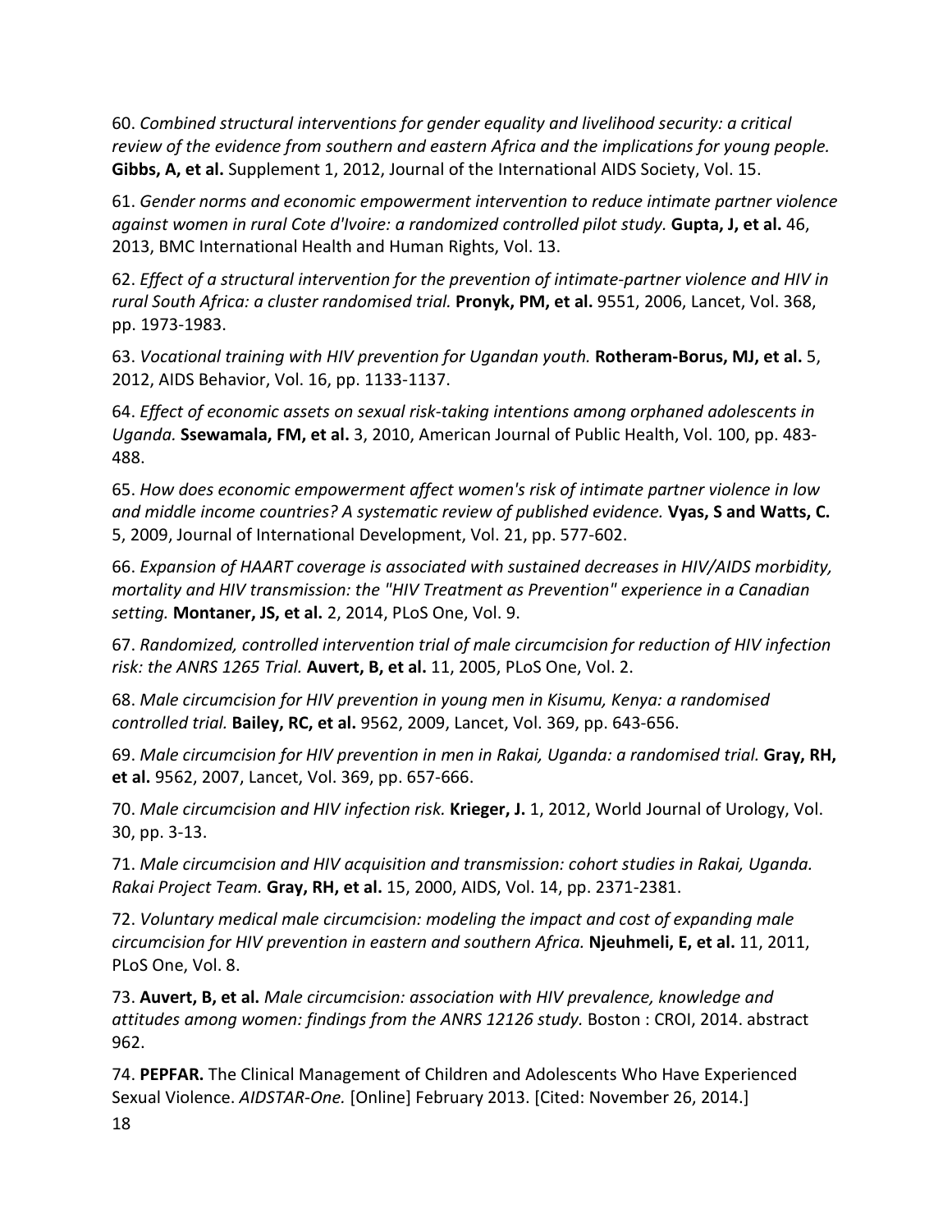60. *Combined structural interventions for gender equality and livelihood security: a critical review of the evidence from southern and eastern Africa and the implications for young people.* **Gibbs, A, et al.** Supplement 1, 2012, Journal of the International AIDS Society, Vol. 15.

61. *Gender norms and economic empowerment intervention to reduce intimate partner violence against women in rural Cote d'Ivoire: a randomized controlled pilot study.* **Gupta, J, et al.** 46, 2013, BMC International Health and Human Rights, Vol. 13.

62. *Effect of a structural intervention for the prevention of intimate-partner violence and HIV in rural South Africa: a cluster randomised trial.* **Pronyk, PM, et al.** 9551, 2006, Lancet, Vol. 368, pp. 1973-1983.

63. *Vocational training with HIV prevention for Ugandan youth.* **Rotheram-Borus, MJ, et al.** 5, 2012, AIDS Behavior, Vol. 16, pp. 1133-1137.

64. *Effect of economic assets on sexual risk-taking intentions among orphaned adolescents in Uganda.* **Ssewamala, FM, et al.** 3, 2010, American Journal of Public Health, Vol. 100, pp. 483-488.

65. *How does economic empowerment affect women's risk of intimate partner violence in low and middle income countries? A systematic review of published evidence.* **Vyas, S and Watts, C.** 5, 2009, Journal of International Development, Vol. 21, pp. 577-602.

66. *Expansion of HAART coverage is associated with sustained decreases in HIV/AIDS morbidity, mortality and HIV transmission: the "HIV Treatment as Prevention" experience in a Canadian setting.* **Montaner, JS, et al.** 2, 2014, PLoS One, Vol. 9.

67. *Randomized, controlled intervention trial of male circumcision for reduction of HIV infection risk: the ANRS 1265 Trial.* **Auvert, B, et al.** 11, 2005, PLoS One, Vol. 2.

68. *Male circumcision for HIV prevention in young men in Kisumu, Kenya: a randomised controlled trial.* **Bailey, RC, et al.** 9562, 2009, Lancet, Vol. 369, pp. 643-656.

69. *Male circumcision for HIV prevention in men in Rakai, Uganda: a randomised trial.* **Gray, RH, et al.** 9562, 2007, Lancet, Vol. 369, pp. 657-666.

70. *Male circumcision and HIV infection risk.* **Krieger, J.** 1, 2012, World Journal of Urology, Vol. 30, pp. 3-13.

71. *Male circumcision and HIV acquisition and transmission: cohort studies in Rakai, Uganda. Rakai Project Team.* **Gray, RH, et al.** 15, 2000, AIDS, Vol. 14, pp. 2371-2381.

72. *Voluntary medical male circumcision: modeling the impact and cost of expanding male circumcision for HIV prevention in eastern and southern Africa.* **Njeuhmeli, E, et al.** 11, 2011, PLoS One, Vol. 8.

73. **Auvert, B, et al.** *Male circumcision: association with HIV prevalence, knowledge and attitudes among women: findings from the ANRS 12126 study.* Boston : CROI, 2014. abstract 962.

74. **PEPFAR.** The Clinical Management of Children and Adolescents Who Have Experienced Sexual Violence. *AIDSTAR-One.* [Online] February 2013. [Cited: November 26, 2014.]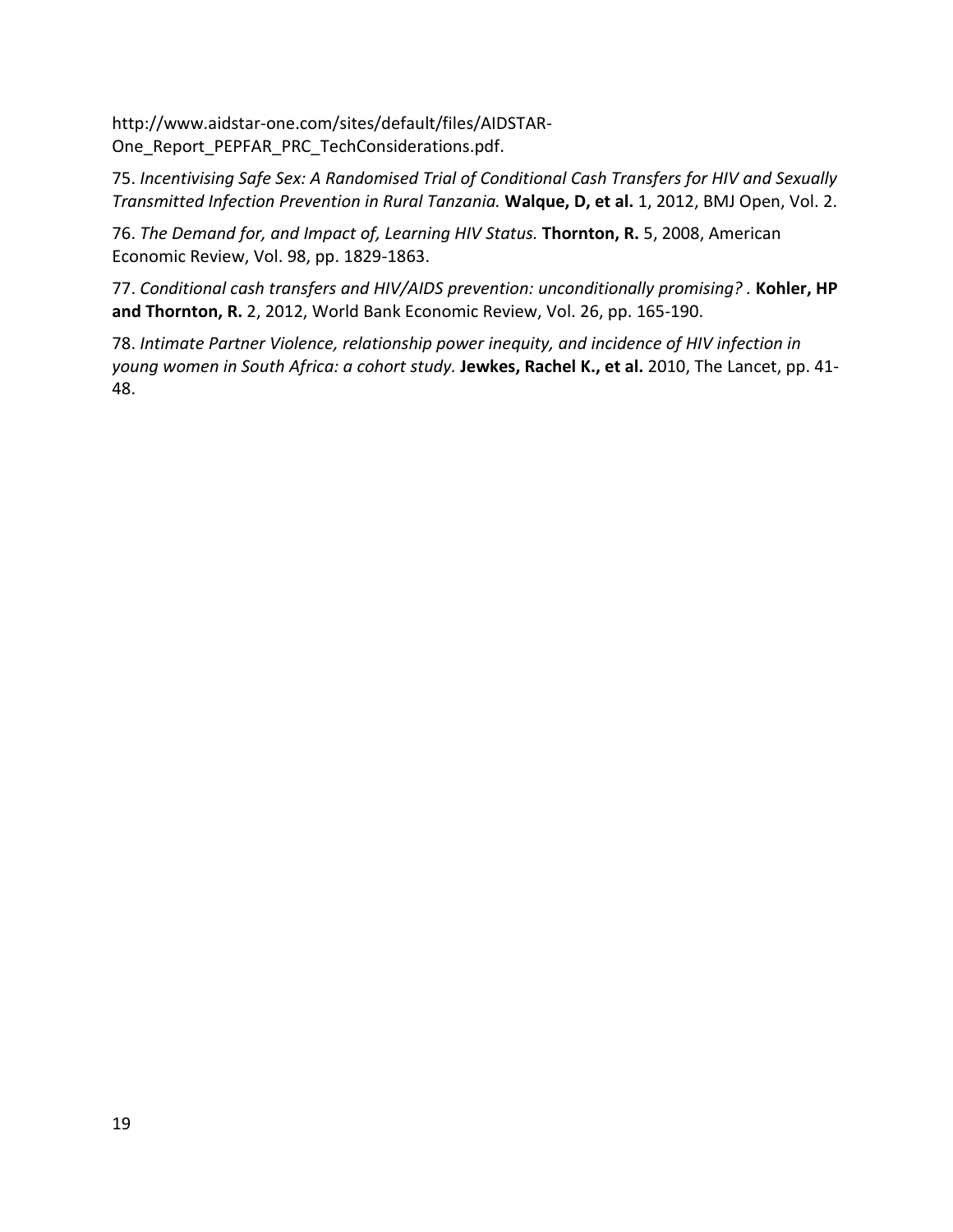http://www.aidstar-one.com/sites/default/files/AIDSTAR-One_Report_PEPFAR_PRC_TechConsiderations.pdf.

75. *Incentivising Safe Sex: A Randomised Trial of Conditional Cash Transfers for HIV and Sexually Transmitted Infection Prevention in Rural Tanzania.* **Walque, D, et al.** 1, 2012, BMJ Open, Vol. 2.

76. *The Demand for, and Impact of, Learning HIV Status.* **Thornton, R.** 5, 2008, American Economic Review, Vol. 98, pp. 1829-1863.

77. *Conditional cash transfers and HIV/AIDS prevention: unconditionally promising? .* **Kohler, HP and Thornton, R.** 2, 2012, World Bank Economic Review, Vol. 26, pp. 165-190.

78. *Intimate Partner Violence, relationship power inequity, and incidence of HIV infection in young women in South Africa: a cohort study.* **Jewkes, Rachel K., et al.** 2010, The Lancet, pp. 41-48.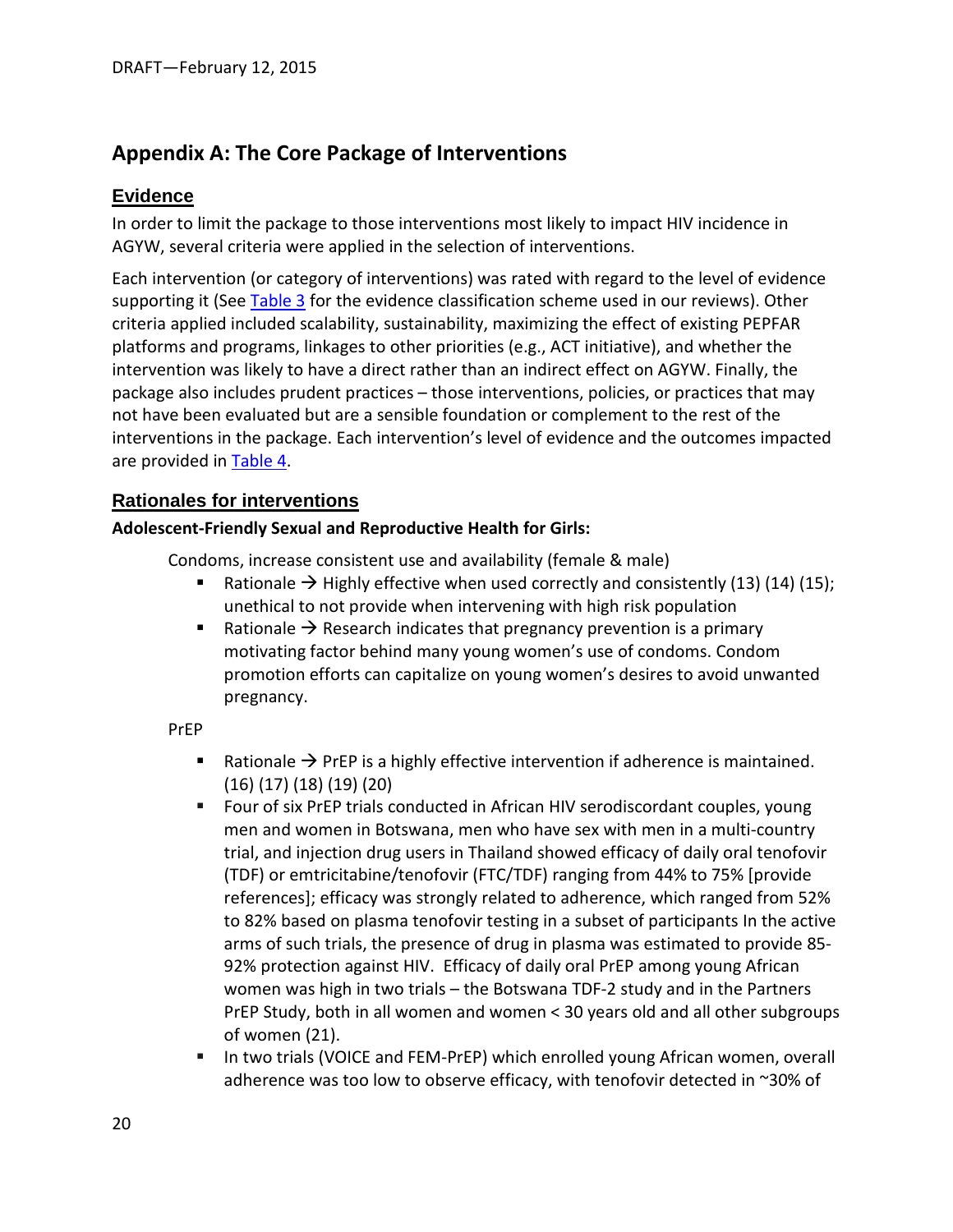## Appendix A: The Core Package of Interventions

### Evidence

In order to limit the package to those interventions most likely to impact HIV incidence in AGYW, several criteria were applied in the selection of interventions.

Each intervention (or category of interventions) was rated with regard to the level of evidence supporting it (See Table 3 for the evidence classification scheme used in our reviews). Other criteria applied included scalability, sustainability, maximizing the effect of existing PEPFAR platforms and programs, linkages to other priorities (e.g., ACT initiative), and whether the intervention was likely to have a direct rather than an indirect effect on AGYW. Finally, the package also includes prudent practices – those interventions, policies, or practices that may not have been evaluated but are a sensible foundation or complement to the rest of the interventions in the package. Each intervention's level of evidence and the outcomes impacted are provided in Table 4.

### Rationales for interventions

**Adolescent-Friendly Sexual and Reproductive Health for Girls:**

Condoms, increase consistent use and availability (female & male)

- Rationale → Highly effective when used correctly and consistently (13) (14) (15); unethical to not provide when intervening with high risk population
- Rationale → Research indicates that pregnancy prevention is a primary motivating factor behind many young women's use of condoms. Condom promotion efforts can capitalize on young women's desires to avoid unwanted pregnancy.

PrEP

- Rationale → PrEP is a highly effective intervention if adherence is maintained. (16) (17) (18) (19) (20)
- Four of six PrEP trials conducted in African HIV serodiscordant couples, young men and women in Botswana, men who have sex with men in a multi-country trial, and injection drug users in Thailand showed efficacy of daily oral tenofovir (TDF) or emtricitabine/tenofovir (FTC/TDF) ranging from 44% to 75% [provide references]; efficacy was strongly related to adherence, which ranged from 52% to 82% based on plasma tenofovir testing in a subset of participants In the active arms of such trials, the presence of drug in plasma was estimated to provide 85-92% protection against HIV. Efficacy of daily oral PrEP among young African women was high in two trials – the Botswana TDF-2 study and in the Partners PrEP Study, both in all women and women < 30 years old and all other subgroups of women (21).
- In two trials (VOICE and FEM-PrEP) which enrolled young African women, overall adherence was too low to observe efficacy, with tenofovir detected in ~30% of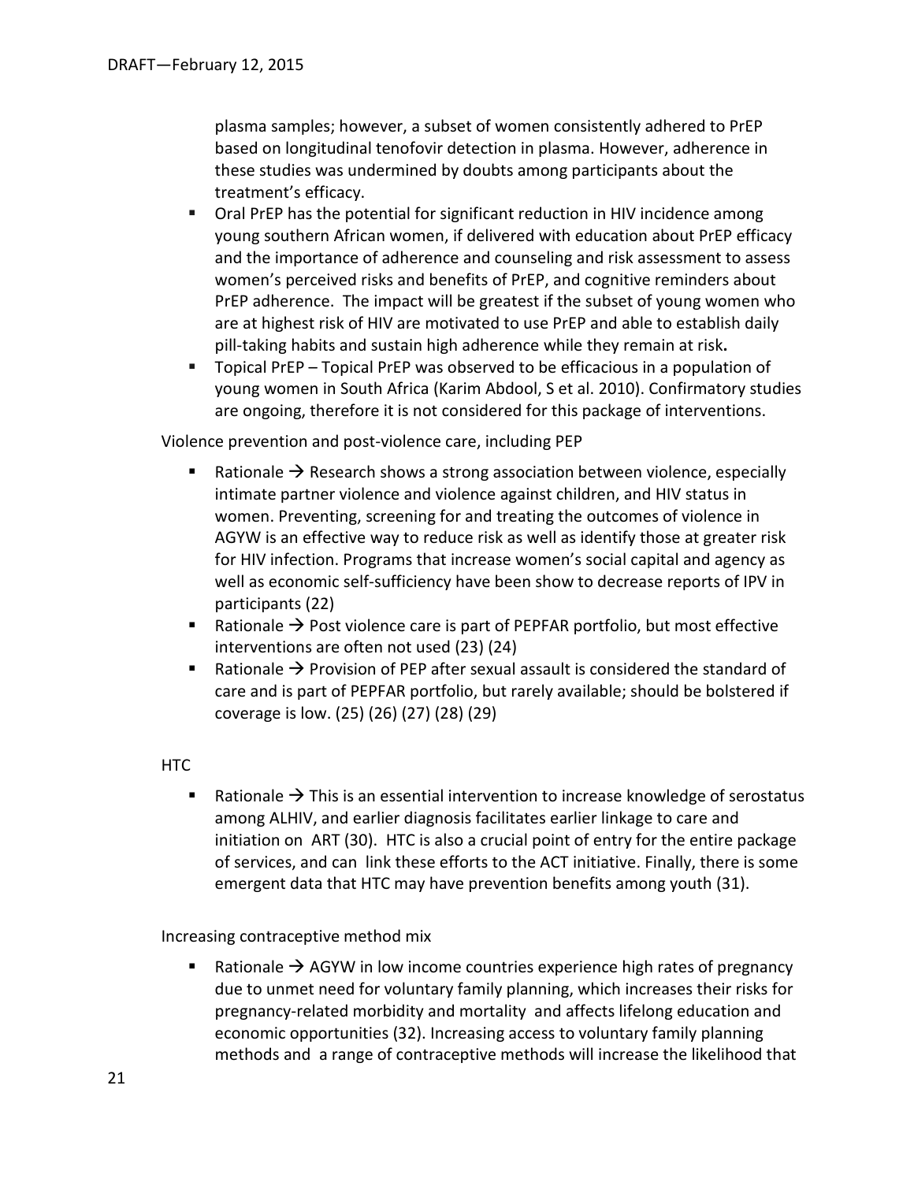plasma samples; however, a subset of women consistently adhered to PrEP based on longitudinal tenofovir detection in plasma. However, adherence in these studies was undermined by doubts among participants about the treatment's efficacy.

- Oral PrEP has the potential for significant reduction in HIV incidence among young southern African women, if delivered with education about PrEP efficacy and the importance of adherence and counseling and risk assessment to assess women's perceived risks and benefits of PrEP, and cognitive reminders about PrEP adherence. The impact will be greatest if the subset of young women who are at highest risk of HIV are motivated to use PrEP and able to establish daily pill-taking habits and sustain high adherence while they remain at risk**.**
- Topical PrEP – Topical PrEP was observed to be efficacious in a population of young women in South Africa (Karim Abdool, S et al. 2010). Confirmatory studies are ongoing, therefore it is not considered for this package of interventions.

Violence prevention and post-violence care, including PEP

- Rationale → Research shows a strong association between violence, especially intimate partner violence and violence against children, and HIV status in women. Preventing, screening for and treating the outcomes of violence in AGYW is an effective way to reduce risk as well as identify those at greater risk for HIV infection. Programs that increase women's social capital and agency as well as economic self-sufficiency have been show to decrease reports of IPV in participants (22)
- Rationale → Post violence care is part of PEPFAR portfolio, but most effective interventions are often not used (23) (24)
- Rationale → Provision of PEP after sexual assault is considered the standard of care and is part of PEPFAR portfolio, but rarely available; should be bolstered if coverage is low. (25) (26) (27) (28) (29)

HTC

- Rationale → This is an essential intervention to increase knowledge of serostatus among ALHIV, and earlier diagnosis facilitates earlier linkage to care and initiation on ART (30). HTC is also a crucial point of entry for the entire package of services, and can link these efforts to the ACT initiative. Finally, there is some emergent data that HTC may have prevention benefits among youth (31).

Increasing contraceptive method mix

- Rationale → AGYW in low income countries experience high rates of pregnancy due to unmet need for voluntary family planning, which increases their risks for pregnancy-related morbidity and mortality and affects lifelong education and economic opportunities (32). Increasing access to voluntary family planning methods and a range of contraceptive methods will increase the likelihood that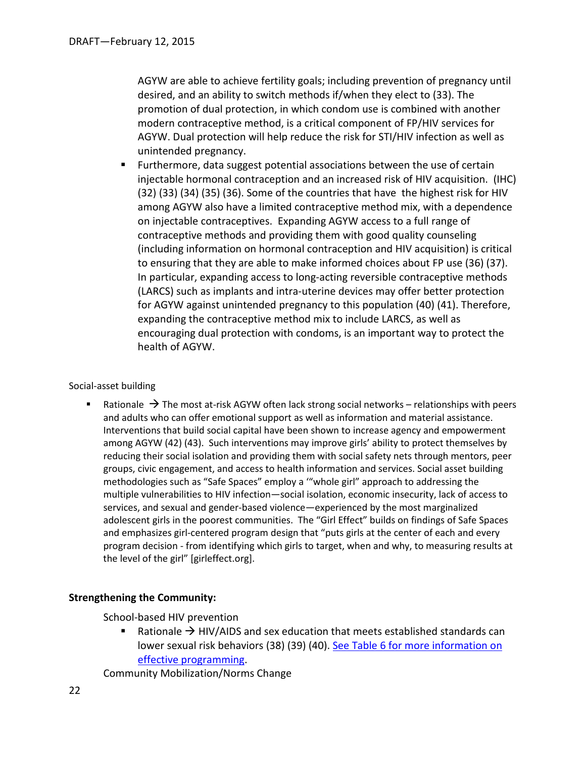AGYW are able to achieve fertility goals; including prevention of pregnancy until desired, and an ability to switch methods if/when they elect to (33). The promotion of dual protection, in which condom use is combined with another modern contraceptive method, is a critical component of FP/HIV services for AGYW. Dual protection will help reduce the risk for STI/HIV infection as well as unintended pregnancy.

- Furthermore, data suggest potential associations between the use of certain injectable hormonal contraception and an increased risk of HIV acquisition. (IHC) (32) (33) (34) (35) (36). Some of the countries that have the highest risk for HIV among AGYW also have a limited contraceptive method mix, with a dependence on injectable contraceptives. Expanding AGYW access to a full range of contraceptive methods and providing them with good quality counseling (including information on hormonal contraception and HIV acquisition) is critical to ensuring that they are able to make informed choices about FP use (36) (37). In particular, expanding access to long-acting reversible contraceptive methods (LARCS) such as implants and intra-uterine devices may offer better protection for AGYW against unintended pregnancy to this population (40) (41). Therefore, expanding the contraceptive method mix to include LARCS, as well as encouraging dual protection with condoms, is an important way to protect the health of AGYW.

Social-asset building

- Rationale → The most at-risk AGYW often lack strong social networks – relationships with peers and adults who can offer emotional support as well as information and material assistance. Interventions that build social capital have been shown to increase agency and empowerment among AGYW (42) (43). Such interventions may improve girls' ability to protect themselves by reducing their social isolation and providing them with social safety nets through mentors, peer groups, civic engagement, and access to health information and services. Social asset building methodologies such as "Safe Spaces" employ a '"whole girl" approach to addressing the multiple vulnerabilities to HIV infection—social isolation, economic insecurity, lack of access to services, and sexual and gender-based violence—experienced by the most marginalized adolescent girls in the poorest communities. The "Girl Effect" builds on findings of Safe Spaces and emphasizes girl-centered program design that "puts girls at the center of each and every program decision - from identifying which girls to target, when and why, to measuring results at the level of the girl" [girleffect.org].

**Strengthening the Community:**

School-based HIV prevention

- Rationale → HIV/AIDS and sex education that meets established standards can lower sexual risk behaviors (38) (39) (40). See Table 6 for more information on effective programming.

Community Mobilization/Norms Change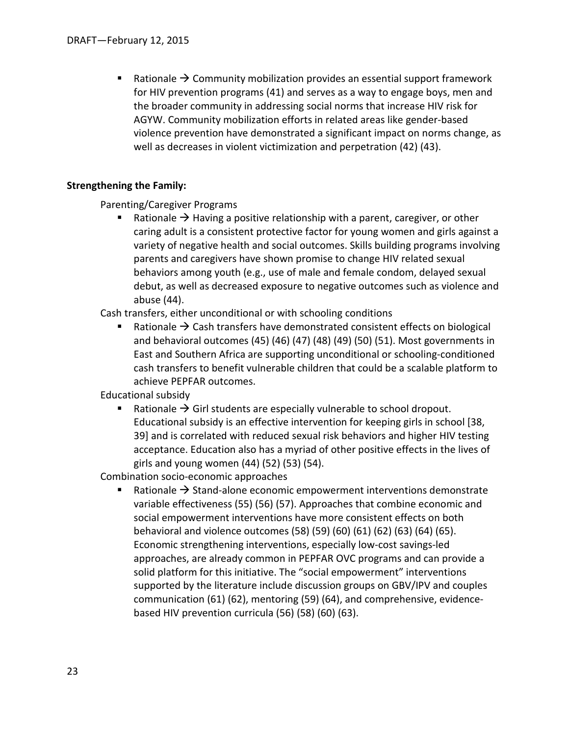- Rationale → Community mobilization provides an essential support framework for HIV prevention programs (41) and serves as a way to engage boys, men and the broader community in addressing social norms that increase HIV risk for AGYW. Community mobilization efforts in related areas like gender-based violence prevention have demonstrated a significant impact on norms change, as well as decreases in violent victimization and perpetration (42) (43).

**Strengthening the Family:**

Parenting/Caregiver Programs

- Rationale → Having a positive relationship with a parent, caregiver, or other caring adult is a consistent protective factor for young women and girls against a variety of negative health and social outcomes. Skills building programs involving parents and caregivers have shown promise to change HIV related sexual behaviors among youth (e.g., use of male and female condom, delayed sexual debut, as well as decreased exposure to negative outcomes such as violence and abuse (44).

Cash transfers, either unconditional or with schooling conditions

- Rationale → Cash transfers have demonstrated consistent effects on biological and behavioral outcomes (45) (46) (47) (48) (49) (50) (51). Most governments in East and Southern Africa are supporting unconditional or schooling-conditioned cash transfers to benefit vulnerable children that could be a scalable platform to achieve PEPFAR outcomes.

Educational subsidy

- Rationale → Girl students are especially vulnerable to school dropout. Educational subsidy is an effective intervention for keeping girls in school [38, 39] and is correlated with reduced sexual risk behaviors and higher HIV testing acceptance. Education also has a myriad of other positive effects in the lives of girls and young women (44) (52) (53) (54).

Combination socio-economic approaches

- Rationale → Stand-alone economic empowerment interventions demonstrate variable effectiveness (55) (56) (57). Approaches that combine economic and social empowerment interventions have more consistent effects on both behavioral and violence outcomes (58) (59) (60) (61) (62) (63) (64) (65). Economic strengthening interventions, especially low-cost savings-led approaches, are already common in PEPFAR OVC programs and can provide a solid platform for this initiative. The "social empowerment" interventions supported by the literature include discussion groups on GBV/IPV and couples communication (61) (62), mentoring (59) (64), and comprehensive, evidence-based HIV prevention curricula (56) (58) (60) (63).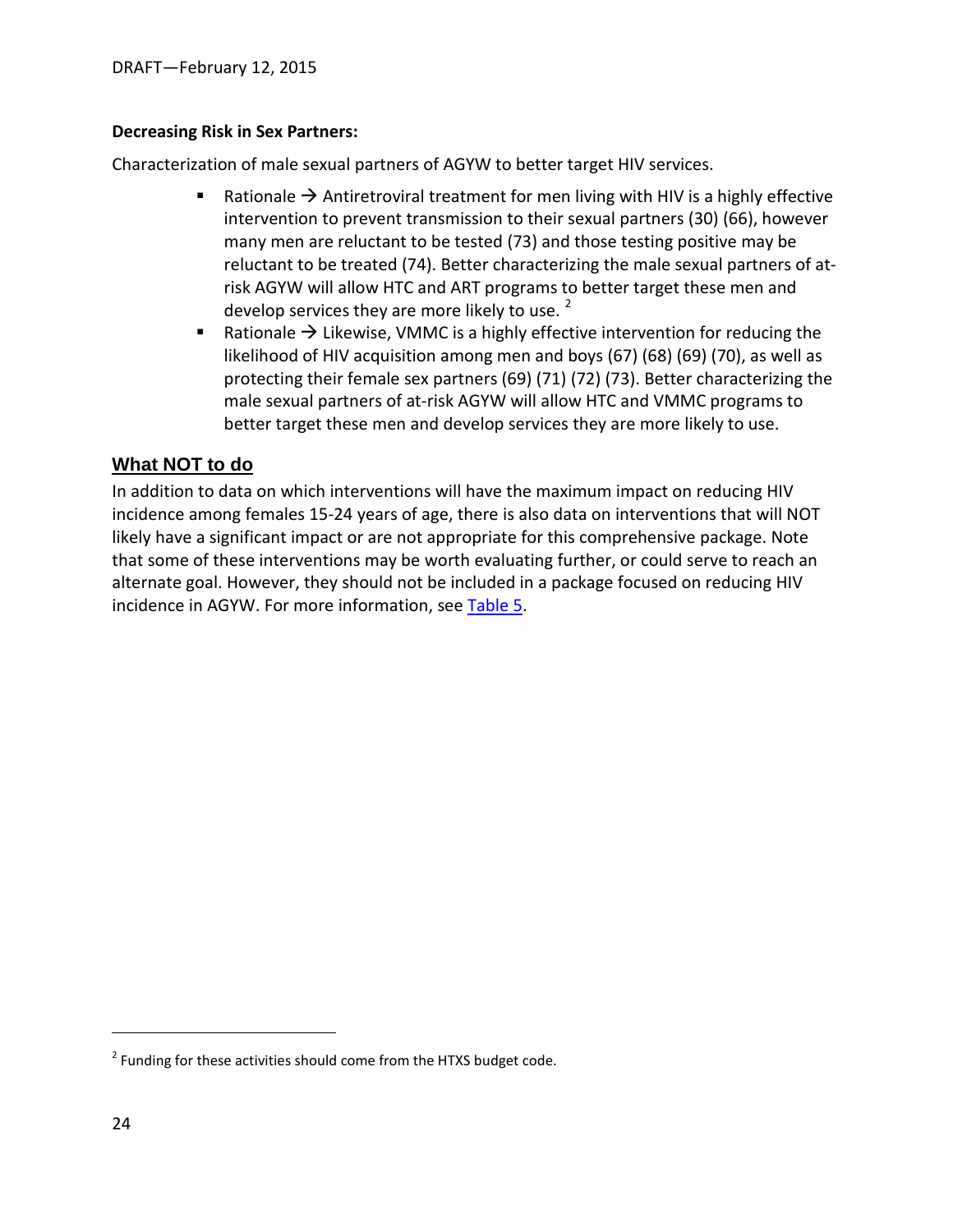**Decreasing Risk in Sex Partners:**

Characterization of male sexual partners of AGYW to better target HIV services.

- Rationale → Antiretroviral treatment for men living with HIV is a highly effective intervention to prevent transmission to their sexual partners (30) (66), however many men are reluctant to be tested (73) and those testing positive may be reluctant to be treated (74). Better characterizing the male sexual partners of at-risk AGYW will allow HTC and ART programs to better target these men and develop services they are more likely to use. [2]
- Rationale → Likewise, VMMC is a highly effective intervention for reducing the likelihood of HIV acquisition among men and boys (67) (68) (69) (70), as well as protecting their female sex partners (69) (71) (72) (73). Better characterizing the male sexual partners of at-risk AGYW will allow HTC and VMMC programs to better target these men and develop services they are more likely to use.

## What NOT to do

In addition to data on which interventions will have the maximum impact on reducing HIV incidence among females 15-24 years of age, there is also data on interventions that will NOT likely have a significant impact or are not appropriate for this comprehensive package. Note that some of these interventions may be worth evaluating further, or could serve to reach an alternate goal. However, they should not be included in a package focused on reducing HIV incidence in AGYW. For more information, see Table 5.

[2] Funding for these activities should come from the HTXS budget code.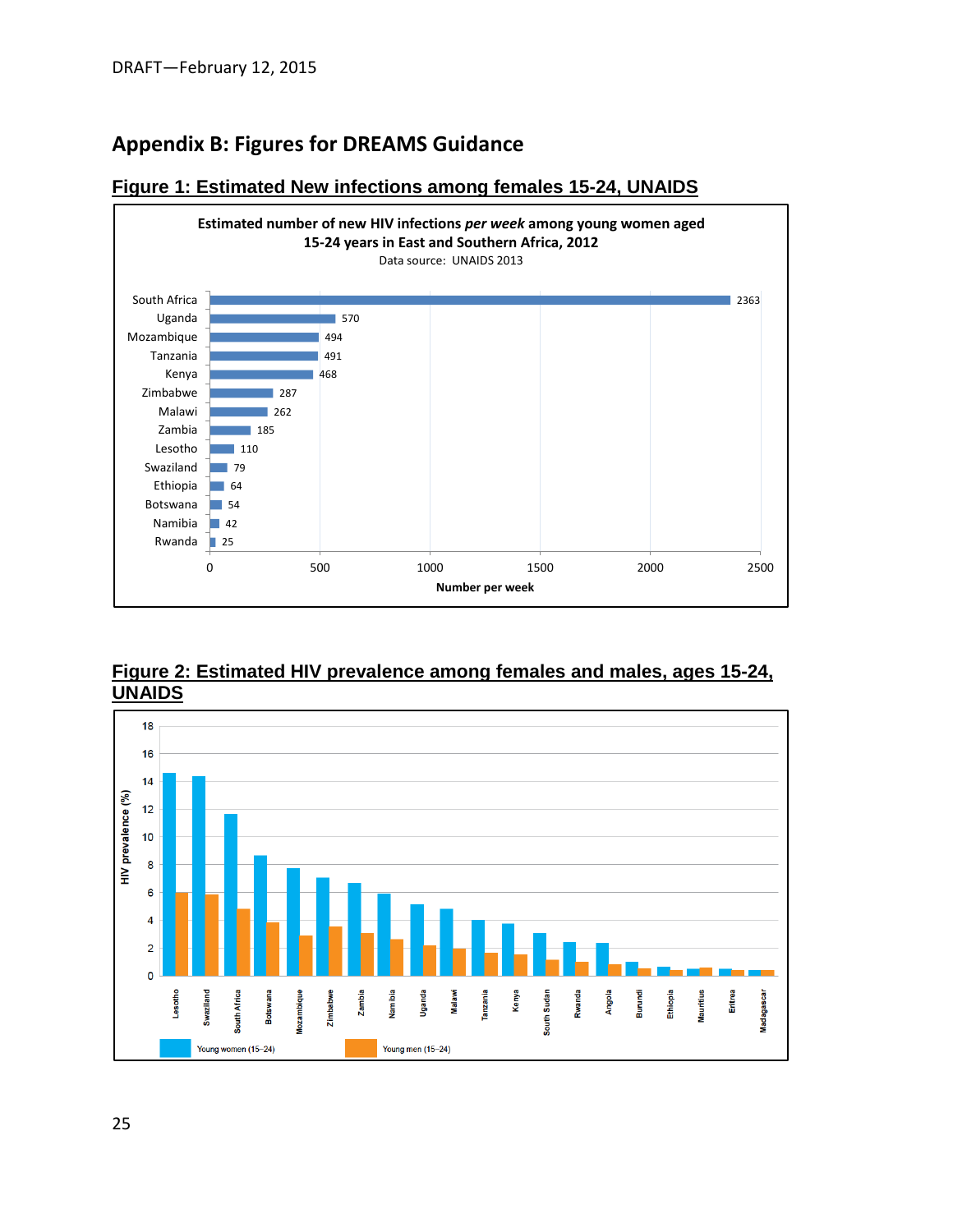## Appendix B: Figures for DREAMS Guidance

**Figure 1: Estimated New infections among females 15-24, UNAIDS**

**Estimated number of new HIV infections *per week* among young women aged 15-24 years in East and Southern Africa, 2012**

Data source: UNAIDS 2013

| Country | Number per week |
|---|---|
| South Africa | 2363 |
| Uganda | 570 |
| Mozambique | 494 |
| Tanzania | 491 |
| Kenya | 468 |
| Zimbabwe | 287 |
| Malawi | 262 |
| Zambia | 185 |
| Lesotho | 110 |
| Swaziland | 79 |
| Ethiopia | 64 |
| Botswana | 54 |
| Namibia | 42 |
| Rwanda | 25 |

**Figure 2: Estimated HIV prevalence among females and males, ages 15-24, UNAIDS**

HIV prevalence (%) by country: Lesotho, Swaziland, South Africa, Botswana, Mozambique, Zimbabwe, Zambia, Namibia, Uganda, Malawi, Tanzania, Kenya, South Sudan, Rwanda, Angola, Burundi, Ethiopia, Mauritius, Eritrea, Madagascar

Legend: Young women (15–24); Young men (15–24)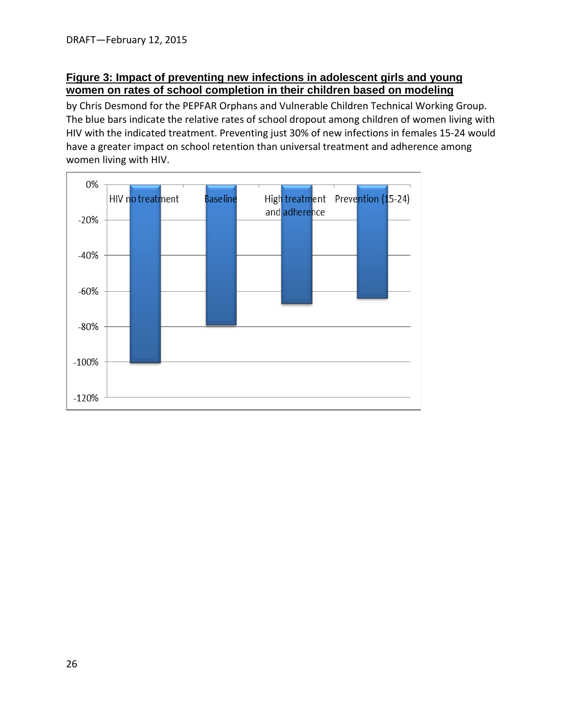**Figure 3: Impact of preventing new infections in adolescent girls and young women on rates of school completion in their children based on modeling**

by Chris Desmond for the PEPFAR Orphans and Vulnerable Children Technical Working Group. The blue bars indicate the relative rates of school dropout among children of women living with HIV with the indicated treatment. Preventing just 30% of new infections in females 15-24 would have a greater impact on school retention than universal treatment and adherence among women living with HIV.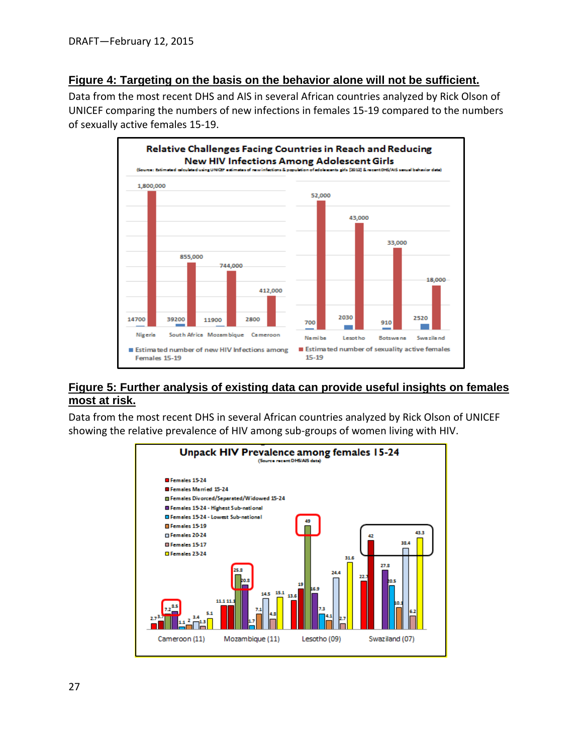DRAFT—February 12, 2015

## Figure 4: Targeting on the basis on the behavior alone will not be sufficient.

Data from the most recent DHS and AIS in several African countries analyzed by Rick Olson of UNICEF comparing the numbers of new infections in females 15-19 compared to the numbers of sexually active females 15-19.

**Relative Challenges Facing Countries in Reach and Reducing New HIV Infections Among Adolescent Girls**

| Country | Estimated number of new HIV Infections among Females 15-19 | Estimated number of sexuality active females 15-19 |
|---|---|---|
| Nigeria | 14700 | 1,800,000 |
| South Africa | 39200 | 855,000 |
| Mozambique | 11900 | 744,000 |
| Cameroon | 2800 | 412,000 |
| Namibe | 700 | 52,000 |
| Lesotho | 2030 | 43,000 |
| Botswana | 910 | 33,000 |
| Swaziland | 2520 | 18,000 |

## Figure 5: Further analysis of existing data can provide useful insights on females most at risk.

Data from the most recent DHS in several African countries analyzed by Rick Olson of UNICEF showing the relative prevalence of HIV among sub-groups of women living with HIV.

**Unpack HIV Prevalence among females 15-24** (Source recent DHS/AIS data)

| Group | Cameroon (11) | Mozambique (11) | Lesotho (09) | Swaziland (07) |
|---|---|---|---|---|
| Females 15-24 | 2.7 | 11.1 | 13.6 | 22.7 |
| Females Married 15-24 | 3.7 | 11.1 | 19 | 42 |
| Females Divorced/Separated/Widowed 15-24 | 7.2 | 25.8 | 49 | |
| Females 15-24 - Highest Sub-national | 8.5 | 20.8 | 16.9 | 27.8 |
| Females 15-24 - Lowest Sub-national | 1.1 | 1.7 | 7.3 | 20.5 |
| Females 15-19 | 2 | 7.1 | 4.1 | 10.1 |
| Females 20-24 | 3.4 | 14.5 | 24.4 | 38.4 |
| Females 15-17 | 1.3 | 4.8 | 2.7 | 6.2 |
| Females 23-24 | 5.1 | 15.1 | 31.6 | 43.3 |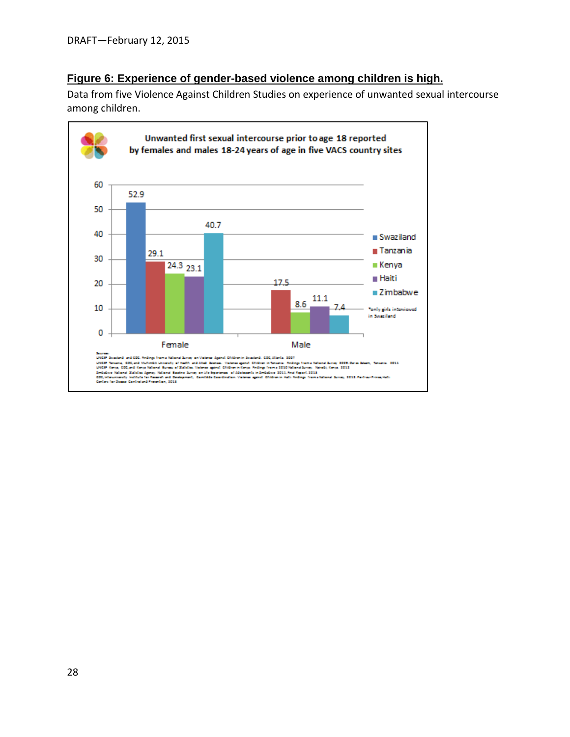**Figure 6: Experience of gender-based violence among children is high.**

Data from five Violence Against Children Studies on experience of unwanted sexual intercourse among children.

**Unwanted first sexual intercourse prior to age 18 reported by females and males 18-24 years of age in five VACS country sites**

| | Swaziland | Tanzania | Kenya | Haiti | Zimbabwe |
|---|---|---|---|---|---|
| Female | 52.9 | 29.1 | 24.3 | 23.1 | 40.7 |
| Male | | 17.5 | 8.6 | 11.1 | 7.4 |

*only girls interviewed in Swaziland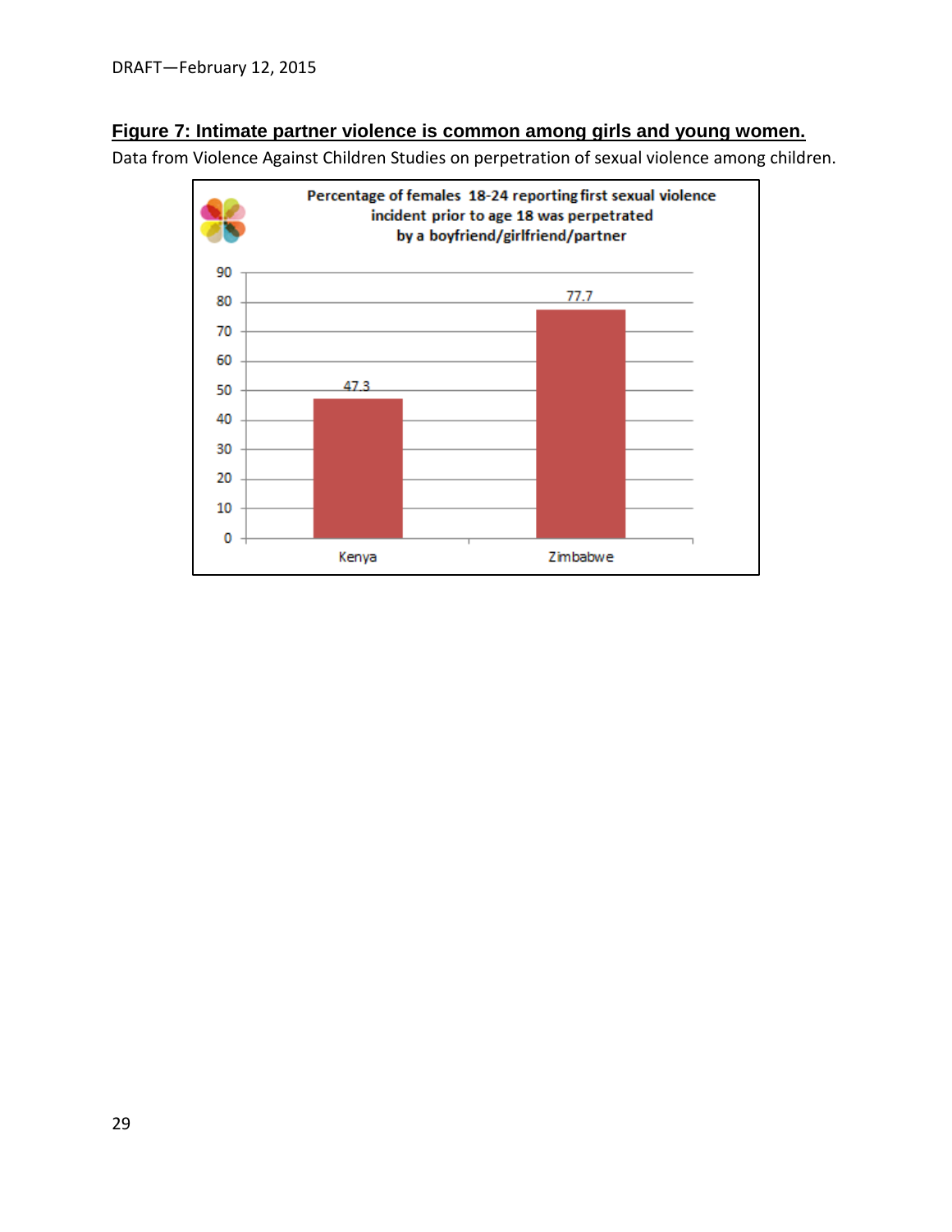**Figure 7: Intimate partner violence is common among girls and young women.**

Data from Violence Against Children Studies on perpetration of sexual violence among children.

**Percentage of females 18-24 reporting first sexual violence incident prior to age 18 was perpetrated by a boyfriend/girlfriend/partner**

| Country | Percentage |
| --- | --- |
| Kenya | 47.3 |
| Zimbabwe | 77.7 |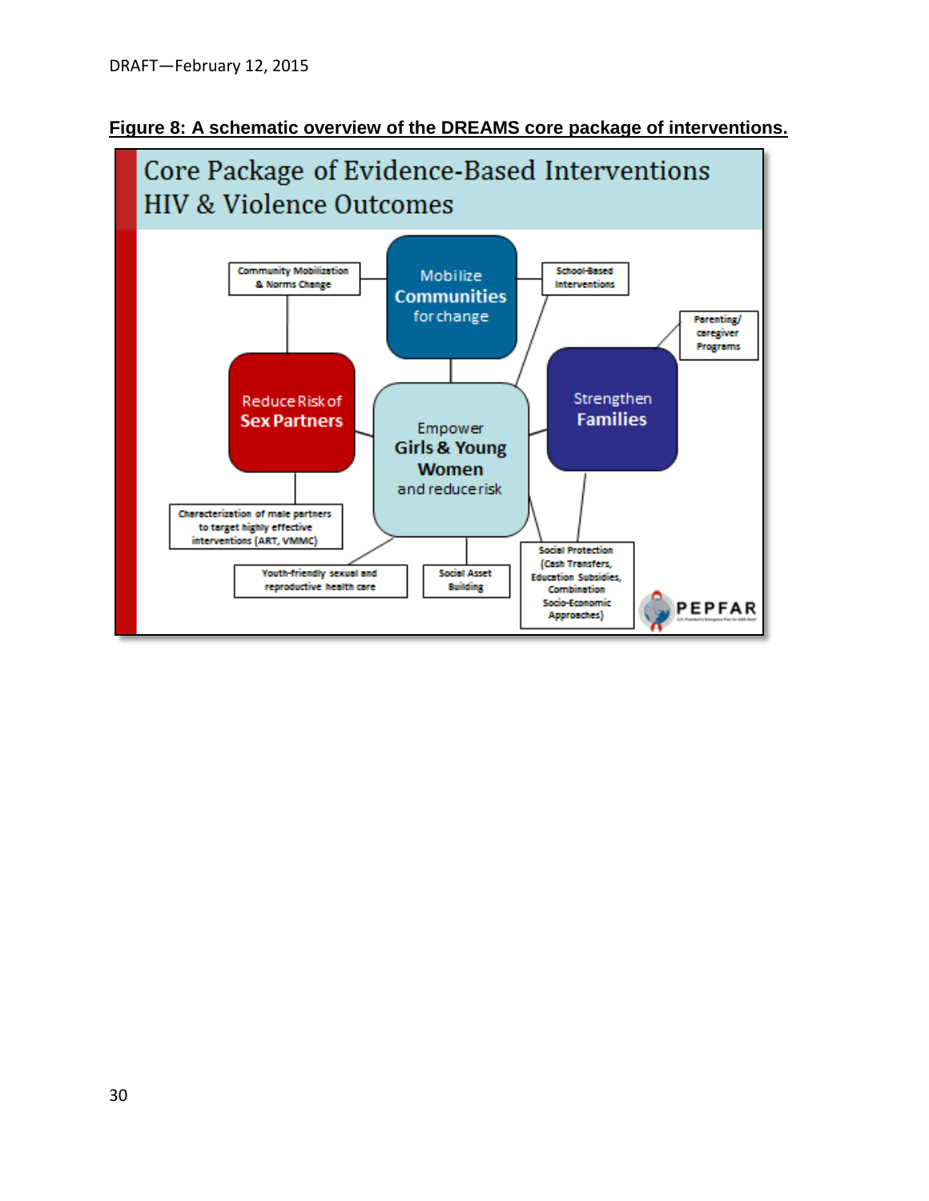**Figure 8: A schematic overview of the DREAMS core package of interventions.**

Core Package of Evidence-Based Interventions
HIV & Violence Outcomes

- Mobilize **Communities** for change
  - Community Mobilization & Norms Change
  - School-Based Interventions
- Reduce Risk of **Sex Partners**
  - Characterization of male partners to target highly effective interventions (ART, VMMC)
- Empower **Girls & Young Women** and reduce risk
  - Youth-friendly sexual and reproductive health care
  - Social Asset Building
  - Social Protection (Cash Transfers, Education Subsidies, Combination Socio-Economic Approaches)
- Strengthen **Families**
  - Parenting/ caregiver Programs
  - Social Protection (Cash Transfers, Education Subsidies, Combination Socio-Economic Approaches)

PEPFAR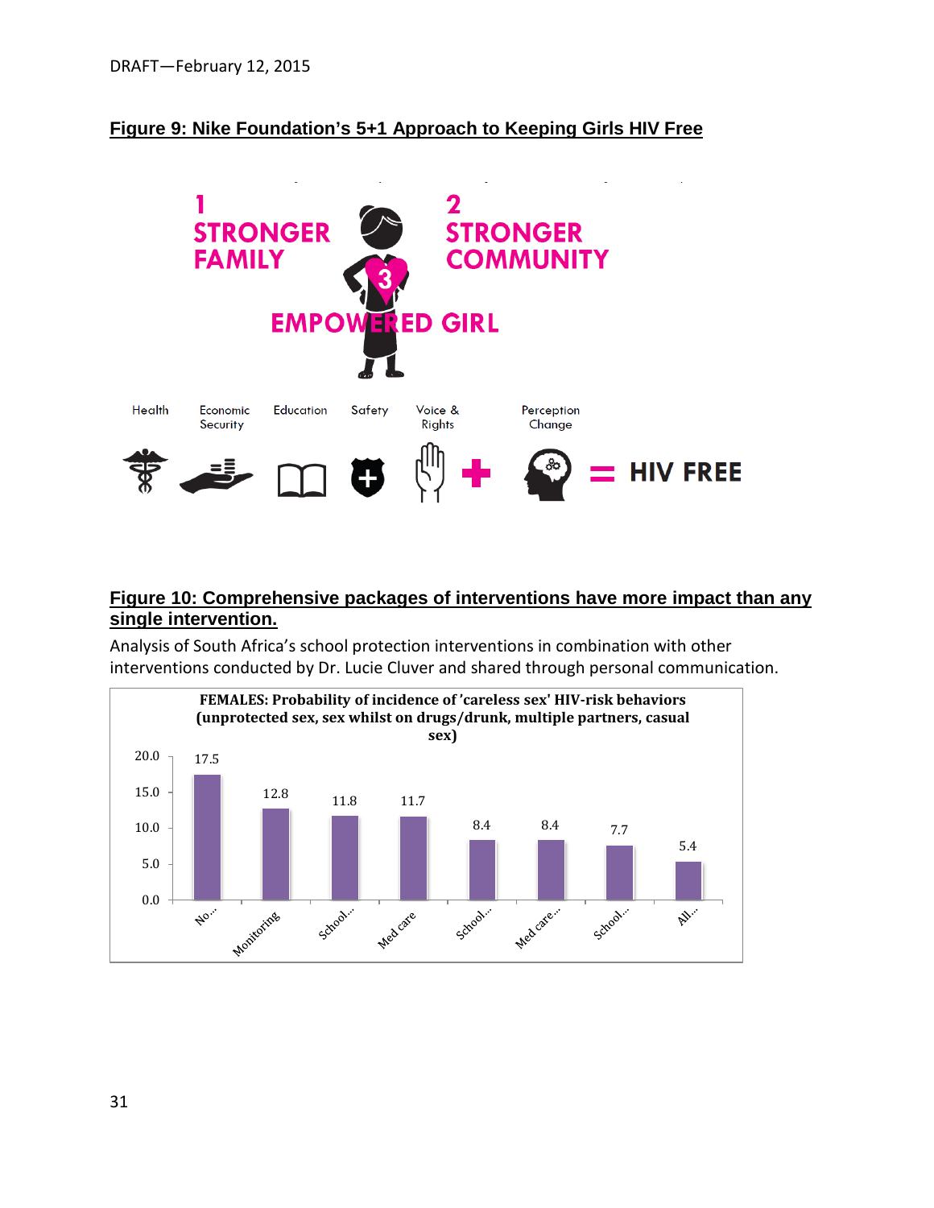## Figure 9: Nike Foundation's 5+1 Approach to Keeping Girls HIV Free

1 STRONGER FAMILY

2 STRONGER COMMUNITY

3 EMPOWERED GIRL

Health, Economic Security, Education, Safety, Voice & Rights + Perception Change = HIV FREE

## Figure 10: Comprehensive packages of interventions have more impact than any single intervention.

Analysis of South Africa's school protection interventions in combination with other interventions conducted by Dr. Lucie Cluver and shared through personal communication.

**FEMALES: Probability of incidence of 'careless sex' HIV-risk behaviors (unprotected sex, sex whilst on drugs/drunk, multiple partners, casual sex)**

| Intervention | Probability |
| --- | --- |
| No... | 17.5 |
| Monitoring | 12.8 |
| School... | 11.8 |
| Med care | 11.7 |
| School... | 8.4 |
| Med care... | 8.4 |
| School... | 7.7 |
| All... | 5.4 |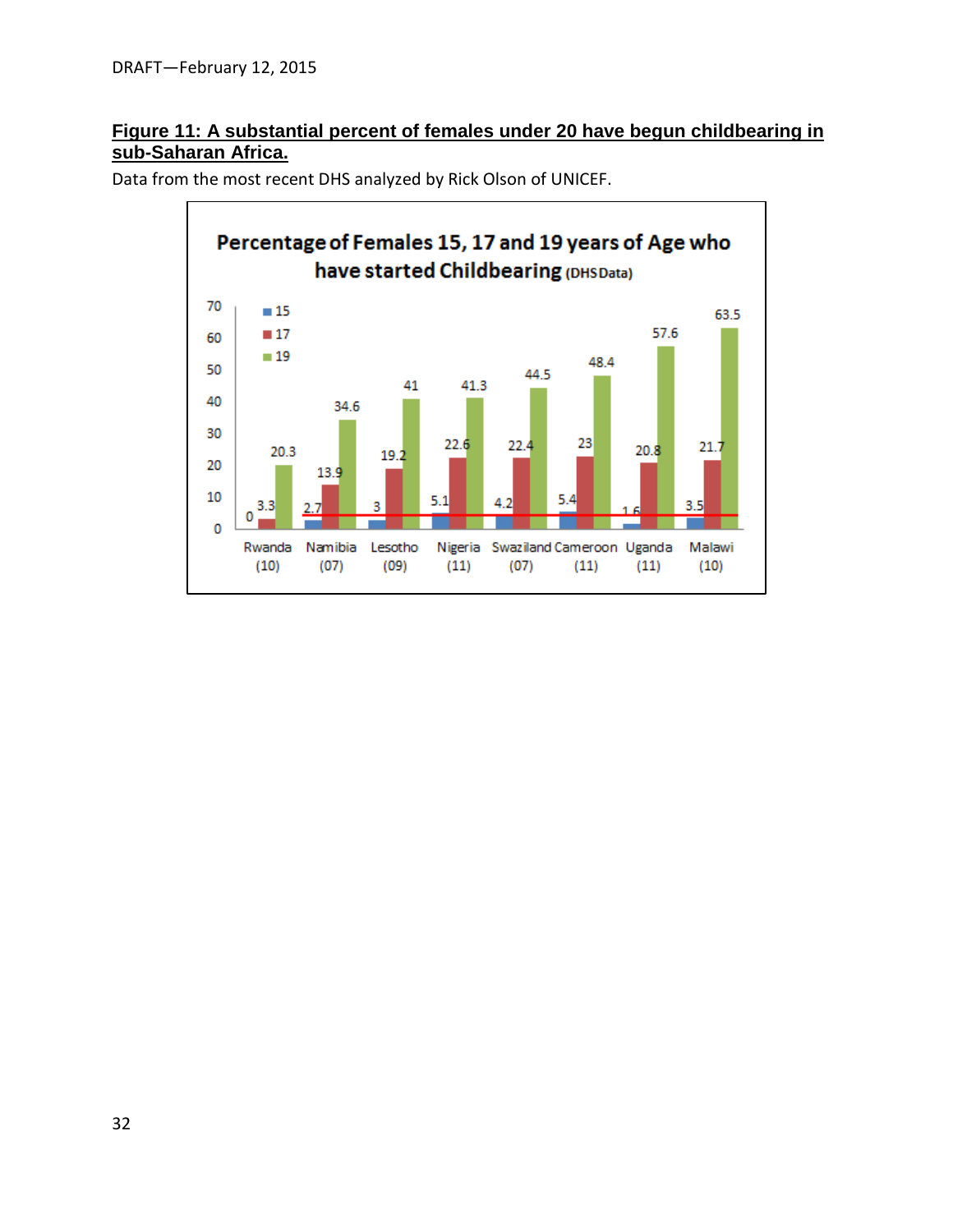**Figure 11: A substantial percent of females under 20 have begun childbearing in sub-Saharan Africa.**

Data from the most recent DHS analyzed by Rick Olson of UNICEF.

**Percentage of Females 15, 17 and 19 years of Age who have started Childbearing** (DHS Data)

| Country (survey year) | 15 | 17 | 19 |
|---|---|---|---|
| Rwanda (10) | 0 | 3.3 | 20.3 |
| Namibia (07) | 2.7 | 13.9 | 34.6 |
| Lesotho (09) | 3 | 19.2 | 41 |
| Nigeria (11) | 5.1 | 22.6 | 41.3 |
| Swaziland (07) | 4.2 | 22.4 | 44.5 |
| Cameroon (11) | 5.4 | 23 | 48.4 |
| Uganda (11) | 1.6 | 20.8 | 57.6 |
| Malawi (10) | 3.5 | 21.7 | 63.5 |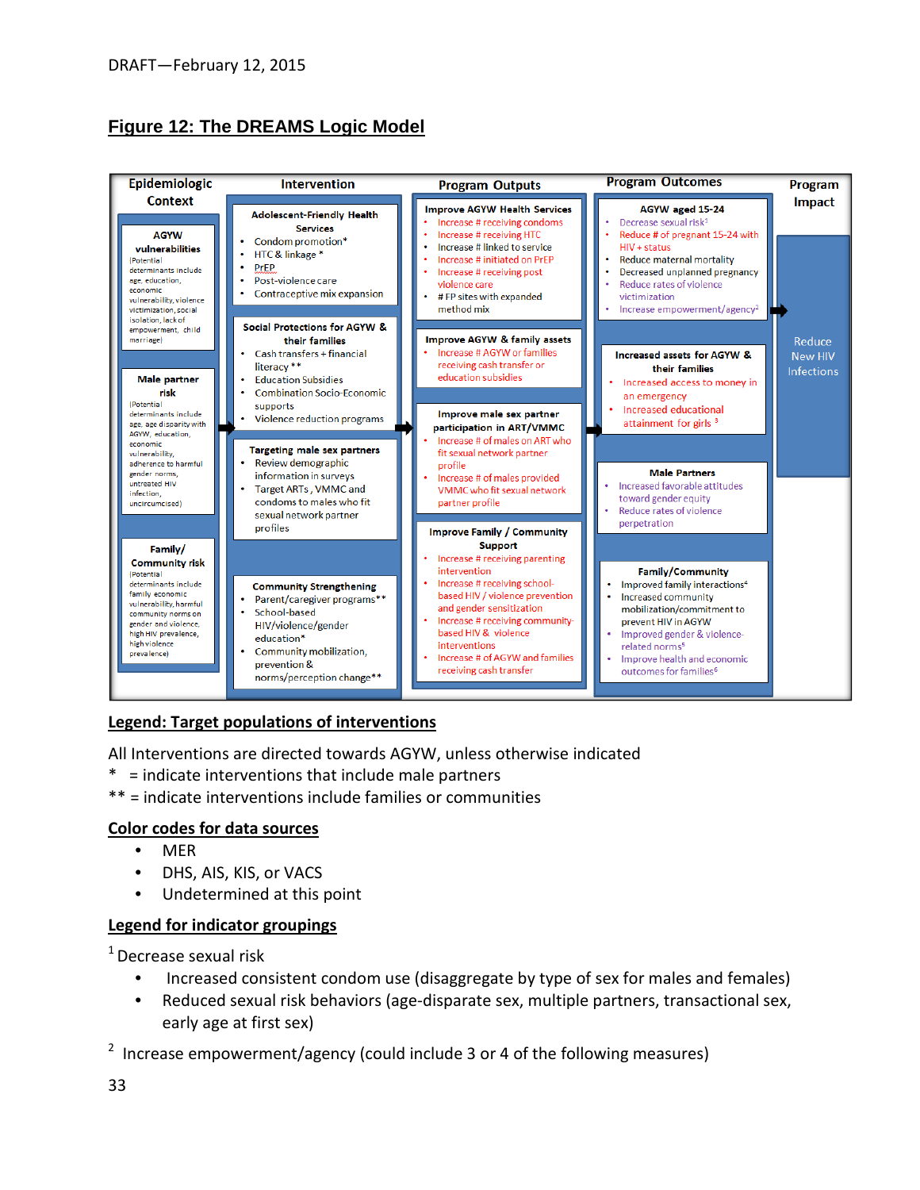DRAFT—February 12, 2015

## Figure 12: The DREAMS Logic Model

**Epidemiologic Context**

**AGYW vulnerabilities** (Potential determinants include age, education, economic vulnerability, violence victimization, social isolation, lack of empowerment, child marriage)

**Male partner risk** (Potential determinants include age, age disparity with AGYW, education, economic vulnerability, adherence to harmful gender norms, untreated HIV infection, uncircumcised)

**Family/ Community risk** (Potential determinants include family economic vulnerability, harmful community norms on gender and violence, high HIV prevalence, high violence prevalence)

**Intervention**

**Adolescent-Friendly Health Services**
- Condom promotion*
- HTC & linkage *
- PrEP
- Post-violence care
- Contraceptive mix expansion

**Social Protections for AGYW & their families**
- Cash transfers + financial literacy **
- Education Subsidies
- Combination Socio-Economic supports
- Violence reduction programs

**Targeting male sex partners**
- Review demographic information in surveys
- Target ARTs, VMMC and condoms to males who fit sexual network partner profiles

**Community Strengthening**
- Parent/caregiver programs**
- School-based HIV/violence/gender education*
- Community mobilization, prevention & norms/perception change**

**Program Outputs**

**Improve AGYW Health Services**
- Increase # receiving condoms
- Increase # receiving HTC
- Increase # linked to service
- Increase # initiated on PrEP
- Increase # receiving post violence care
- # FP sites with expanded method mix

**Improve AGYW & family assets**
- Increase # AGYW or families receiving cash transfer or education subsidies

**Improve male sex partner participation in ART/VMMC**
- Increase # of males on ART who fit sexual network partner profile
- Increase # of males provided VMMC who fit sexual network partner profile

**Improve Family / Community Support**
- Increase # receiving parenting intervention
- Increase # receiving school-based HIV / violence prevention and gender sensitization
- Increase # receiving community-based HIV & violence interventions
- Increase # of AGYW and families receiving cash transfer

**Program Outcomes**

**AGYW aged 15-24**
- Decrease sexual risk[1]
- Reduce # of pregnant 15-24 with HIV + status
- Reduce maternal mortality
- Decreased unplanned pregnancy
- Reduce rates of violence victimization
- Increase empowerment/agency[2]

**Increased assets for AGYW & their families**
- Increased access to money in an emergency
- Increased educational attainment for girls [3]

**Male Partners**
- Increased favorable attitudes toward gender equity
- Reduce rates of violence perpetration

**Family/Community**
- Improved family interactions[4]
- Increased community mobilization/commitment to prevent HIV in AGYW
- Improved gender & violence-related norms[5]
- Improve health and economic outcomes for families[6]

**Program Impact**

Reduce New HIV Infections

### Legend: Target populations of interventions

All Interventions are directed towards AGYW, unless otherwise indicated

\* = indicate interventions that include male partners

** = indicate interventions include families or communities

### Color codes for data sources

- MER
- DHS, AIS, KIS, or VACS
- Undetermined at this point

### Legend for indicator groupings

[1] Decrease sexual risk

- Increased consistent condom use (disaggregate by type of sex for males and females)
- Reduced sexual risk behaviors (age-disparate sex, multiple partners, transactional sex, early age at first sex)

[2] Increase empowerment/agency (could include 3 or 4 of the following measures)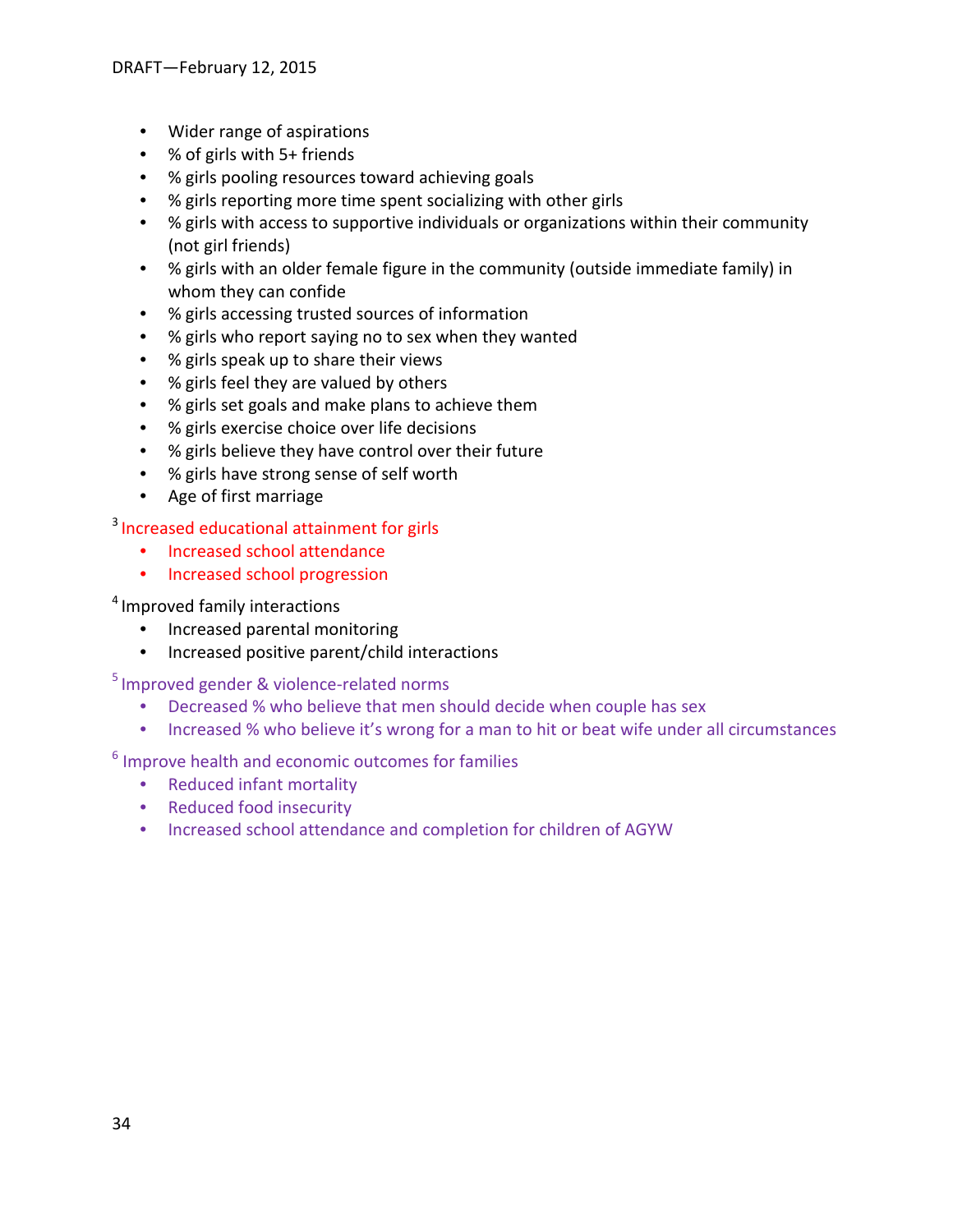- Wider range of aspirations
- % of girls with 5+ friends
- % girls pooling resources toward achieving goals
- % girls reporting more time spent socializing with other girls
- % girls with access to supportive individuals or organizations within their community (not girl friends)
- % girls with an older female figure in the community (outside immediate family) in whom they can confide
- % girls accessing trusted sources of information
- % girls who report saying no to sex when they wanted
- % girls speak up to share their views
- % girls feel they are valued by others
- % girls set goals and make plans to achieve them
- % girls exercise choice over life decisions
- % girls believe they have control over their future
- % girls have strong sense of self worth
- Age of first marriage

[3] Increased educational attainment for girls

- Increased school attendance
- Increased school progression

[4] Improved family interactions

- Increased parental monitoring
- Increased positive parent/child interactions

[5] Improved gender & violence-related norms

- Decreased % who believe that men should decide when couple has sex
- Increased % who believe it's wrong for a man to hit or beat wife under all circumstances

[6] Improve health and economic outcomes for families

- Reduced infant mortality
- Reduced food insecurity
- Increased school attendance and completion for children of AGYW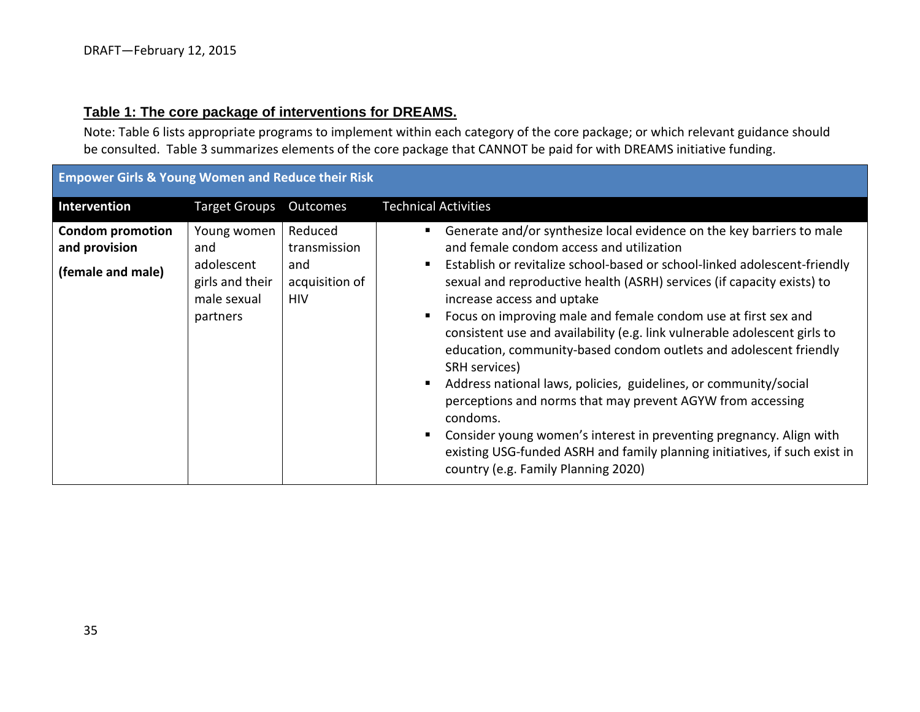**Table 1: The core package of interventions for DREAMS.**

Note: Table 6 lists appropriate programs to implement within each category of the core package; or which relevant guidance should be consulted. Table 3 summarizes elements of the core package that CANNOT be paid for with DREAMS initiative funding.

| **Empower Girls & Young Women and Reduce their Risk** | | | |
|---|---|---|---|
| **Intervention** | Target Groups | Outcomes | Technical Activities |
| **Condom promotion and provision (female and male)** | Young women and adolescent girls and their male sexual partners | Reduced transmission and acquisition of HIV | ▪ Generate and/or synthesize local evidence on the key barriers to male and female condom access and utilization<br>▪ Establish or revitalize school-based or school-linked adolescent-friendly sexual and reproductive health (ASRH) services (if capacity exists) to increase access and uptake<br>▪ Focus on improving male and female condom use at first sex and consistent use and availability (e.g. link vulnerable adolescent girls to education, community-based condom outlets and adolescent friendly SRH services)<br>▪ Address national laws, policies, guidelines, or community/social perceptions and norms that may prevent AGYW from accessing condoms.<br>▪ Consider young women's interest in preventing pregnancy. Align with existing USG-funded ASRH and family planning initiatives, if such exist in country (e.g. Family Planning 2020) |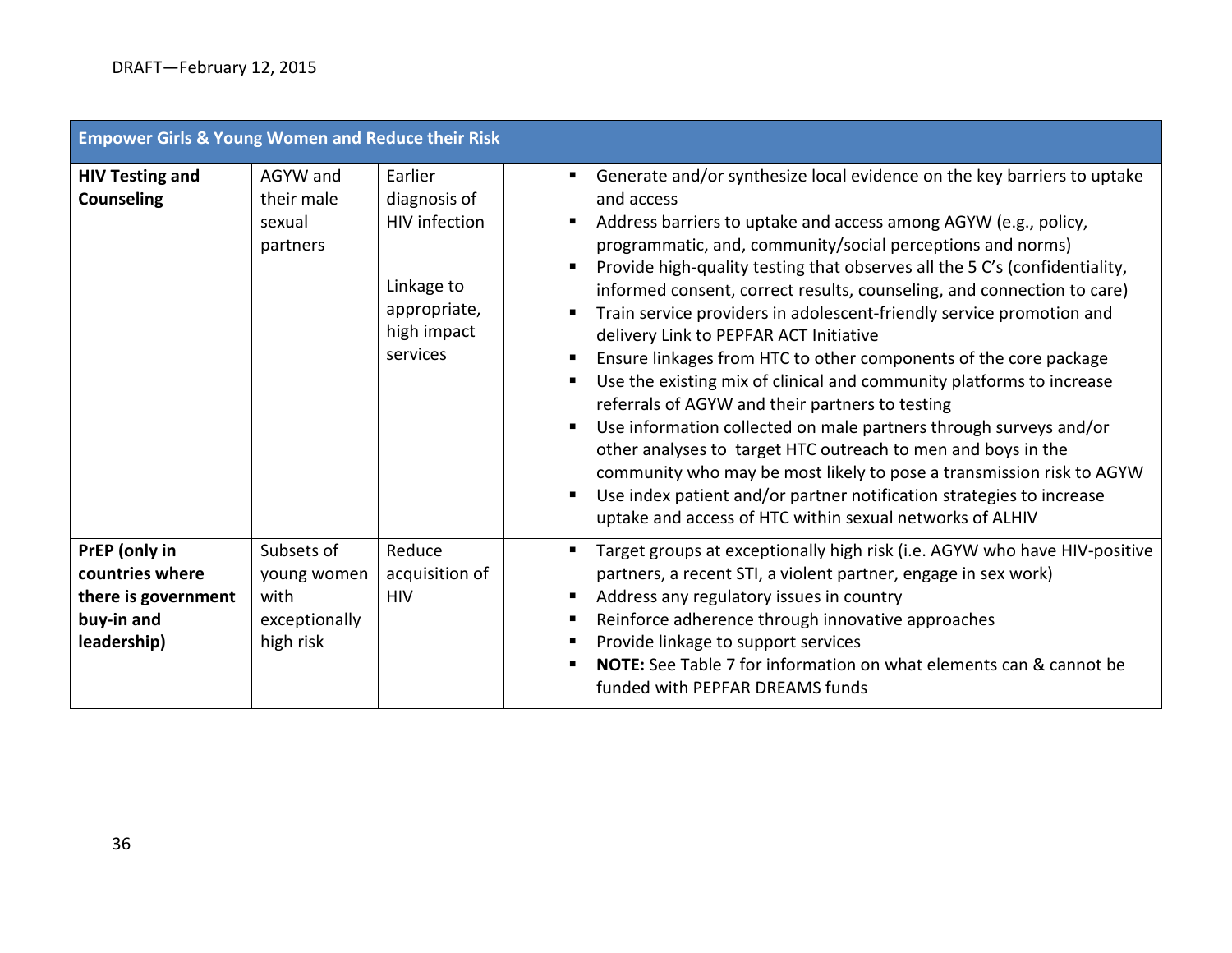| Empower Girls & Young Women and Reduce their Risk | | | |
|---|---|---|---|
| **HIV Testing and Counseling** | AGYW and their male sexual partners | Earlier diagnosis of HIV infection<br><br>Linkage to appropriate, high impact services | ▪ Generate and/or synthesize local evidence on the key barriers to uptake and access<br>▪ Address barriers to uptake and access among AGYW (e.g., policy, programmatic, and, community/social perceptions and norms)<br>▪ Provide high-quality testing that observes all the 5 C's (confidentiality, informed consent, correct results, counseling, and connection to care)<br>▪ Train service providers in adolescent-friendly service promotion and delivery Link to PEPFAR ACT Initiative<br>▪ Ensure linkages from HTC to other components of the core package<br>▪ Use the existing mix of clinical and community platforms to increase referrals of AGYW and their partners to testing<br>▪ Use information collected on male partners through surveys and/or other analyses to target HTC outreach to men and boys in the community who may be most likely to pose a transmission risk to AGYW<br>▪ Use index patient and/or partner notification strategies to increase uptake and access of HTC within sexual networks of ALHIV |
| **PrEP (only in countries where there is government buy-in and leadership)** | Subsets of young women with exceptionally high risk | Reduce acquisition of HIV | ▪ Target groups at exceptionally high risk (i.e. AGYW who have HIV-positive partners, a recent STI, a violent partner, engage in sex work)<br>▪ Address any regulatory issues in country<br>▪ Reinforce adherence through innovative approaches<br>▪ Provide linkage to support services<br>▪ **NOTE:** See Table 7 for information on what elements can & cannot be funded with PEPFAR DREAMS funds |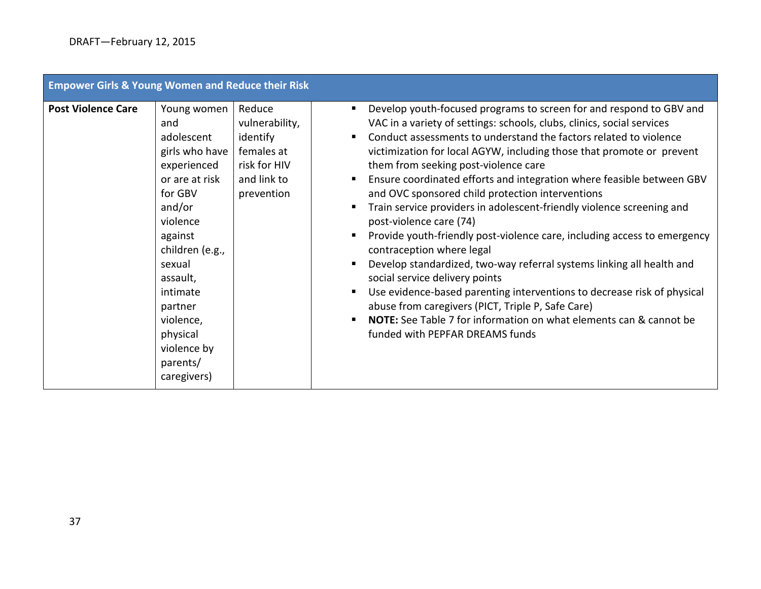| Empower Girls & Young Women and Reduce their Risk | | | |
|---|---|---|---|
| **Post Violence Care** | Young women and adolescent girls who have experienced or are at risk for GBV and/or violence against children (e.g., sexual assault, intimate partner violence, physical violence by parents/ caregivers) | Reduce vulnerability, identify females at risk for HIV and link to prevention | ▪ Develop youth-focused programs to screen for and respond to GBV and VAC in a variety of settings: schools, clubs, clinics, social services<br>▪ Conduct assessments to understand the factors related to violence victimization for local AGYW, including those that promote or prevent them from seeking post-violence care<br>▪ Ensure coordinated efforts and integration where feasible between GBV and OVC sponsored child protection interventions<br>▪ Train service providers in adolescent-friendly violence screening and post-violence care (74)<br>▪ Provide youth-friendly post-violence care, including access to emergency contraception where legal<br>▪ Develop standardized, two-way referral systems linking all health and social service delivery points<br>▪ Use evidence-based parenting interventions to decrease risk of physical abuse from caregivers (PICT, Triple P, Safe Care)<br>▪ **NOTE:** See Table 7 for information on what elements can & cannot be funded with PEPFAR DREAMS funds |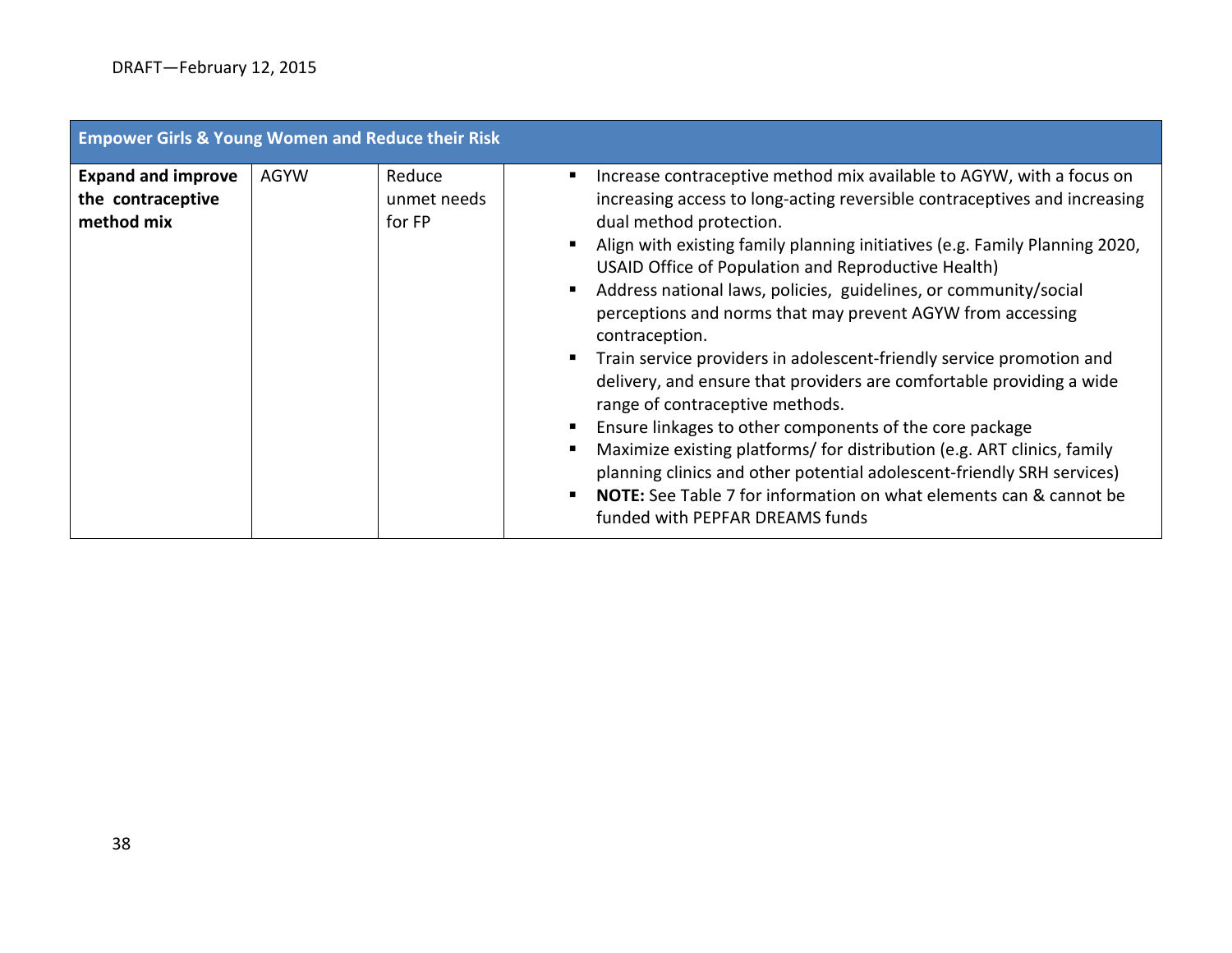| Empower Girls & Young Women and Reduce their Risk | | | |
|---|---|---|---|
| **Expand and improve the contraceptive method mix** | AGYW | Reduce unmet needs for FP | ▪ Increase contraceptive method mix available to AGYW, with a focus on increasing access to long-acting reversible contraceptives and increasing dual method protection.<br>▪ Align with existing family planning initiatives (e.g. Family Planning 2020, USAID Office of Population and Reproductive Health)<br>▪ Address national laws, policies, guidelines, or community/social perceptions and norms that may prevent AGYW from accessing contraception.<br>▪ Train service providers in adolescent-friendly service promotion and delivery, and ensure that providers are comfortable providing a wide range of contraceptive methods.<br>▪ Ensure linkages to other components of the core package<br>▪ Maximize existing platforms/ for distribution (e.g. ART clinics, family planning clinics and other potential adolescent-friendly SRH services)<br>▪ **NOTE:** See Table 7 for information on what elements can & cannot be funded with PEPFAR DREAMS funds |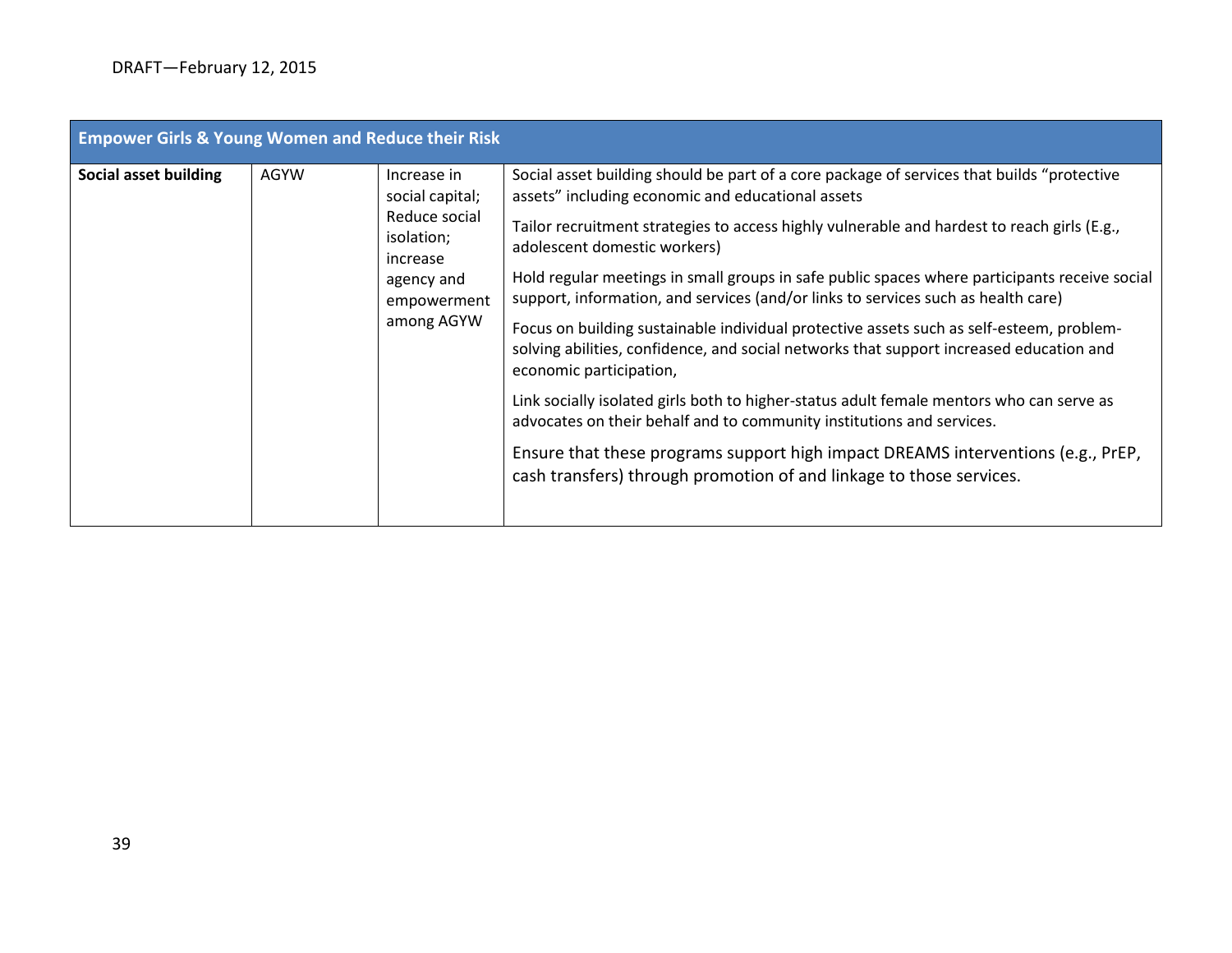| Empower Girls & Young Women and Reduce their Risk | | | |
|---|---|---|---|
| **Social asset building** | AGYW | Increase in social capital; Reduce social isolation; increase agency and empowerment among AGYW | Social asset building should be part of a core package of services that builds "protective assets" including economic and educational assets<br><br>Tailor recruitment strategies to access highly vulnerable and hardest to reach girls (E.g., adolescent domestic workers)<br><br>Hold regular meetings in small groups in safe public spaces where participants receive social support, information, and services (and/or links to services such as health care)<br><br>Focus on building sustainable individual protective assets such as self-esteem, problem-solving abilities, confidence, and social networks that support increased education and economic participation,<br><br>Link socially isolated girls both to higher-status adult female mentors who can serve as advocates on their behalf and to community institutions and services.<br><br>Ensure that these programs support high impact DREAMS interventions (e.g., PrEP, cash transfers) through promotion of and linkage to those services. |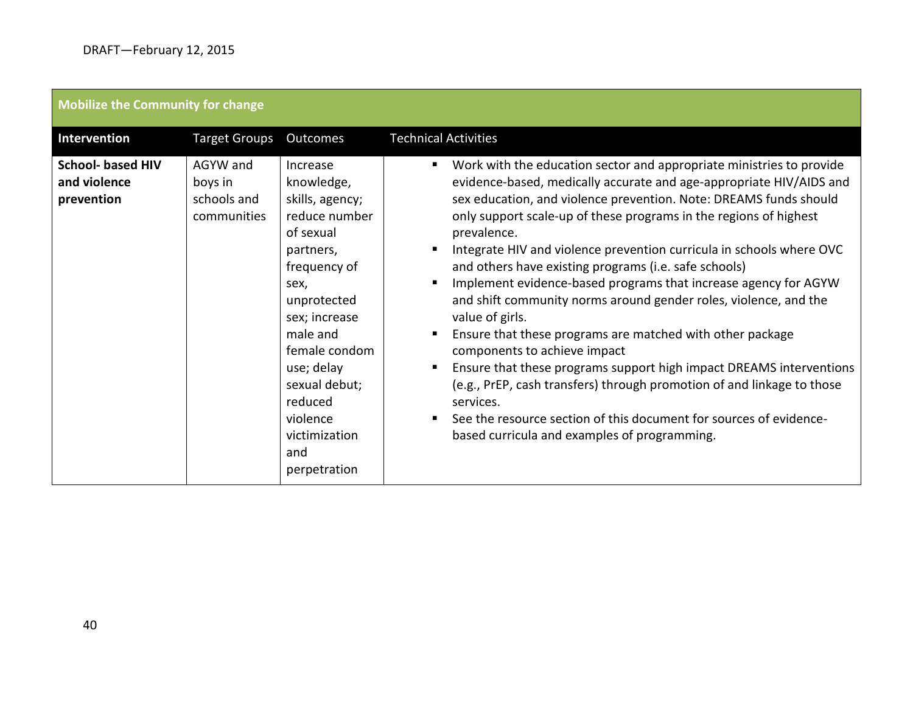| Mobilize the Community for change | | | |
|---|---|---|---|
| **Intervention** | Target Groups | Outcomes | Technical Activities |
| **School- based HIV and violence prevention** | AGYW and boys in schools and communities | Increase knowledge, skills, agency; reduce number of sexual partners, frequency of sex, unprotected sex; increase male and female condom use; delay sexual debut; reduced violence victimization and perpetration | ▪ Work with the education sector and appropriate ministries to provide evidence-based, medically accurate and age-appropriate HIV/AIDS and sex education, and violence prevention. Note: DREAMS funds should only support scale-up of these programs in the regions of highest prevalence.<br>▪ Integrate HIV and violence prevention curricula in schools where OVC and others have existing programs (i.e. safe schools)<br>▪ Implement evidence-based programs that increase agency for AGYW and shift community norms around gender roles, violence, and the value of girls.<br>▪ Ensure that these programs are matched with other package components to achieve impact<br>▪ Ensure that these programs support high impact DREAMS interventions (e.g., PrEP, cash transfers) through promotion of and linkage to those services.<br>▪ See the resource section of this document for sources of evidence-based curricula and examples of programming. |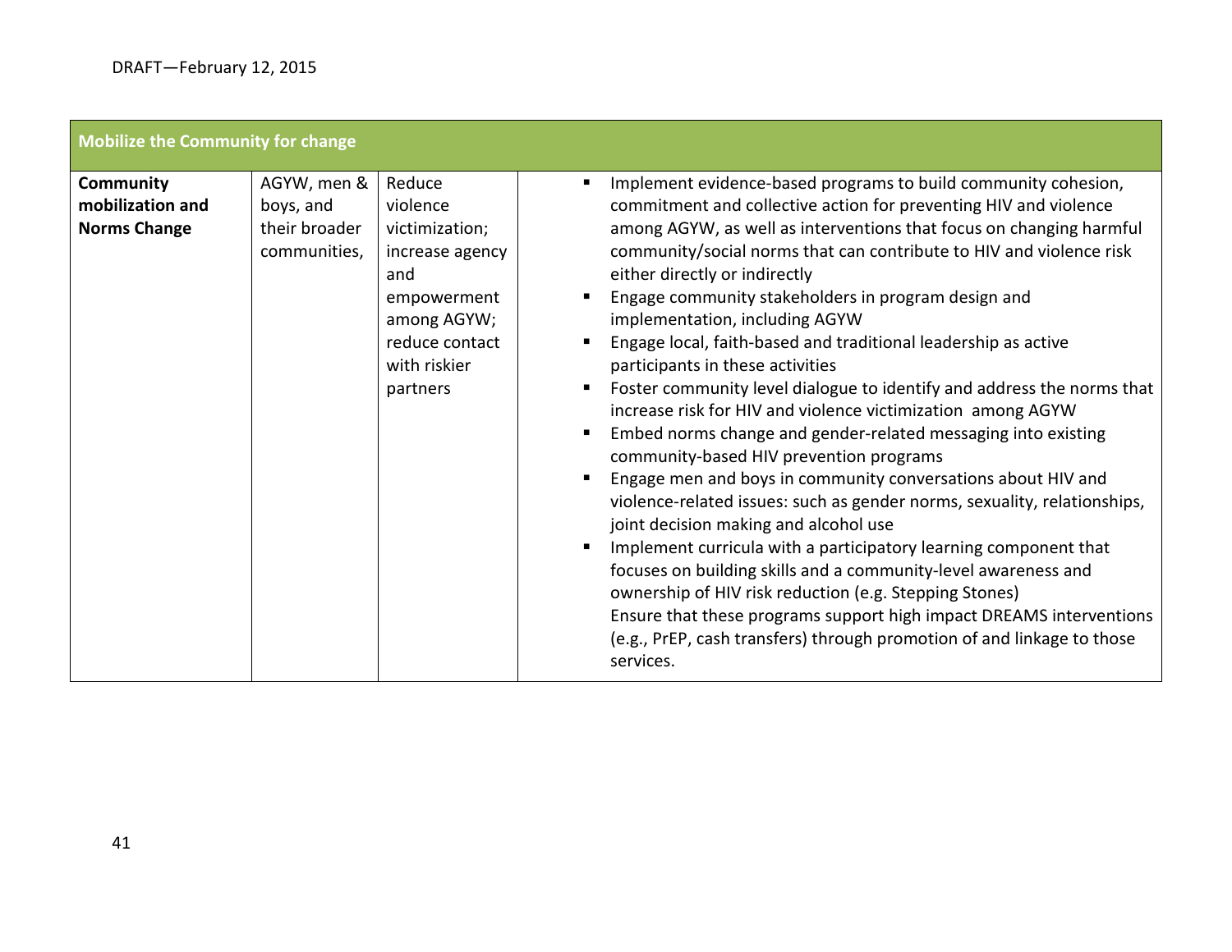| Mobilize the Community for change | | | | |
|---|---|---|---|---|
| **Community mobilization and Norms Change** | AGYW, men & boys, and their broader communities, | Reduce violence victimization; increase agency and empowerment among AGYW; reduce contact with riskier partners | | ▪ Implement evidence-based programs to build community cohesion, commitment and collective action for preventing HIV and violence among AGYW, as well as interventions that focus on changing harmful community/social norms that can contribute to HIV and violence risk either directly or indirectly<br>▪ Engage community stakeholders in program design and implementation, including AGYW<br>▪ Engage local, faith-based and traditional leadership as active participants in these activities<br>▪ Foster community level dialogue to identify and address the norms that increase risk for HIV and violence victimization among AGYW<br>▪ Embed norms change and gender-related messaging into existing community-based HIV prevention programs<br>▪ Engage men and boys in community conversations about HIV and violence-related issues: such as gender norms, sexuality, relationships, joint decision making and alcohol use<br>▪ Implement curricula with a participatory learning component that focuses on building skills and a community-level awareness and ownership of HIV risk reduction (e.g. Stepping Stones)<br>Ensure that these programs support high impact DREAMS interventions (e.g., PrEP, cash transfers) through promotion of and linkage to those services. |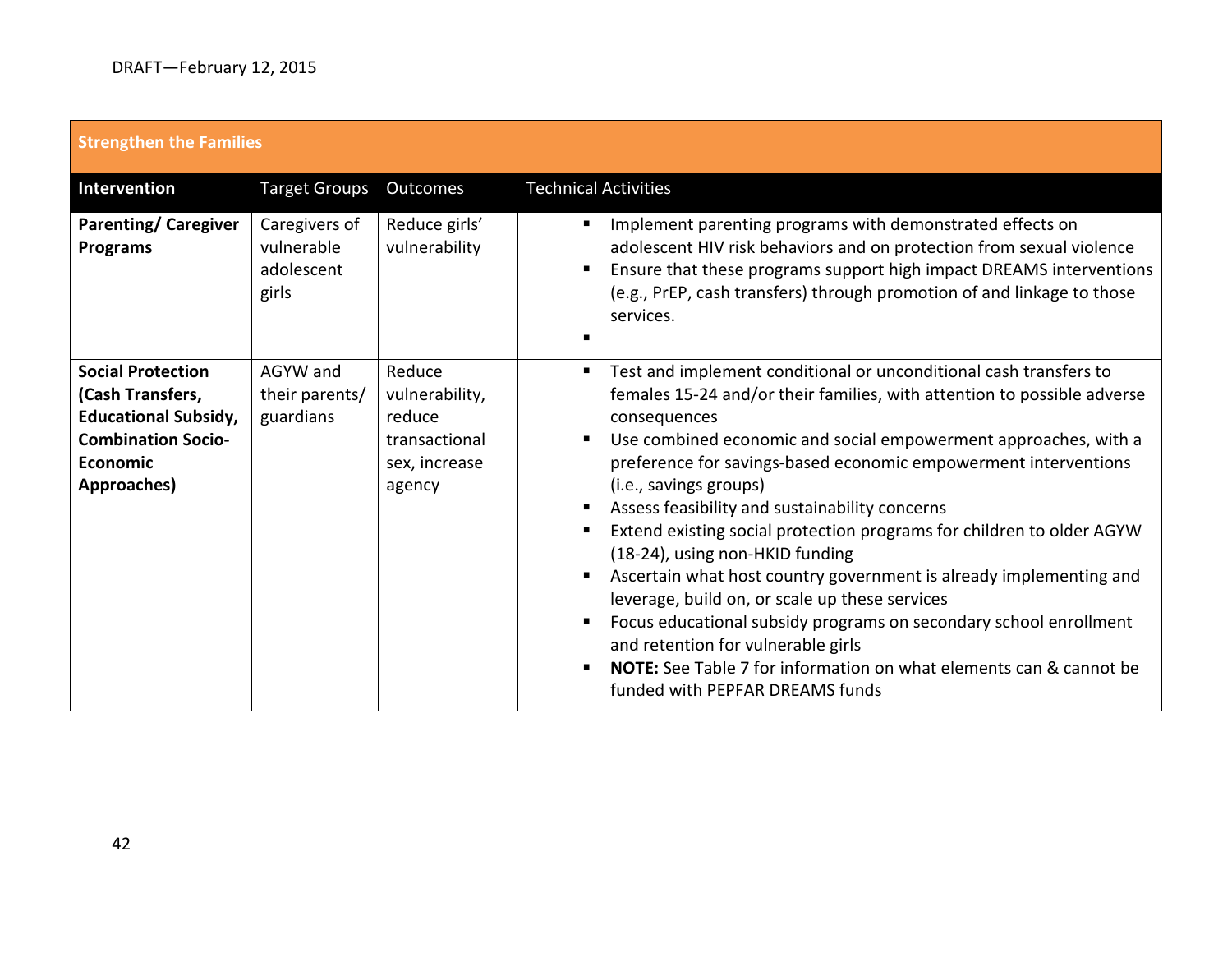| Strengthen the Families | | | |
|---|---|---|---|
| **Intervention** | Target Groups | Outcomes | Technical Activities |
| **Parenting/ Caregiver Programs** | Caregivers of vulnerable adolescent girls | Reduce girls' vulnerability | ▪ Implement parenting programs with demonstrated effects on adolescent HIV risk behaviors and on protection from sexual violence<br>▪ Ensure that these programs support high impact DREAMS interventions (e.g., PrEP, cash transfers) through promotion of and linkage to those services.<br>▪ |
| **Social Protection (Cash Transfers, Educational Subsidy, Combination Socio-Economic Approaches)** | AGYW and their parents/ guardians | Reduce vulnerability, reduce transactional sex, increase agency | ▪ Test and implement conditional or unconditional cash transfers to females 15-24 and/or their families, with attention to possible adverse consequences<br>▪ Use combined economic and social empowerment approaches, with a preference for savings-based economic empowerment interventions (i.e., savings groups)<br>▪ Assess feasibility and sustainability concerns<br>▪ Extend existing social protection programs for children to older AGYW (18-24), using non-HKID funding<br>▪ Ascertain what host country government is already implementing and leverage, build on, or scale up these services<br>▪ Focus educational subsidy programs on secondary school enrollment and retention for vulnerable girls<br>▪ **NOTE:** See Table 7 for information on what elements can & cannot be funded with PEPFAR DREAMS funds |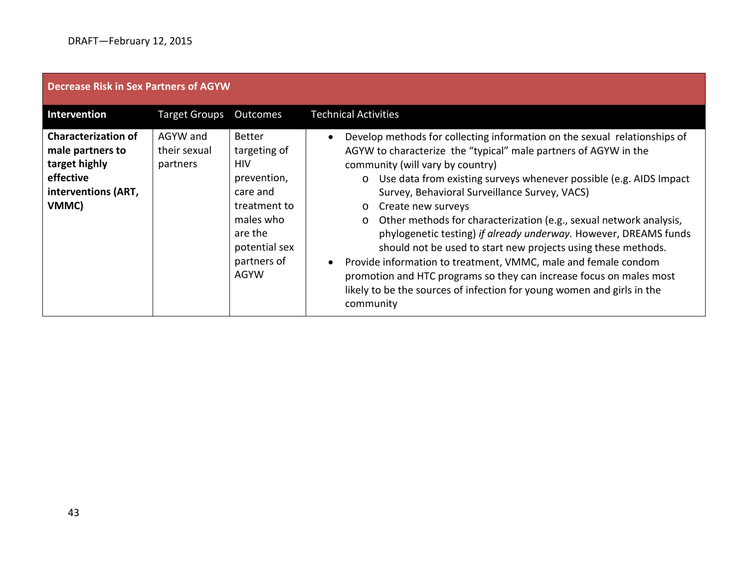| Decrease Risk in Sex Partners of AGYW | | | |
|---|---|---|---|
| **Intervention** | Target Groups | Outcomes | Technical Activities |
| **Characterization of male partners to target highly effective interventions (ART, VMMC)** | AGYW and their sexual partners | Better targeting of HIV prevention, care and treatment to males who are the potential sex partners of AGYW | • Develop methods for collecting information on the sexual relationships of AGYW to characterize the "typical" male partners of AGYW in the community (will vary by country)<br>  o Use data from existing surveys whenever possible (e.g. AIDS Impact Survey, Behavioral Surveillance Survey, VACS)<br>  o Create new surveys<br>  o Other methods for characterization (e.g., sexual network analysis, phylogenetic testing) *if already underway.* However, DREAMS funds should not be used to start new projects using these methods.<br>• Provide information to treatment, VMMC, male and female condom promotion and HTC programs so they can increase focus on males most likely to be the sources of infection for young women and girls in the community |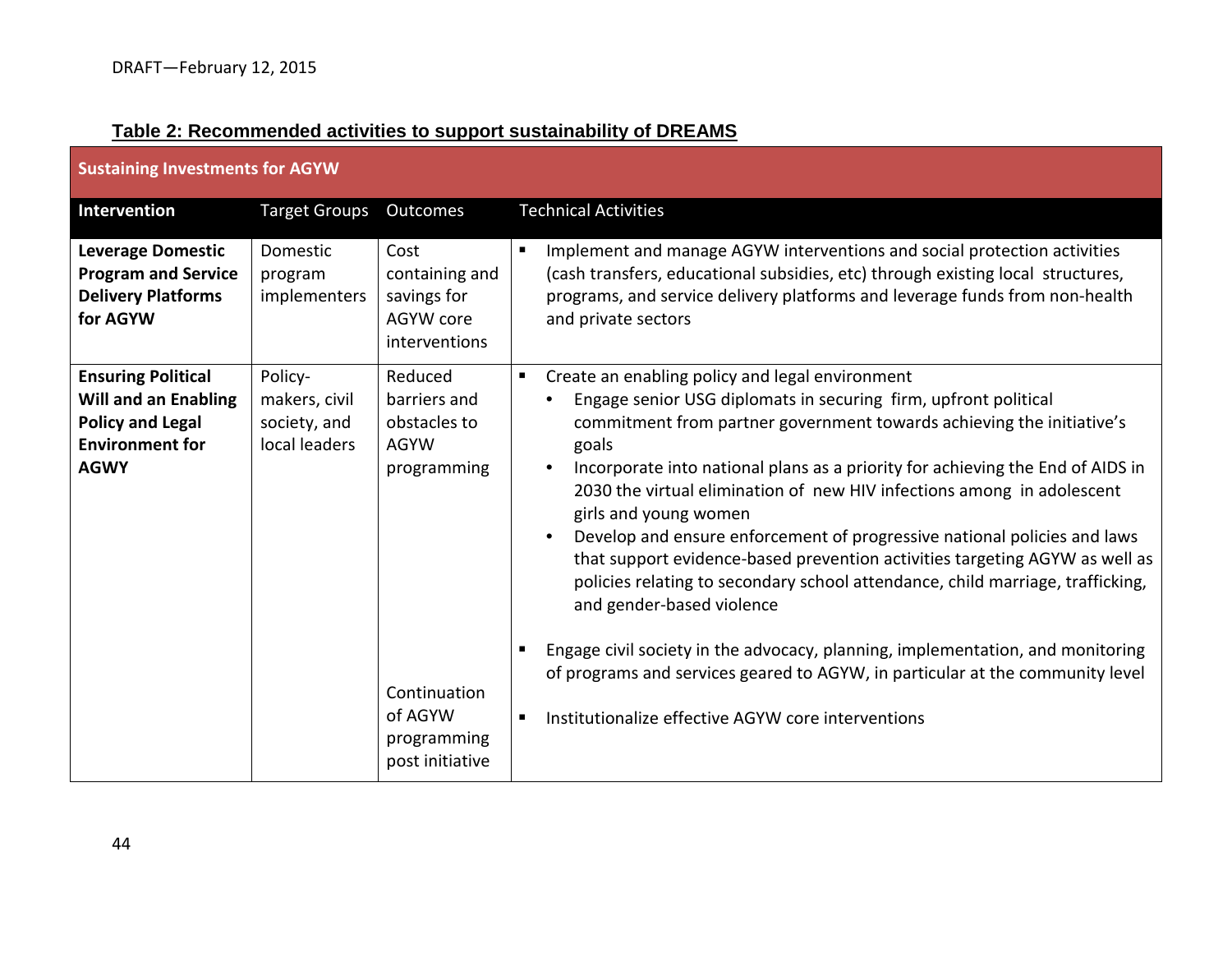DRAFT—February 12, 2015

**Table 2: Recommended activities to support sustainability of DREAMS**

| **Sustaining Investments for AGYW** | | | |
|---|---|---|---|
| **Intervention** | Target Groups | Outcomes | Technical Activities |
| **Leverage Domestic Program and Service Delivery Platforms for AGYW** | Domestic program implementers | Cost containing and savings for AGYW core interventions | ▪ Implement and manage AGYW interventions and social protection activities (cash transfers, educational subsidies, etc) through existing local structures, programs, and service delivery platforms and leverage funds from non-health and private sectors |
| **Ensuring Political Will and an Enabling Policy and Legal Environment for AGWY** | Policy-makers, civil society, and local leaders | Reduced barriers and obstacles to AGYW programming<br><br>Continuation of AGYW programming post initiative | ▪ Create an enabling policy and legal environment<br>• Engage senior USG diplomats in securing firm, upfront political commitment from partner government towards achieving the initiative's goals<br>• Incorporate into national plans as a priority for achieving the End of AIDS in 2030 the virtual elimination of new HIV infections among in adolescent girls and young women<br>• Develop and ensure enforcement of progressive national policies and laws that support evidence-based prevention activities targeting AGYW as well as policies relating to secondary school attendance, child marriage, trafficking, and gender-based violence<br><br>▪ Engage civil society in the advocacy, planning, implementation, and monitoring of programs and services geared to AGYW, in particular at the community level<br><br>▪ Institutionalize effective AGYW core interventions |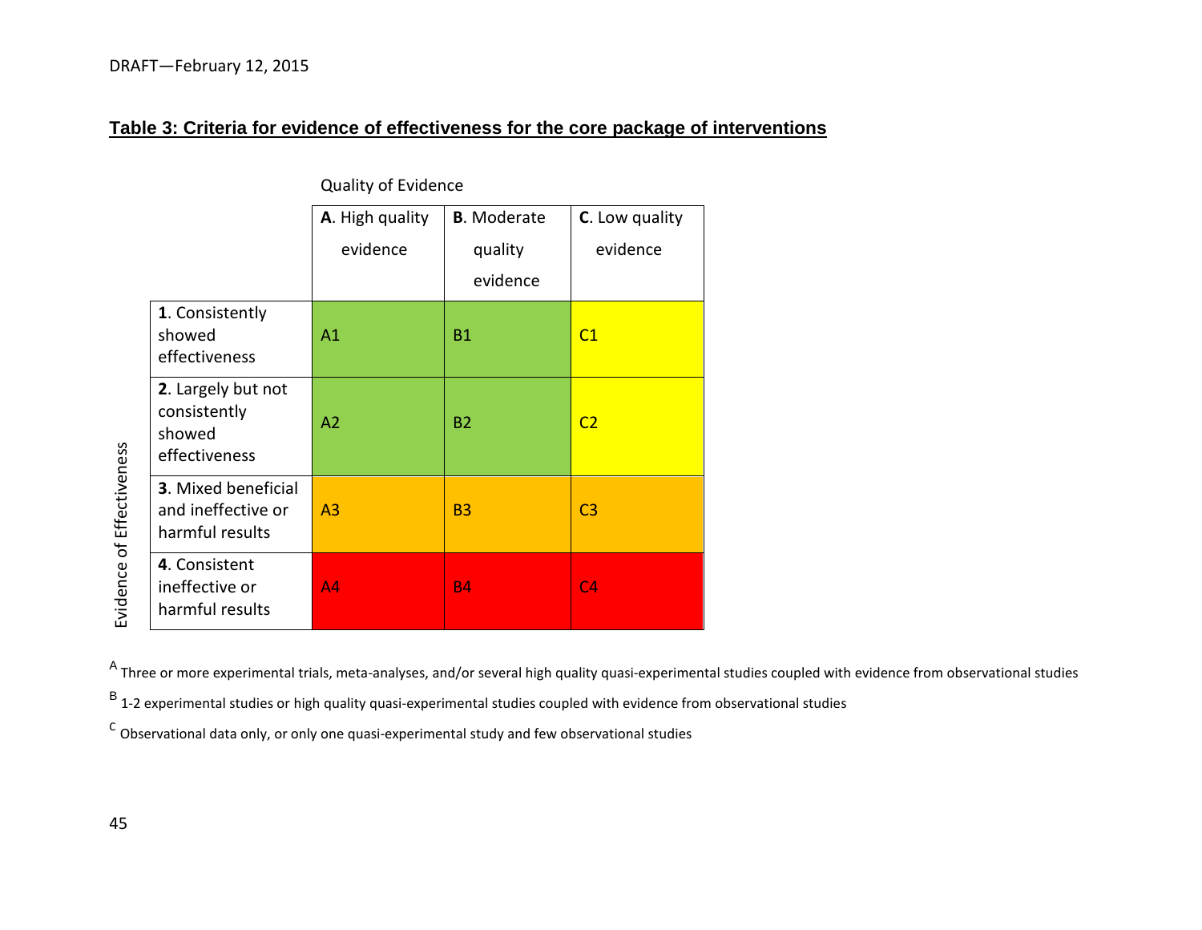## Table 3: Criteria for evidence of effectiveness for the core package of interventions

| Evidence of Effectiveness | Quality of Evidence: **A**. High quality evidence | **B**. Moderate quality evidence | **C**. Low quality evidence |
|---|---|---|---|
| **1**. Consistently showed effectiveness | A1 | B1 | C1 |
| **2**. Largely but not consistently showed effectiveness | A2 | B2 | C2 |
| **3**. Mixed beneficial and ineffective or harmful results | A3 | B3 | C3 |
| **4**. Consistent ineffective or harmful results | A4 | B4 | C4 |

[A] Three or more experimental trials, meta-analyses, and/or several high quality quasi-experimental studies coupled with evidence from observational studies

[B] 1-2 experimental studies or high quality quasi-experimental studies coupled with evidence from observational studies

[C] Observational data only, or only one quasi-experimental study and few observational studies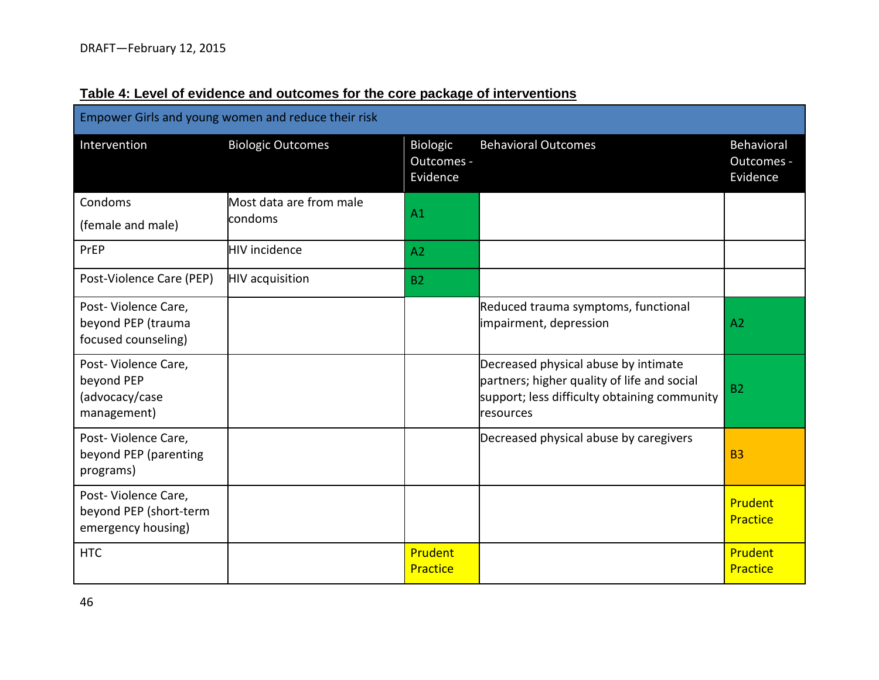**Table 4: Level of evidence and outcomes for the core package of interventions**

| Empower Girls and young women and reduce their risk | | | | |
|---|---|---|---|---|
| Intervention | Biologic Outcomes | Biologic Outcomes - Evidence | Behavioral Outcomes | Behavioral Outcomes - Evidence |
| Condoms (female and male) | Most data are from male condoms | A1 | | |
| PrEP | HIV incidence | A2 | | |
| Post-Violence Care (PEP) | HIV acquisition | B2 | | |
| Post- Violence Care, beyond PEP (trauma focused counseling) | | | Reduced trauma symptoms, functional impairment, depression | A2 |
| Post- Violence Care, beyond PEP (advocacy/case management) | | | Decreased physical abuse by intimate partners; higher quality of life and social support; less difficulty obtaining community resources | B2 |
| Post- Violence Care, beyond PEP (parenting programs) | | | Decreased physical abuse by caregivers | B3 |
| Post- Violence Care, beyond PEP (short-term emergency housing) | | | | Prudent Practice |
| HTC | | Prudent Practice | | Prudent Practice |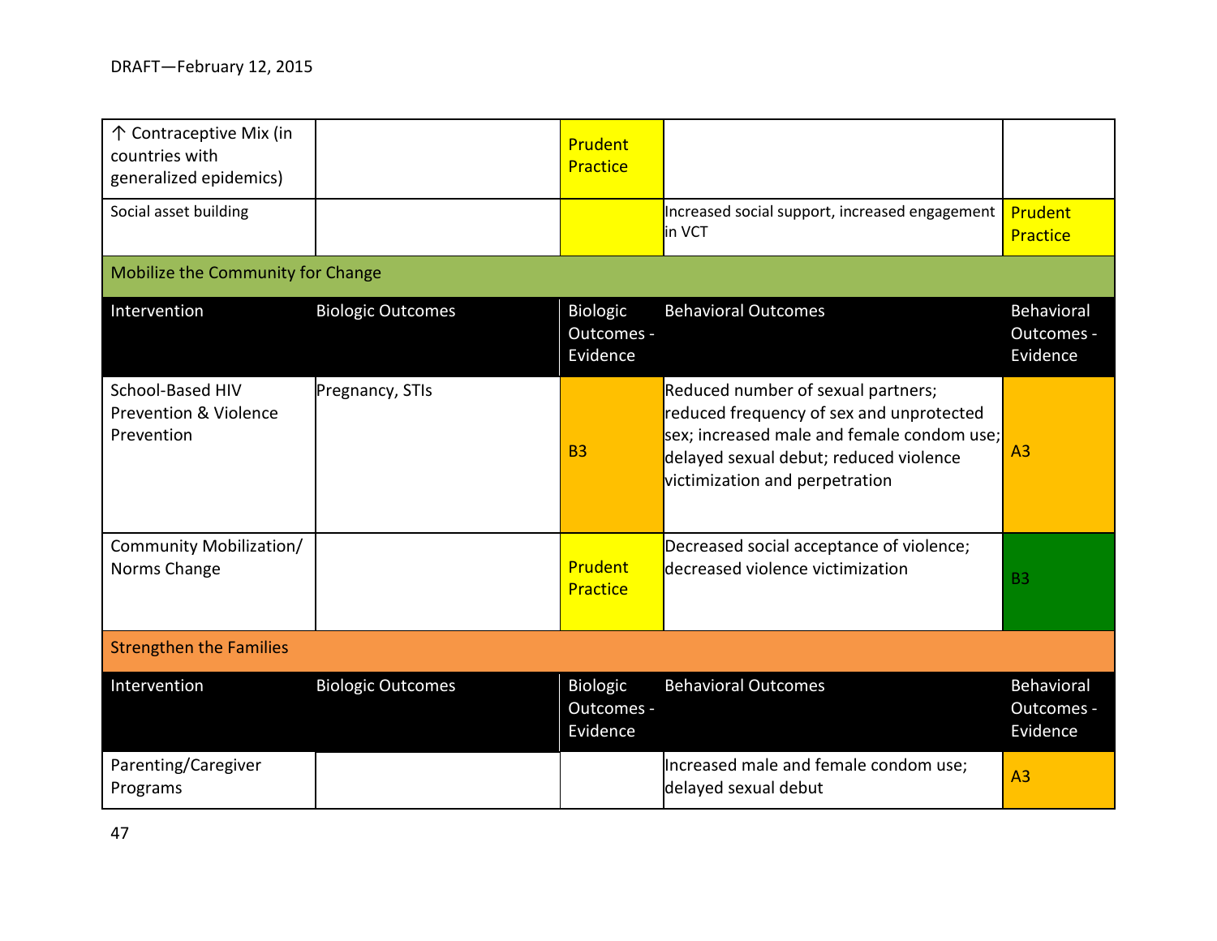| ↑ Contraceptive Mix (in countries with generalized epidemics) | | Prudent Practice | | |
|---|---|---|---|---|
| Social asset building | | | Increased social support, increased engagement in VCT | Prudent Practice |
| **Mobilize the Community for Change** | | | | |
| **Intervention** | **Biologic Outcomes** | **Biologic Outcomes - Evidence** | **Behavioral Outcomes** | **Behavioral Outcomes - Evidence** |
| School-Based HIV Prevention & Violence Prevention | Pregnancy, STIs | B3 | Reduced number of sexual partners; reduced frequency of sex and unprotected sex; increased male and female condom use; delayed sexual debut; reduced violence victimization and perpetration | A3 |
| Community Mobilization/ Norms Change | | Prudent Practice | Decreased social acceptance of violence; decreased violence victimization | B3 |
| **Strengthen the Families** | | | | |
| **Intervention** | **Biologic Outcomes** | **Biologic Outcomes - Evidence** | **Behavioral Outcomes** | **Behavioral Outcomes - Evidence** |
| Parenting/Caregiver Programs | | | Increased male and female condom use; delayed sexual debut | A3 |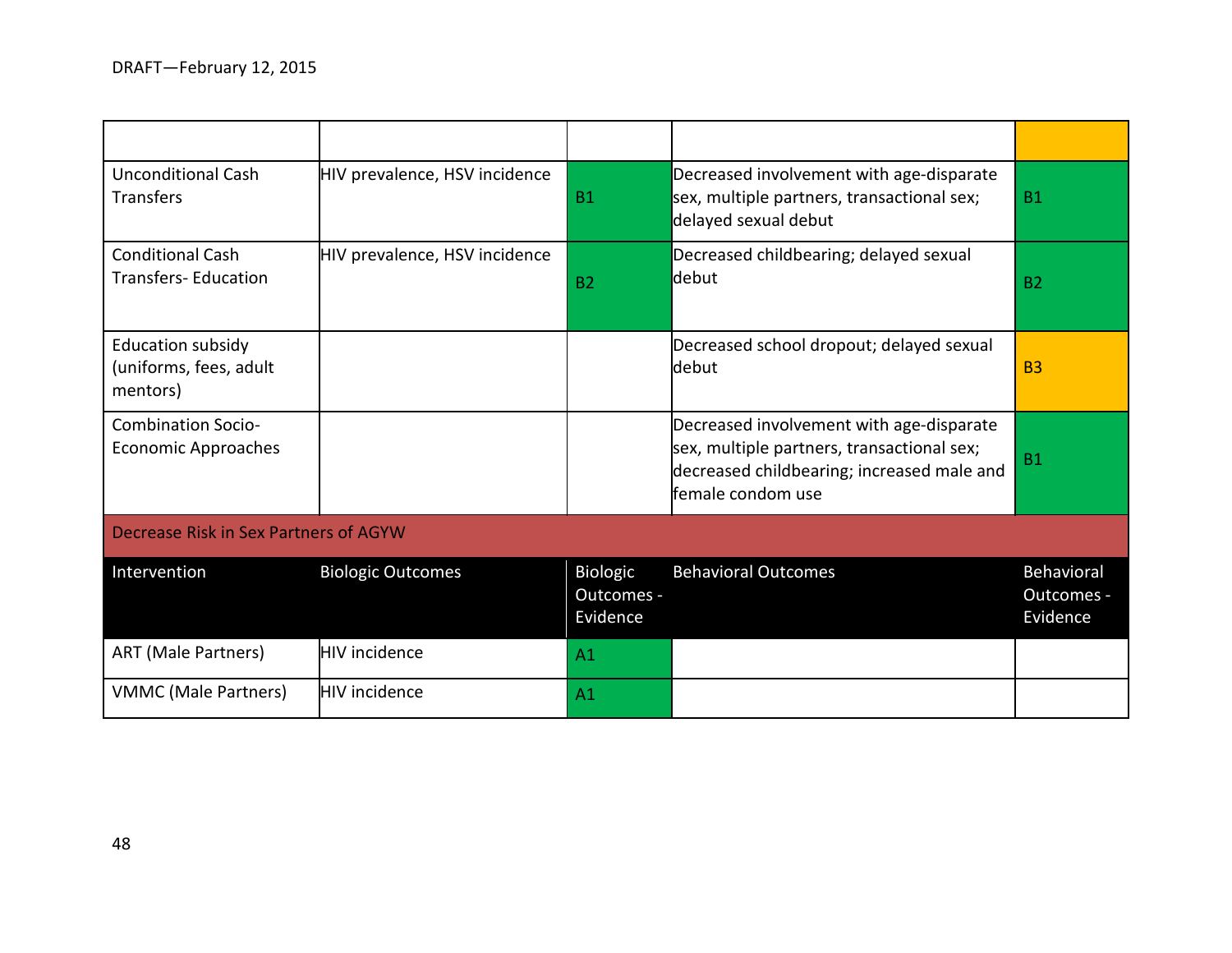| | | | | |
|---|---|---|---|---|
| Unconditional Cash Transfers | HIV prevalence, HSV incidence | B1 | Decreased involvement with age-disparate sex, multiple partners, transactional sex; delayed sexual debut | B1 |
| Conditional Cash Transfers- Education | HIV prevalence, HSV incidence | B2 | Decreased childbearing; delayed sexual debut | B2 |
| Education subsidy (uniforms, fees, adult mentors) | | | Decreased school dropout; delayed sexual debut | B3 |
| Combination Socio-Economic Approaches | | | Decreased involvement with age-disparate sex, multiple partners, transactional sex; decreased childbearing; increased male and female condom use | B1 |

**Decrease Risk in Sex Partners of AGYW**

| Intervention | Biologic Outcomes | Biologic Outcomes - Evidence | Behavioral Outcomes | Behavioral Outcomes - Evidence |
|---|---|---|---|---|
| ART (Male Partners) | HIV incidence | A1 | | |
| VMMC (Male Partners) | HIV incidence | A1 | | |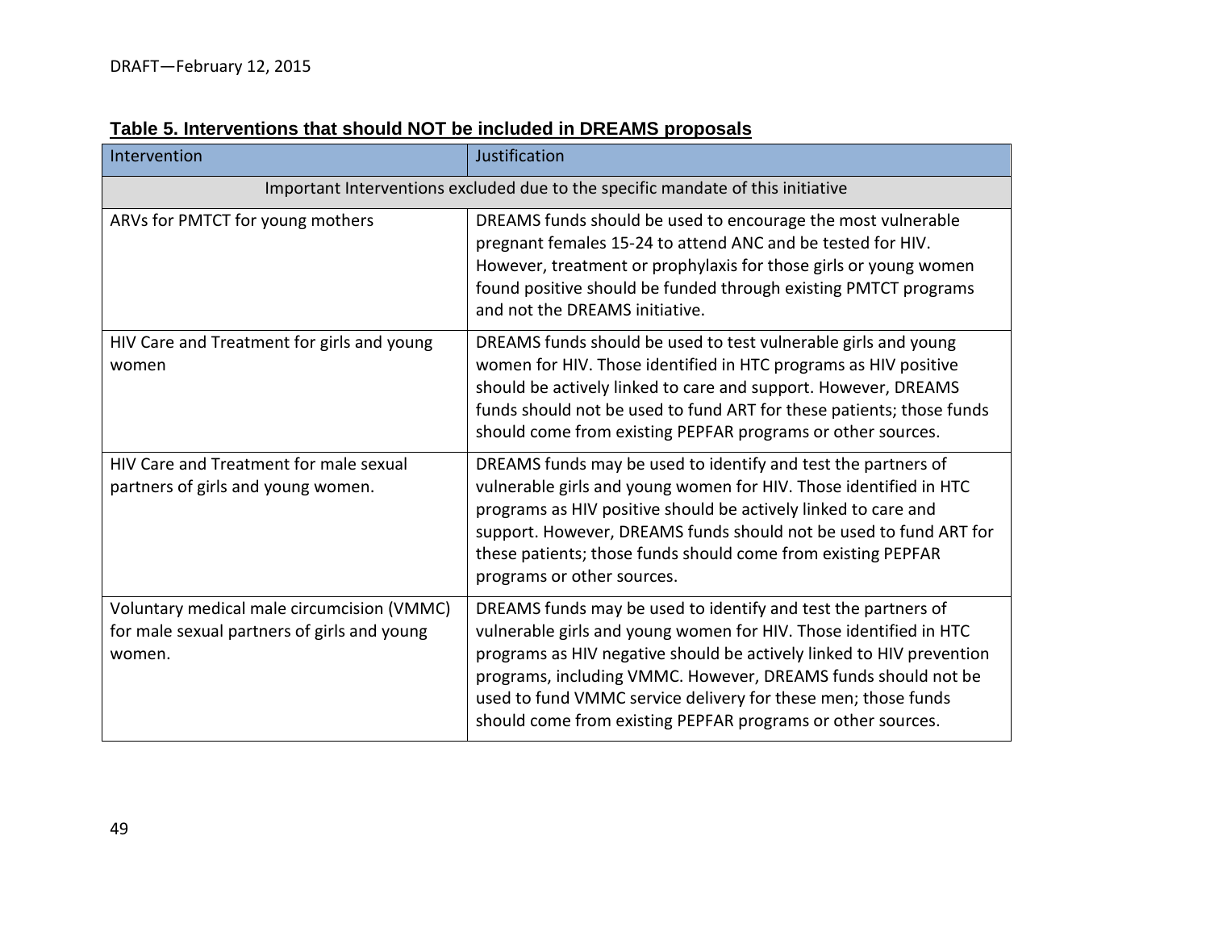**Table 5. Interventions that should NOT be included in DREAMS proposals**

| Intervention | Justification |
| --- | --- |
| Important Interventions excluded due to the specific mandate of this initiative | |
| ARVs for PMTCT for young mothers | DREAMS funds should be used to encourage the most vulnerable pregnant females 15-24 to attend ANC and be tested for HIV. However, treatment or prophylaxis for those girls or young women found positive should be funded through existing PMTCT programs and not the DREAMS initiative. |
| HIV Care and Treatment for girls and young women | DREAMS funds should be used to test vulnerable girls and young women for HIV. Those identified in HTC programs as HIV positive should be actively linked to care and support. However, DREAMS funds should not be used to fund ART for these patients; those funds should come from existing PEPFAR programs or other sources. |
| HIV Care and Treatment for male sexual partners of girls and young women. | DREAMS funds may be used to identify and test the partners of vulnerable girls and young women for HIV. Those identified in HTC programs as HIV positive should be actively linked to care and support. However, DREAMS funds should not be used to fund ART for these patients; those funds should come from existing PEPFAR programs or other sources. |
| Voluntary medical male circumcision (VMMC) for male sexual partners of girls and young women. | DREAMS funds may be used to identify and test the partners of vulnerable girls and young women for HIV. Those identified in HTC programs as HIV negative should be actively linked to HIV prevention programs, including VMMC. However, DREAMS funds should not be used to fund VMMC service delivery for these men; those funds should come from existing PEPFAR programs or other sources. |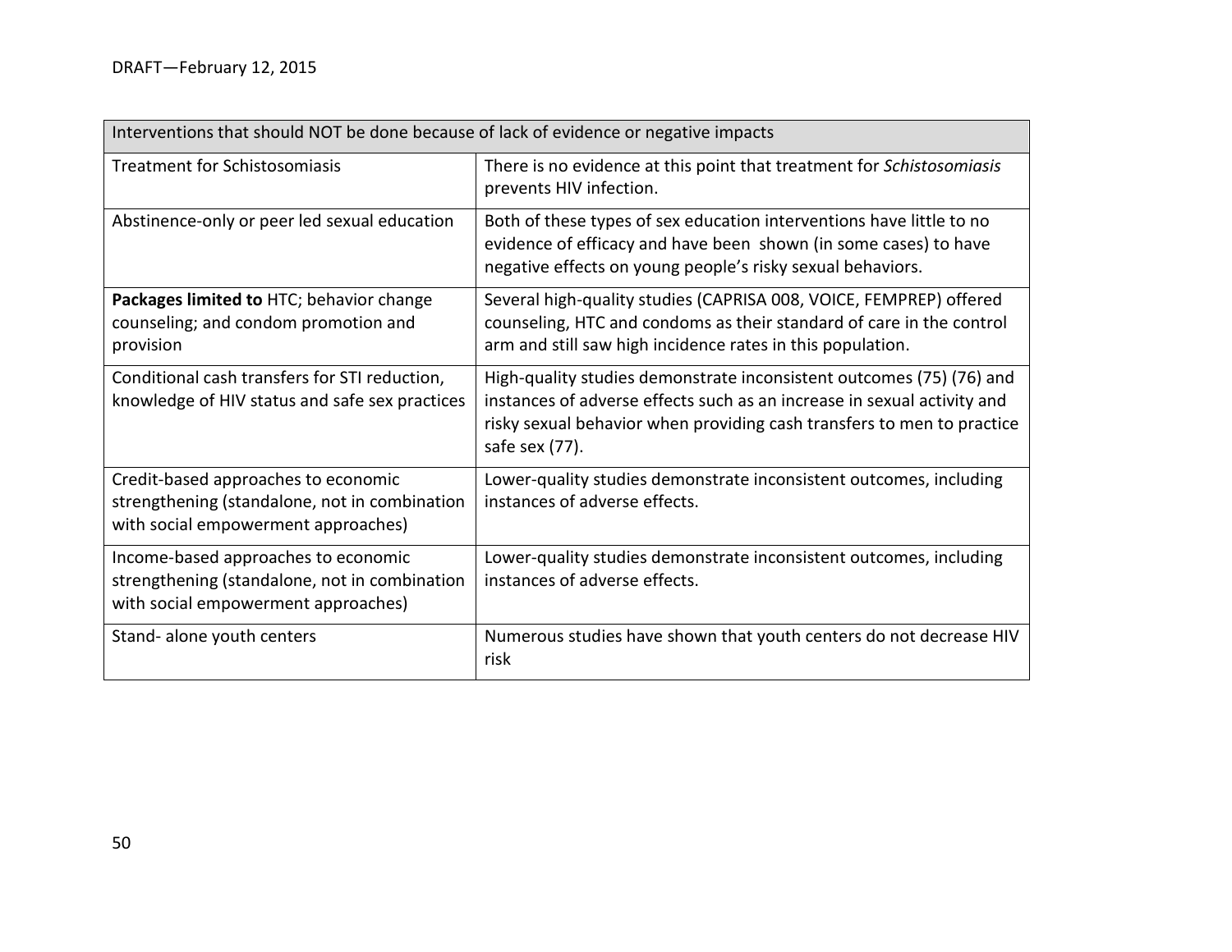| Interventions that should NOT be done because of lack of evidence or negative impacts | |
| --- | --- |
| Treatment for Schistosomiasis | There is no evidence at this point that treatment for *Schistosomiasis* prevents HIV infection. |
| Abstinence-only or peer led sexual education | Both of these types of sex education interventions have little to no evidence of efficacy and have been shown (in some cases) to have negative effects on young people's risky sexual behaviors. |
| **Packages limited to** HTC; behavior change counseling; and condom promotion and provision | Several high-quality studies (CAPRISA 008, VOICE, FEMPREP) offered counseling, HTC and condoms as their standard of care in the control arm and still saw high incidence rates in this population. |
| Conditional cash transfers for STI reduction, knowledge of HIV status and safe sex practices | High-quality studies demonstrate inconsistent outcomes (75) (76) and instances of adverse effects such as an increase in sexual activity and risky sexual behavior when providing cash transfers to men to practice safe sex (77). |
| Credit-based approaches to economic strengthening (standalone, not in combination with social empowerment approaches) | Lower-quality studies demonstrate inconsistent outcomes, including instances of adverse effects. |
| Income-based approaches to economic strengthening (standalone, not in combination with social empowerment approaches) | Lower-quality studies demonstrate inconsistent outcomes, including instances of adverse effects. |
| Stand- alone youth centers | Numerous studies have shown that youth centers do not decrease HIV risk |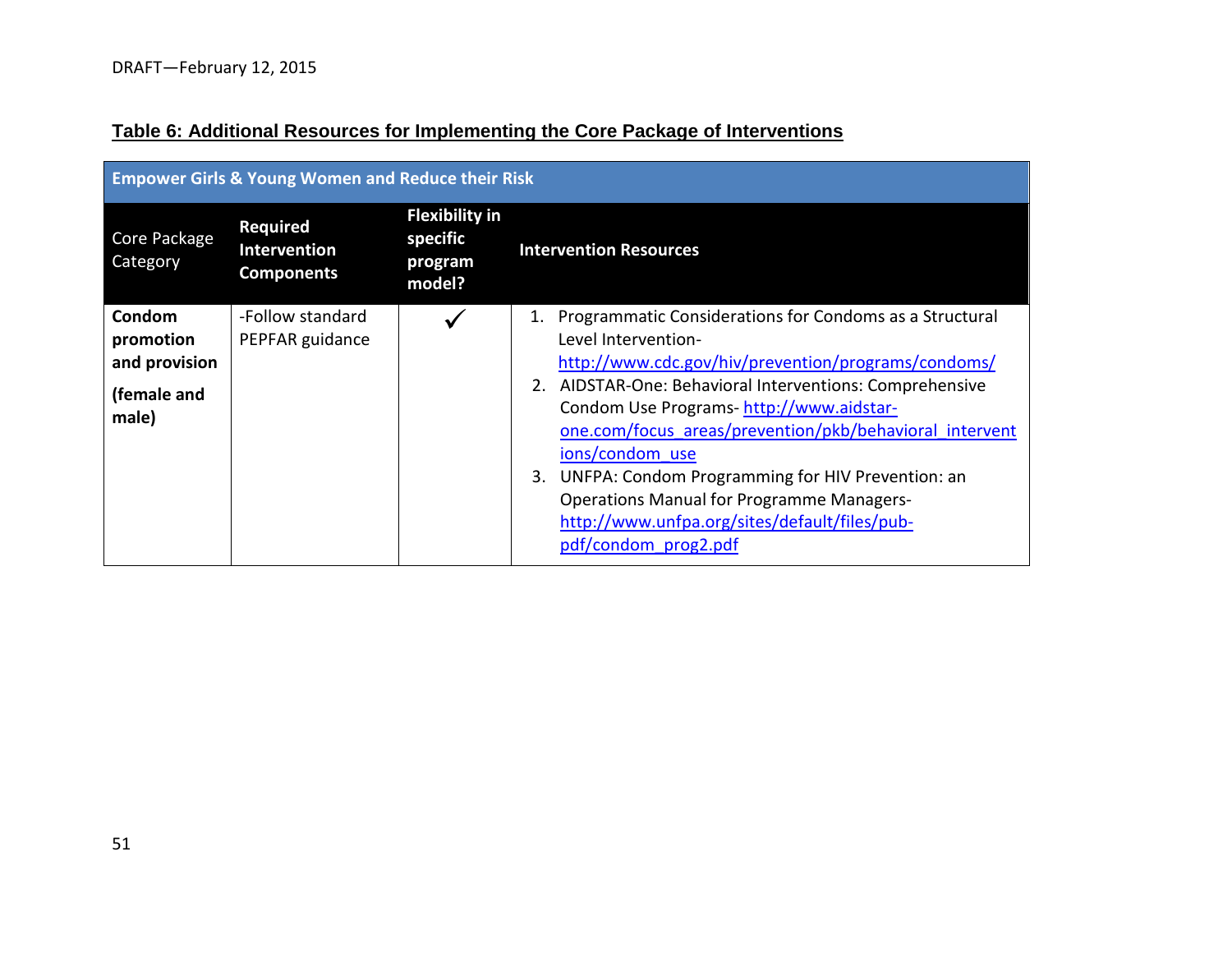**Table 6: Additional Resources for Implementing the Core Package of Interventions**

| Empower Girls & Young Women and Reduce their Risk | | | |
|---|---|---|---|
| Core Package Category | **Required Intervention Components** | **Flexibility in specific program model?** | **Intervention Resources** |
| **Condom promotion and provision (female and male)** | -Follow standard PEPFAR guidance | ✓ | 1. Programmatic Considerations for Condoms as a Structural Level Intervention- http://www.cdc.gov/hiv/prevention/programs/condoms/ 2. AIDSTAR-One: Behavioral Interventions: Comprehensive Condom Use Programs- http://www.aidstar-one.com/focus_areas/prevention/pkb/behavioral_interventions/condom_use 3. UNFPA: Condom Programming for HIV Prevention: an Operations Manual for Programme Managers- http://www.unfpa.org/sites/default/files/pub-pdf/condom_prog2.pdf |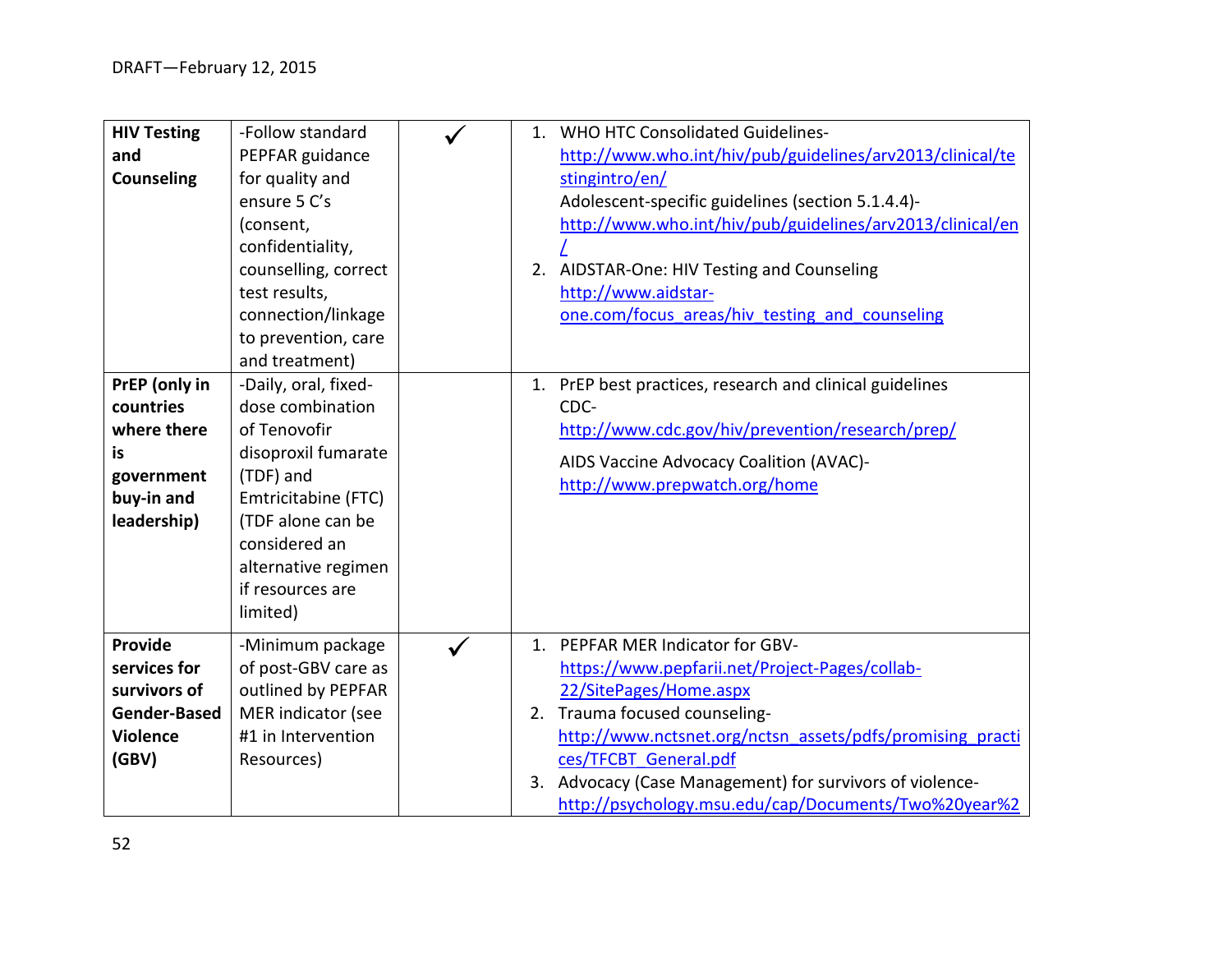| | | | |
|---|---|---|---|
| **HIV Testing and Counseling** | -Follow standard PEPFAR guidance for quality and ensure 5 C's (consent, confidentiality, counselling, correct test results, connection/linkage to prevention, care and treatment) | ✓ | 1. WHO HTC Consolidated Guidelines- http://www.who.int/hiv/pub/guidelines/arv2013/clinical/testingintro/en/ <br> Adolescent-specific guidelines (section 5.1.4.4)- http://www.who.int/hiv/pub/guidelines/arv2013/clinical/en/ <br> 2. AIDSTAR-One: HIV Testing and Counseling http://www.aidstar-one.com/focus_areas/hiv_testing_and_counseling |
| **PrEP (only in countries where there is government buy-in and leadership)** | -Daily, oral, fixed-dose combination of Tenovofir disoproxil fumarate (TDF) and Emtricitabine (FTC) (TDF alone can be considered an alternative regimen if resources are limited) | | 1. PrEP best practices, research and clinical guidelines CDC- http://www.cdc.gov/hiv/prevention/research/prep/ <br> AIDS Vaccine Advocacy Coalition (AVAC)- http://www.prepwatch.org/home |
| **Provide services for survivors of Gender-Based Violence (GBV)** | -Minimum package of post-GBV care as outlined by PEPFAR MER indicator (see #1 in Intervention Resources) | ✓ | 1. PEPFAR MER Indicator for GBV- https://www.pepfarii.net/Project-Pages/collab-22/SitePages/Home.aspx <br> 2. Trauma focused counseling- http://www.nctsnet.org/nctsn_assets/pdfs/promising_practices/TFCBT_General.pdf <br> 3. Advocacy (Case Management) for survivors of violence- http://psychology.msu.edu/cap/Documents/Two%20year%2 |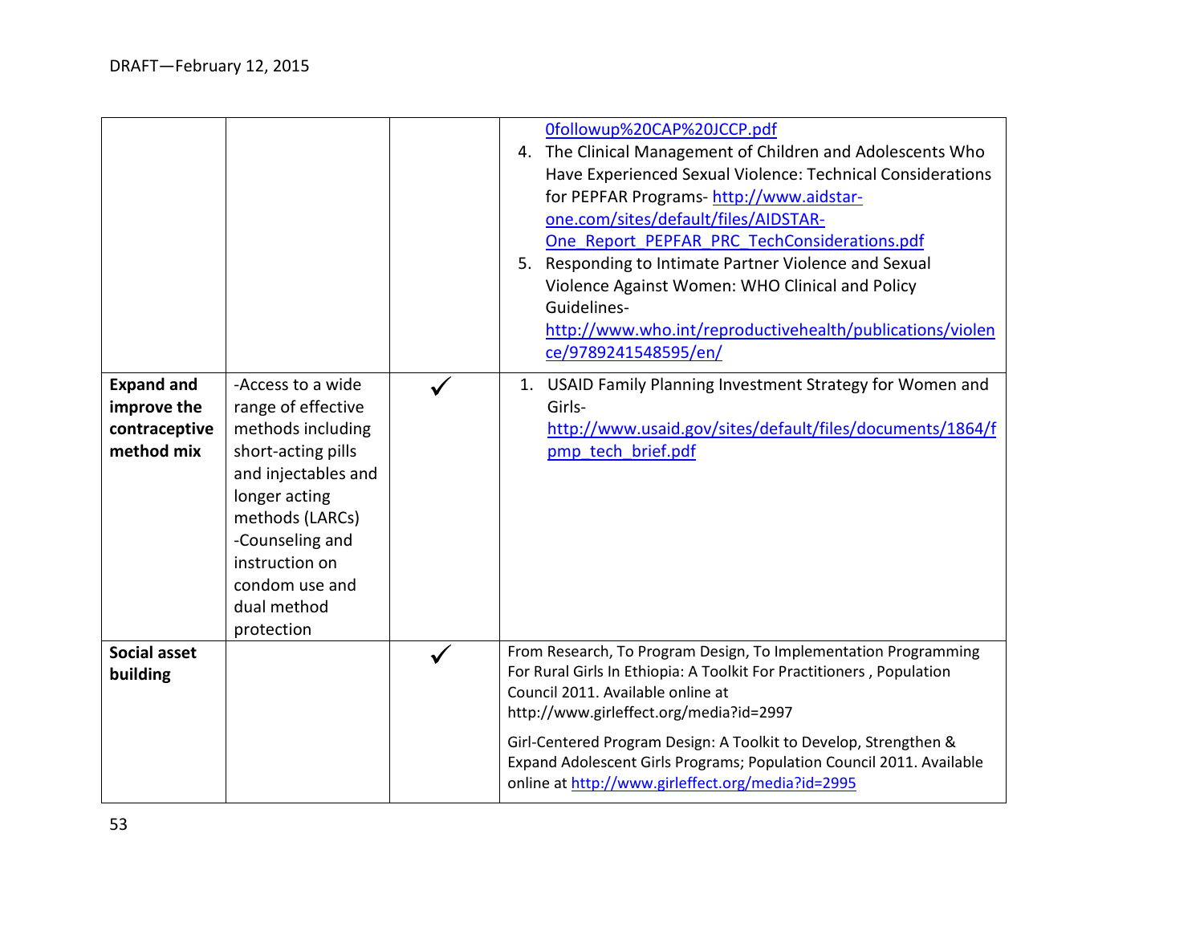| | | | |
|---|---|---|---|
| | | | 0followup%20CAP%20JCCP.pdf<br>4. The Clinical Management of Children and Adolescents Who Have Experienced Sexual Violence: Technical Considerations for PEPFAR Programs- http://www.aidstar-one.com/sites/default/files/AIDSTAR-One_Report_PEPFAR_PRC_TechConsiderations.pdf<br>5. Responding to Intimate Partner Violence and Sexual Violence Against Women: WHO Clinical and Policy Guidelines- http://www.who.int/reproductivehealth/publications/violence/9789241548595/en/ |
| **Expand and improve the contraceptive method mix** | -Access to a wide range of effective methods including short-acting pills and injectables and longer acting methods (LARCs)<br>-Counseling and instruction on condom use and dual method protection | ✓ | 1. USAID Family Planning Investment Strategy for Women and Girls- http://www.usaid.gov/sites/default/files/documents/1864/fpmp_tech_brief.pdf |
| **Social asset building** | | ✓ | From Research, To Program Design, To Implementation Programming For Rural Girls In Ethiopia: A Toolkit For Practitioners , Population Council 2011. Available online at http://www.girleffect.org/media?id=2997<br><br>Girl-Centered Program Design: A Toolkit to Develop, Strengthen & Expand Adolescent Girls Programs; Population Council 2011. Available online at http://www.girleffect.org/media?id=2995 |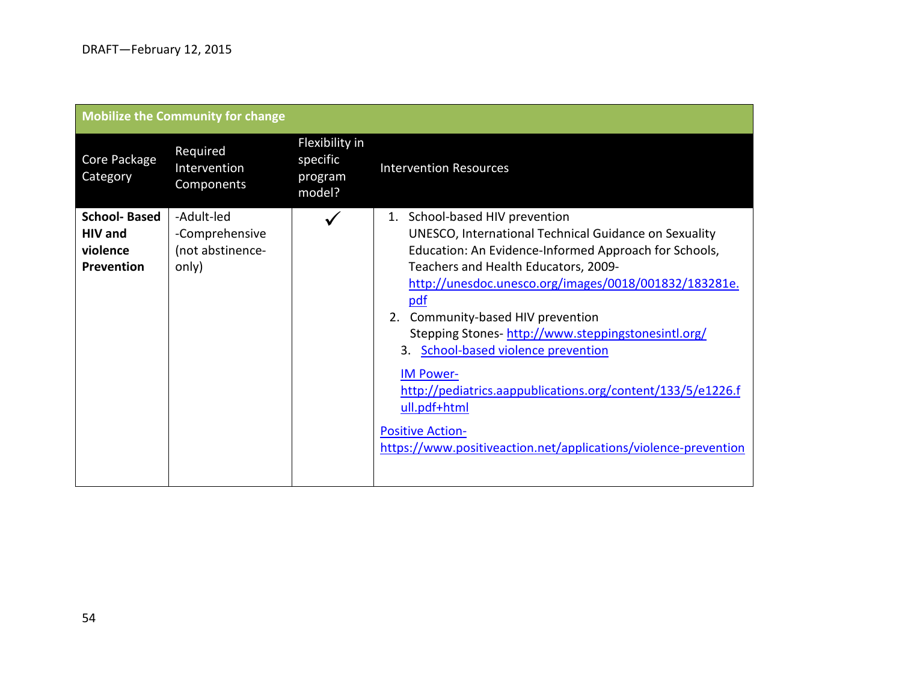| Mobilize the Community for change | | | |
|---|---|---|---|
| Core Package Category | Required Intervention Components | Flexibility in specific program model? | Intervention Resources |
| **School- Based HIV and violence Prevention** | -Adult-led<br>-Comprehensive (not abstinence-only) | ✓ | 1. School-based HIV prevention<br>UNESCO, International Technical Guidance on Sexuality Education: An Evidence-Informed Approach for Schools, Teachers and Health Educators, 2009- http://unesdoc.unesco.org/images/0018/001832/183281e.pdf<br>2. Community-based HIV prevention<br>Stepping Stones- http://www.steppingstonesintl.org/<br>3. School-based violence prevention<br>IM Power- http://pediatrics.aappublications.org/content/133/5/e1226.full.pdf+html<br>Positive Action- https://www.positiveaction.net/applications/violence-prevention |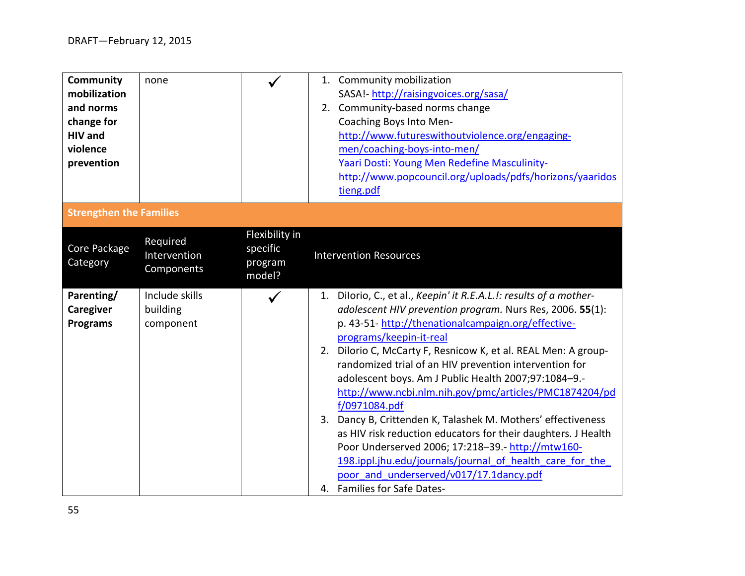DRAFT—February 12, 2015

| | | | |
|---|---|---|---|
| **Community mobilization and norms change for HIV and violence prevention** | none | ✓ | 1. Community mobilization SASA!- http://raisingvoices.org/sasa/ <br> 2. Community-based norms change Coaching Boys Into Men- http://www.futureswithoutviolence.org/engaging-men/coaching-boys-into-men/ Yaari Dosti: Young Men Redefine Masculinity- http://www.popcouncil.org/uploads/pdfs/horizons/yaaridostieng.pdf |
| **Strengthen the Families** | | | |
| Core Package Category | Required Intervention Components | Flexibility in specific program model? | Intervention Resources |
| **Parenting/ Caregiver Programs** | Include skills building component | ✓ | 1. DiIorio, C., et al., *Keepin' it R.E.A.L.!: results of a mother-adolescent HIV prevention program.* Nurs Res, 2006. **55**(1): p. 43-51- http://thenationalcampaign.org/effective-programs/keepin-it-real <br> 2. Dilorio C, McCarty F, Resnicow K, et al. REAL Men: A group-randomized trial of an HIV prevention intervention for adolescent boys. Am J Public Health 2007;97:1084–9.- http://www.ncbi.nlm.nih.gov/pmc/articles/PMC1874204/pdf/0971084.pdf <br> 3. Dancy B, Crittenden K, Talashek M. Mothers' effectiveness as HIV risk reduction educators for their daughters. J Health Poor Underserved 2006; 17:218–39.- http://mtw160-198.ippl.jhu.edu/journals/journal_of_health_care_for_the_poor_and_underserved/v017/17.1dancy.pdf <br> 4. Families for Safe Dates- |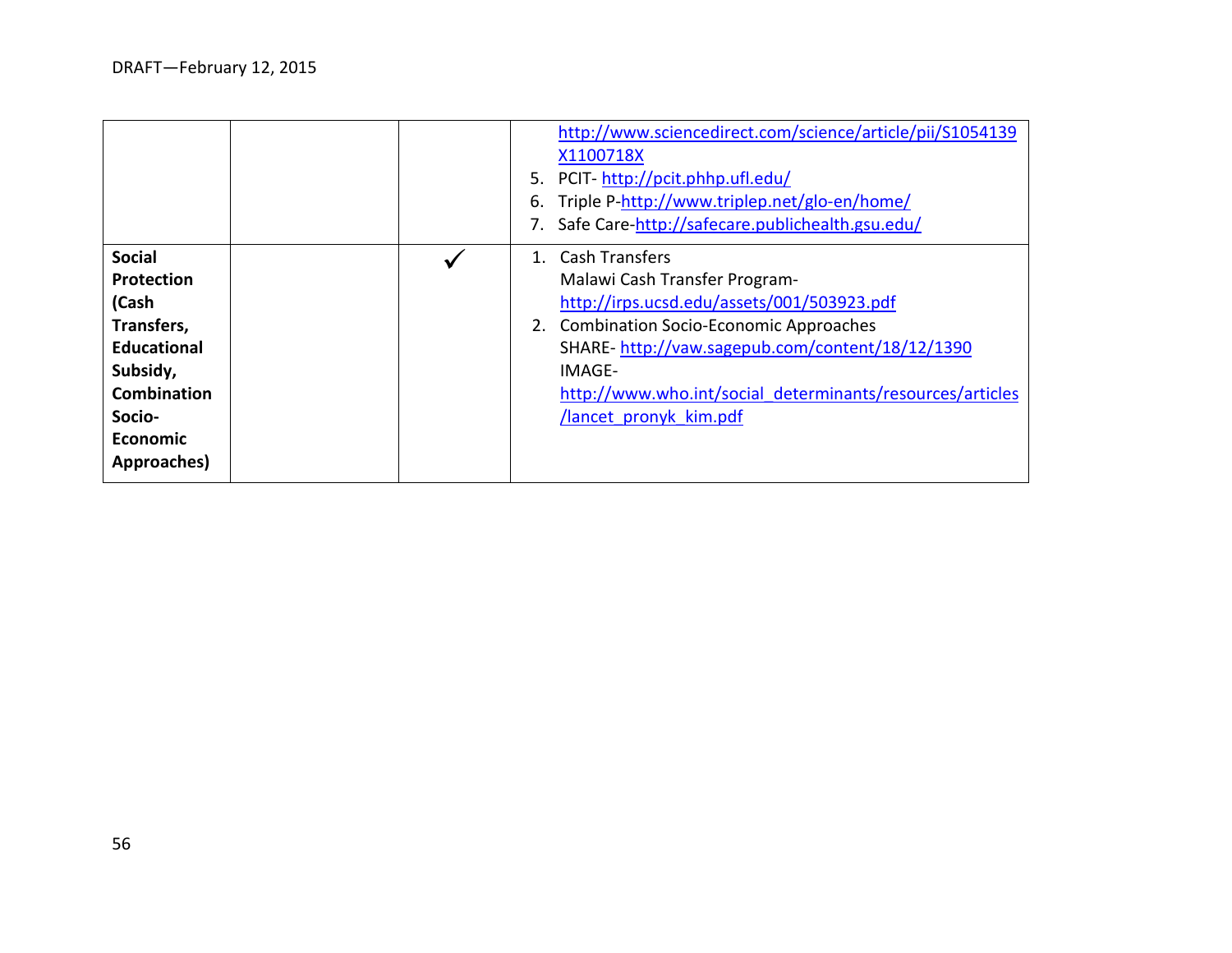| | | | |
|---|---|---|---|
| | | | http://www.sciencedirect.com/science/article/pii/S1054139X1100718X<br>5. PCIT- http://pcit.phhp.ufl.edu/<br>6. Triple P-http://www.triplep.net/glo-en/home/<br>7. Safe Care-http://safecare.publichealth.gsu.edu/ |
| **Social Protection (Cash Transfers, Educational Subsidy, Combination Socio-Economic Approaches)** | | ✓ | 1. Cash Transfers<br>Malawi Cash Transfer Program- http://irps.ucsd.edu/assets/001/503923.pdf<br>2. Combination Socio-Economic Approaches<br>SHARE- http://vaw.sagepub.com/content/18/12/1390<br>IMAGE- http://www.who.int/social_determinants/resources/articles/lancet_pronyk_kim.pdf |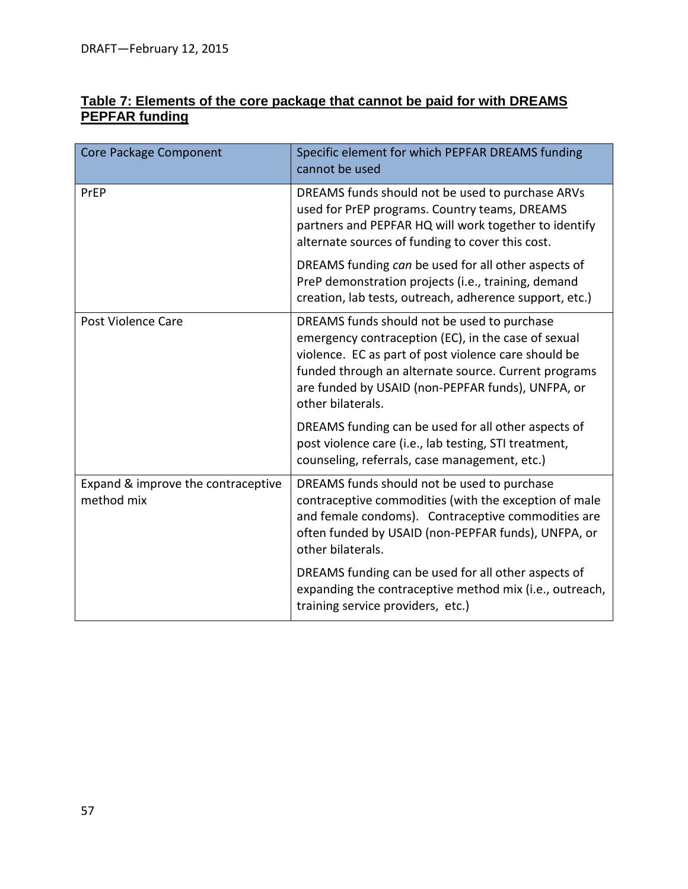DRAFT—February 12, 2015

**Table 7: Elements of the core package that cannot be paid for with DREAMS PEPFAR funding**

| Core Package Component | Specific element for which PEPFAR DREAMS funding cannot be used |
|---|---|
| PrEP | DREAMS funds should not be used to purchase ARVs used for PrEP programs. Country teams, DREAMS partners and PEPFAR HQ will work together to identify alternate sources of funding to cover this cost.<br><br>DREAMS funding *can* be used for all other aspects of PreP demonstration projects (i.e., training, demand creation, lab tests, outreach, adherence support, etc.) |
| Post Violence Care | DREAMS funds should not be used to purchase emergency contraception (EC), in the case of sexual violence. EC as part of post violence care should be funded through an alternate source. Current programs are funded by USAID (non-PEPFAR funds), UNFPA, or other bilaterals.<br><br>DREAMS funding can be used for all other aspects of post violence care (i.e., lab testing, STI treatment, counseling, referrals, case management, etc.) |
| Expand & improve the contraceptive method mix | DREAMS funds should not be used to purchase contraceptive commodities (with the exception of male and female condoms). Contraceptive commodities are often funded by USAID (non-PEPFAR funds), UNFPA, or other bilaterals.<br><br>DREAMS funding can be used for all other aspects of expanding the contraceptive method mix (i.e., outreach, training service providers, etc.) |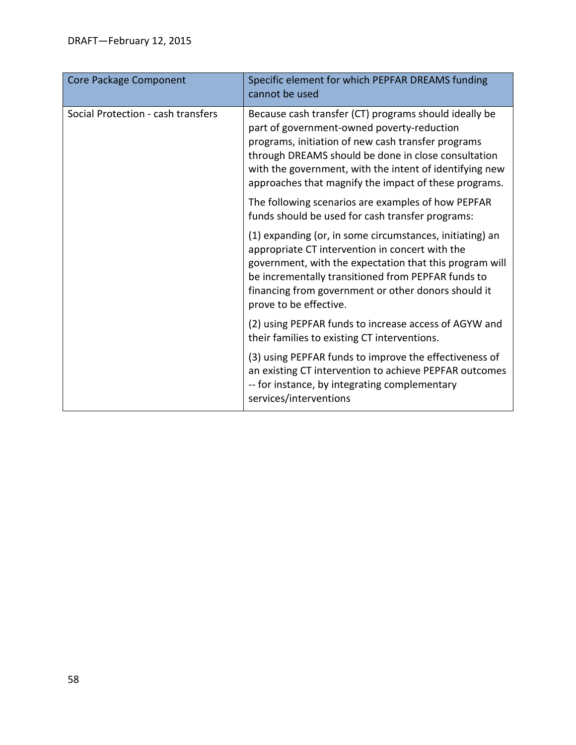| Core Package Component | Specific element for which PEPFAR DREAMS funding cannot be used |
|---|---|
| Social Protection - cash transfers | Because cash transfer (CT) programs should ideally be part of government-owned poverty-reduction programs, initiation of new cash transfer programs through DREAMS should be done in close consultation with the government, with the intent of identifying new approaches that magnify the impact of these programs.<br><br>The following scenarios are examples of how PEPFAR funds should be used for cash transfer programs:<br><br>(1) expanding (or, in some circumstances, initiating) an appropriate CT intervention in concert with the government, with the expectation that this program will be incrementally transitioned from PEPFAR funds to financing from government or other donors should it prove to be effective.<br><br>(2) using PEPFAR funds to increase access of AGYW and their families to existing CT interventions.<br><br>(3) using PEPFAR funds to improve the effectiveness of an existing CT intervention to achieve PEPFAR outcomes -- for instance, by integrating complementary services/interventions |